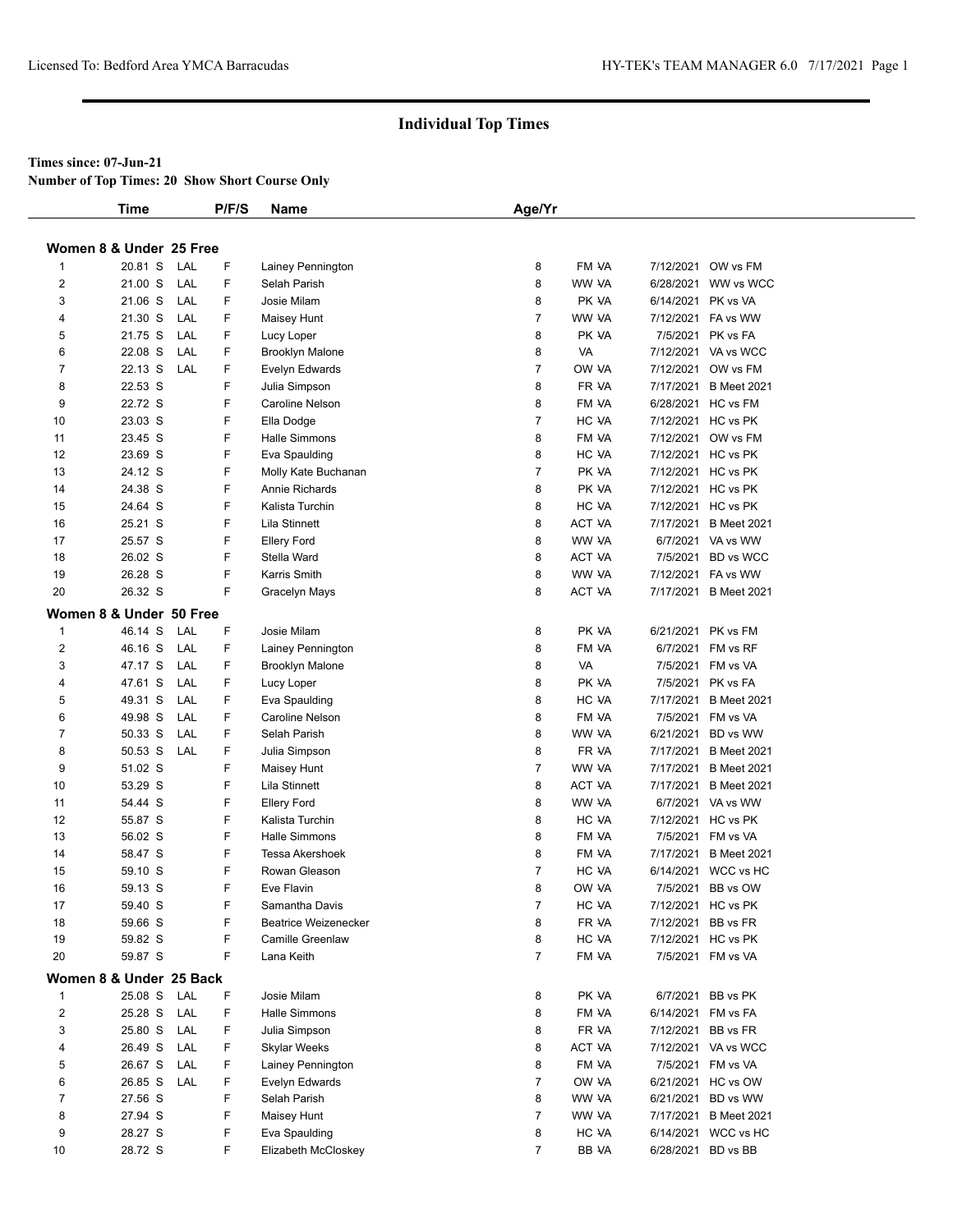# Individual Top Times

**Times since: 07-Jun-21**

**Number of Top Times: 20 Show Short Course Only**

### Women 8 & Under 25 Free

| | Time | | P/F/S | Name | Age/Yr | | Date | Meet |
|---|---|---|---|---|---|---|---|---|
| 1 | 20.81 S | LAL | F | Lainey Pennington | 8 | FM VA | 7/12/2021 | OW vs FM |
| 2 | 21.00 S | LAL | F | Selah Parish | 8 | WW VA | 6/28/2021 | WW vs WCC |
| 3 | 21.06 S | LAL | F | Josie Milam | 8 | PK VA | 6/14/2021 | PK vs VA |
| 4 | 21.30 S | LAL | F | Maisey Hunt | 7 | WW VA | 7/12/2021 | FA vs WW |
| 5 | 21.75 S | LAL | F | Lucy Loper | 8 | PK VA | 7/5/2021 | PK vs FA |
| 6 | 22.08 S | LAL | F | Brooklyn Malone | 8 | VA | 7/12/2021 | VA vs WCC |
| 7 | 22.13 S | LAL | F | Evelyn Edwards | 7 | OW VA | 7/12/2021 | OW vs FM |
| 8 | 22.53 S | | F | Julia Simpson | 8 | FR VA | 7/17/2021 | B Meet 2021 |
| 9 | 22.72 S | | F | Caroline Nelson | 8 | FM VA | 6/28/2021 | HC vs FM |
| 10 | 23.03 S | | F | Ella Dodge | 7 | HC VA | 7/12/2021 | HC vs PK |
| 11 | 23.45 S | | F | Halle Simmons | 8 | FM VA | 7/12/2021 | OW vs FM |
| 12 | 23.69 S | | F | Eva Spaulding | 8 | HC VA | 7/12/2021 | HC vs PK |
| 13 | 24.12 S | | F | Molly Kate Buchanan | 7 | PK VA | 7/12/2021 | HC vs PK |
| 14 | 24.38 S | | F | Annie Richards | 8 | PK VA | 7/12/2021 | HC vs PK |
| 15 | 24.64 S | | F | Kalista Turchin | 8 | HC VA | 7/12/2021 | HC vs PK |
| 16 | 25.21 S | | F | Lila Stinnett | 8 | ACT VA | 7/17/2021 | B Meet 2021 |
| 17 | 25.57 S | | F | Ellery Ford | 8 | WW VA | 6/7/2021 | VA vs WW |
| 18 | 26.02 S | | F | Stella Ward | 8 | ACT VA | 7/5/2021 | BD vs WCC |
| 19 | 26.28 S | | F | Karris Smith | 8 | WW VA | 7/12/2021 | FA vs WW |
| 20 | 26.32 S | | F | Gracelyn Mays | 8 | ACT VA | 7/17/2021 | B Meet 2021 |

### Women 8 & Under 50 Free

| | Time | | P/F/S | Name | Age/Yr | | Date | Meet |
|---|---|---|---|---|---|---|---|---|
| 1 | 46.14 S | LAL | F | Josie Milam | 8 | PK VA | 6/21/2021 | PK vs FM |
| 2 | 46.16 S | LAL | F | Lainey Pennington | 8 | FM VA | 6/7/2021 | FM vs RF |
| 3 | 47.17 S | LAL | F | Brooklyn Malone | 8 | VA | 7/5/2021 | FM vs VA |
| 4 | 47.61 S | LAL | F | Lucy Loper | 8 | PK VA | 7/5/2021 | PK vs FA |
| 5 | 49.31 S | LAL | F | Eva Spaulding | 8 | HC VA | 7/17/2021 | B Meet 2021 |
| 6 | 49.98 S | LAL | F | Caroline Nelson | 8 | FM VA | 7/5/2021 | FM vs VA |
| 7 | 50.33 S | LAL | F | Selah Parish | 8 | WW VA | 6/21/2021 | BD vs WW |
| 8 | 50.53 S | LAL | F | Julia Simpson | 8 | FR VA | 7/17/2021 | B Meet 2021 |
| 9 | 51.02 S | | F | Maisey Hunt | 7 | WW VA | 7/17/2021 | B Meet 2021 |
| 10 | 53.29 S | | F | Lila Stinnett | 8 | ACT VA | 7/17/2021 | B Meet 2021 |
| 11 | 54.44 S | | F | Ellery Ford | 8 | WW VA | 6/7/2021 | VA vs WW |
| 12 | 55.87 S | | F | Kalista Turchin | 8 | HC VA | 7/12/2021 | HC vs PK |
| 13 | 56.02 S | | F | Halle Simmons | 8 | FM VA | 7/5/2021 | FM vs VA |
| 14 | 58.47 S | | F | Tessa Akershoek | 8 | FM VA | 7/17/2021 | B Meet 2021 |
| 15 | 59.10 S | | F | Rowan Gleason | 7 | HC VA | 6/14/2021 | WCC vs HC |
| 16 | 59.13 S | | F | Eve Flavin | 8 | OW VA | 7/5/2021 | BB vs OW |
| 17 | 59.40 S | | F | Samantha Davis | 7 | HC VA | 7/12/2021 | HC vs PK |
| 18 | 59.66 S | | F | Beatrice Weizenecker | 8 | FR VA | 7/12/2021 | BB vs FR |
| 19 | 59.82 S | | F | Camille Greenlaw | 8 | HC VA | 7/12/2021 | HC vs PK |
| 20 | 59.87 S | | F | Lana Keith | 7 | FM VA | 7/5/2021 | FM vs VA |

### Women 8 & Under 25 Back

| | Time | | P/F/S | Name | Age/Yr | | Date | Meet |
|---|---|---|---|---|---|---|---|---|
| 1 | 25.08 S | LAL | F | Josie Milam | 8 | PK VA | 6/7/2021 | BB vs PK |
| 2 | 25.28 S | LAL | F | Halle Simmons | 8 | FM VA | 6/14/2021 | FM vs FA |
| 3 | 25.80 S | LAL | F | Julia Simpson | 8 | FR VA | 7/12/2021 | BB vs FR |
| 4 | 26.49 S | LAL | F | Skylar Weeks | 8 | ACT VA | 7/12/2021 | VA vs WCC |
| 5 | 26.67 S | LAL | F | Lainey Pennington | 8 | FM VA | 7/5/2021 | FM vs VA |
| 6 | 26.85 S | LAL | F | Evelyn Edwards | 7 | OW VA | 6/21/2021 | HC vs OW |
| 7 | 27.56 S | | F | Selah Parish | 8 | WW VA | 6/21/2021 | BD vs WW |
| 8 | 27.94 S | | F | Maisey Hunt | 7 | WW VA | 7/17/2021 | B Meet 2021 |
| 9 | 28.27 S | | F | Eva Spaulding | 8 | HC VA | 6/14/2021 | WCC vs HC |
| 10 | 28.72 S | | F | Elizabeth McCloskey | 7 | BB VA | 6/28/2021 | BD vs BB |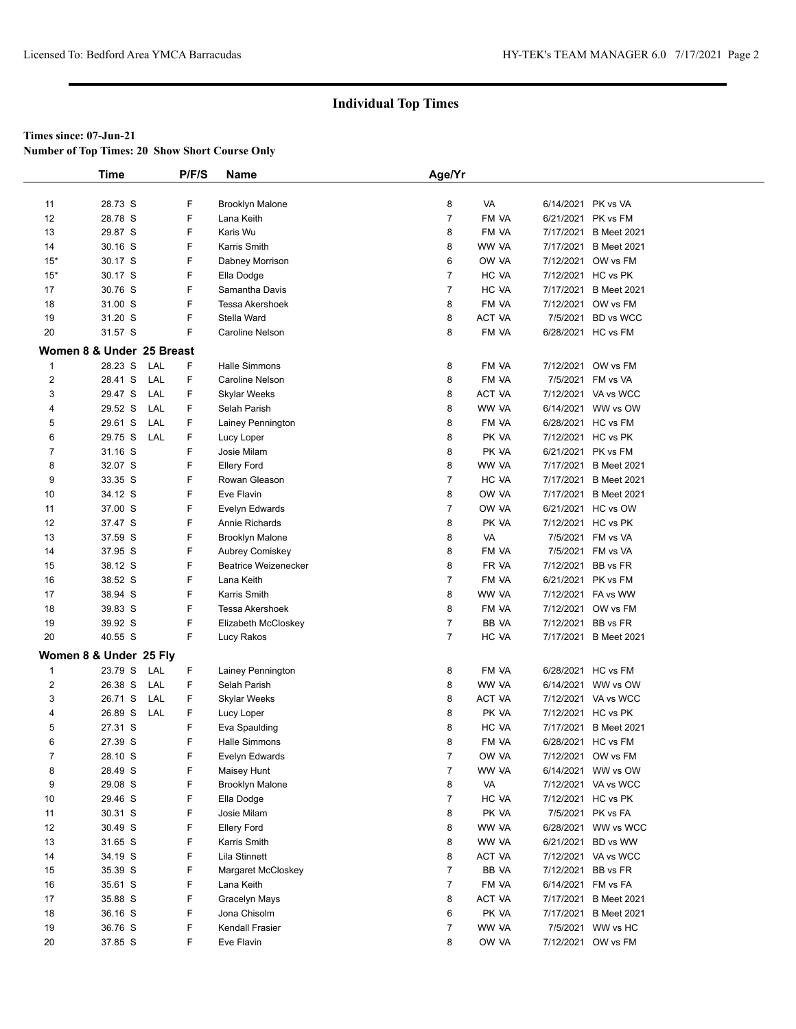## Individual Top Times

**Times since: 07-Jun-21**

**Number of Top Times: 20 Show Short Course Only**

| | Time | | P/F/S | Name | Age/Yr | | | |
|---|---|---|---|---|---|---|---|---|
| 11 | 28.73 S | | F | Brooklyn Malone | 8 | VA | 6/14/2021 | PK vs VA |
| 12 | 28.78 S | | F | Lana Keith | 7 | FM VA | 6/21/2021 | PK vs FM |
| 13 | 29.87 S | | F | Karis Wu | 8 | FM VA | 7/17/2021 | B Meet 2021 |
| 14 | 30.16 S | | F | Karris Smith | 8 | WW VA | 7/17/2021 | B Meet 2021 |
| 15* | 30.17 S | | F | Dabney Morrison | 6 | OW VA | 7/12/2021 | OW vs FM |
| 15* | 30.17 S | | F | Ella Dodge | 7 | HC VA | 7/12/2021 | HC vs PK |
| 17 | 30.76 S | | F | Samantha Davis | 7 | HC VA | 7/17/2021 | B Meet 2021 |
| 18 | 31.00 S | | F | Tessa Akershoek | 8 | FM VA | 7/12/2021 | OW vs FM |
| 19 | 31.20 S | | F | Stella Ward | 8 | ACT VA | 7/5/2021 | BD vs WCC |
| 20 | 31.57 S | | F | Caroline Nelson | 8 | FM VA | 6/28/2021 | HC vs FM |

**Women 8 & Under 25 Breast**

| | Time | | P/F/S | Name | Age/Yr | | | |
|---|---|---|---|---|---|---|---|---|
| 1 | 28.23 S | LAL | F | Halle Simmons | 8 | FM VA | 7/12/2021 | OW vs FM |
| 2 | 28.41 S | LAL | F | Caroline Nelson | 8 | FM VA | 7/5/2021 | FM vs VA |
| 3 | 29.47 S | LAL | F | Skylar Weeks | 8 | ACT VA | 7/12/2021 | VA vs WCC |
| 4 | 29.52 S | LAL | F | Selah Parish | 8 | WW VA | 6/14/2021 | WW vs OW |
| 5 | 29.61 S | LAL | F | Lainey Pennington | 8 | FM VA | 6/28/2021 | HC vs FM |
| 6 | 29.75 S | LAL | F | Lucy Loper | 8 | PK VA | 7/12/2021 | HC vs PK |
| 7 | 31.16 S | | F | Josie Milam | 8 | PK VA | 6/21/2021 | PK vs FM |
| 8 | 32.07 S | | F | Ellery Ford | 8 | WW VA | 7/17/2021 | B Meet 2021 |
| 9 | 33.35 S | | F | Rowan Gleason | 7 | HC VA | 7/17/2021 | B Meet 2021 |
| 10 | 34.12 S | | F | Eve Flavin | 8 | OW VA | 7/17/2021 | B Meet 2021 |
| 11 | 37.00 S | | F | Evelyn Edwards | 7 | OW VA | 6/21/2021 | HC vs OW |
| 12 | 37.47 S | | F | Annie Richards | 8 | PK VA | 7/12/2021 | HC vs PK |
| 13 | 37.59 S | | F | Brooklyn Malone | 8 | VA | 7/5/2021 | FM vs VA |
| 14 | 37.95 S | | F | Aubrey Comiskey | 8 | FM VA | 7/5/2021 | FM vs VA |
| 15 | 38.12 S | | F | Beatrice Weizenecker | 8 | FR VA | 7/12/2021 | BB vs FR |
| 16 | 38.52 S | | F | Lana Keith | 7 | FM VA | 6/21/2021 | PK vs FM |
| 17 | 38.94 S | | F | Karris Smith | 8 | WW VA | 7/12/2021 | FA vs WW |
| 18 | 39.83 S | | F | Tessa Akershoek | 8 | FM VA | 7/12/2021 | OW vs FM |
| 19 | 39.92 S | | F | Elizabeth McCloskey | 7 | BB VA | 7/12/2021 | BB vs FR |
| 20 | 40.55 S | | F | Lucy Rakos | 7 | HC VA | 7/17/2021 | B Meet 2021 |

**Women 8 & Under 25 Fly**

| | Time | | P/F/S | Name | Age/Yr | | | |
|---|---|---|---|---|---|---|---|---|
| 1 | 23.79 S | LAL | F | Lainey Pennington | 8 | FM VA | 6/28/2021 | HC vs FM |
| 2 | 26.38 S | LAL | F | Selah Parish | 8 | WW VA | 6/14/2021 | WW vs OW |
| 3 | 26.71 S | LAL | F | Skylar Weeks | 8 | ACT VA | 7/12/2021 | VA vs WCC |
| 4 | 26.89 S | LAL | F | Lucy Loper | 8 | PK VA | 7/12/2021 | HC vs PK |
| 5 | 27.31 S | | F | Eva Spaulding | 8 | HC VA | 7/17/2021 | B Meet 2021 |
| 6 | 27.39 S | | F | Halle Simmons | 8 | FM VA | 6/28/2021 | HC vs FM |
| 7 | 28.10 S | | F | Evelyn Edwards | 7 | OW VA | 7/12/2021 | OW vs FM |
| 8 | 28.49 S | | F | Maisey Hunt | 7 | WW VA | 6/14/2021 | WW vs OW |
| 9 | 29.08 S | | F | Brooklyn Malone | 8 | VA | 7/12/2021 | VA vs WCC |
| 10 | 29.46 S | | F | Ella Dodge | 7 | HC VA | 7/12/2021 | HC vs PK |
| 11 | 30.31 S | | F | Josie Milam | 8 | PK VA | 7/5/2021 | PK vs FA |
| 12 | 30.49 S | | F | Ellery Ford | 8 | WW VA | 6/28/2021 | WW vs WCC |
| 13 | 31.65 S | | F | Karris Smith | 8 | WW VA | 6/21/2021 | BD vs WW |
| 14 | 34.19 S | | F | Lila Stinnett | 8 | ACT VA | 7/12/2021 | VA vs WCC |
| 15 | 35.39 S | | F | Margaret McCloskey | 7 | BB VA | 7/12/2021 | BB vs FR |
| 16 | 35.61 S | | F | Lana Keith | 7 | FM VA | 6/14/2021 | FM vs FA |
| 17 | 35.88 S | | F | Gracelyn Mays | 8 | ACT VA | 7/17/2021 | B Meet 2021 |
| 18 | 36.16 S | | F | Jona Chisolm | 6 | PK VA | 7/17/2021 | B Meet 2021 |
| 19 | 36.76 S | | F | Kendall Frasier | 7 | WW VA | 7/5/2021 | WW vs HC |
| 20 | 37.85 S | | F | Eve Flavin | 8 | OW VA | 7/12/2021 | OW vs FM |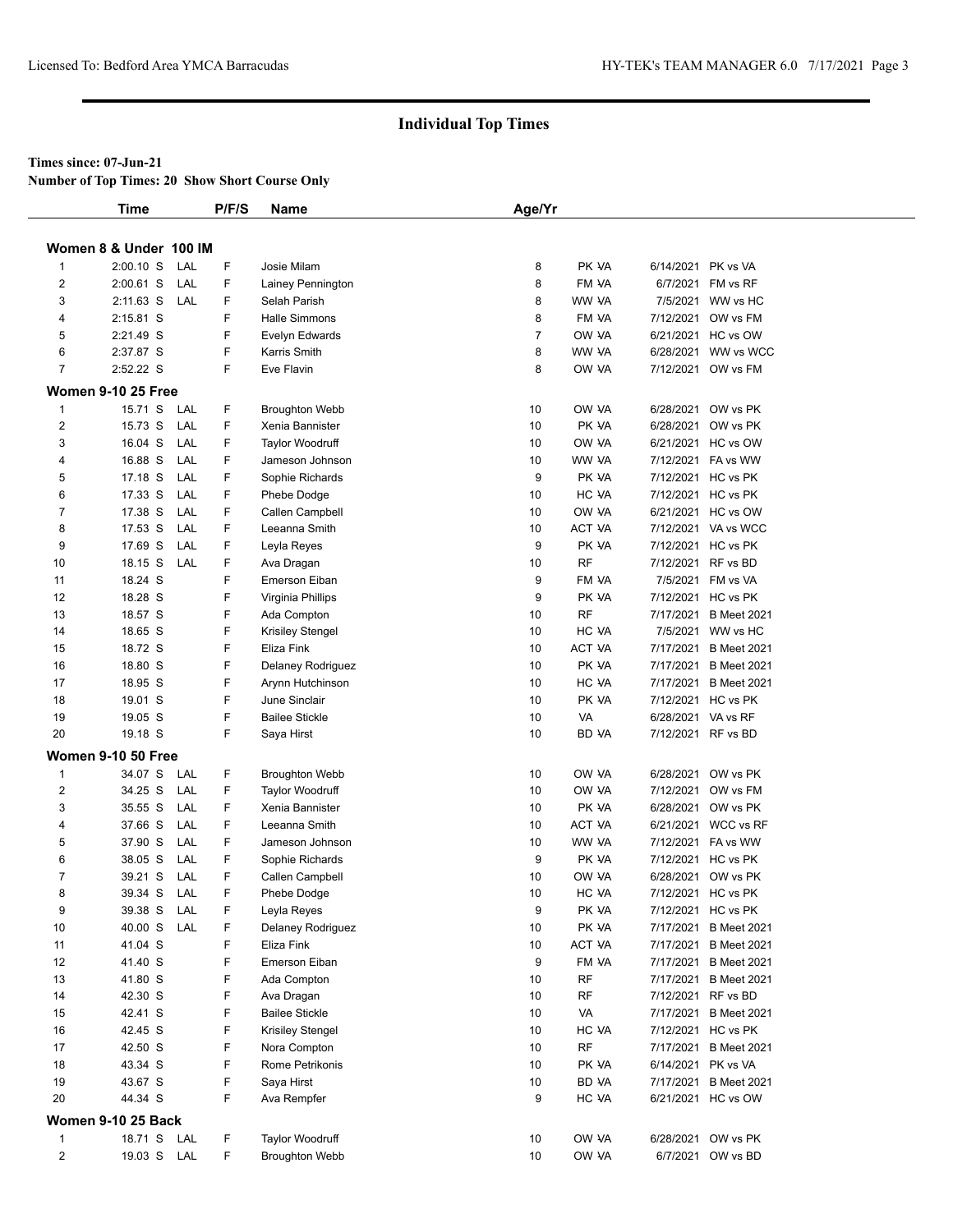# Individual Top Times

**Times since: 07-Jun-21**

**Number of Top Times: 20 Show Short Course Only**

### Women 8 & Under 100 IM

| | Time | | P/F/S | Name | Age/Yr | Team | Date | Meet |
|---|---|---|---|---|---|---|---|---|
| 1 | 2:00.10 S | LAL | F | Josie Milam | 8 | PK VA | 6/14/2021 | PK vs VA |
| 2 | 2:00.61 S | LAL | F | Lainey Pennington | 8 | FM VA | 6/7/2021 | FM vs RF |
| 3 | 2:11.63 S | LAL | F | Selah Parish | 8 | WW VA | 7/5/2021 | WW vs HC |
| 4 | 2:15.81 S | | F | Halle Simmons | 8 | FM VA | 7/12/2021 | OW vs FM |
| 5 | 2:21.49 S | | F | Evelyn Edwards | 7 | OW VA | 6/21/2021 | HC vs OW |
| 6 | 2:37.87 S | | F | Karris Smith | 8 | WW VA | 6/28/2021 | WW vs WCC |
| 7 | 2:52.22 S | | F | Eve Flavin | 8 | OW VA | 7/12/2021 | OW vs FM |

### Women 9-10 25 Free

| | Time | | P/F/S | Name | Age/Yr | Team | Date | Meet |
|---|---|---|---|---|---|---|---|---|
| 1 | 15.71 S | LAL | F | Broughton Webb | 10 | OW VA | 6/28/2021 | OW vs PK |
| 2 | 15.73 S | LAL | F | Xenia Bannister | 10 | PK VA | 6/28/2021 | OW vs PK |
| 3 | 16.04 S | LAL | F | Taylor Woodruff | 10 | OW VA | 6/21/2021 | HC vs OW |
| 4 | 16.88 S | LAL | F | Jameson Johnson | 10 | WW VA | 7/12/2021 | FA vs WW |
| 5 | 17.18 S | LAL | F | Sophie Richards | 9 | PK VA | 7/12/2021 | HC vs PK |
| 6 | 17.33 S | LAL | F | Phebe Dodge | 10 | HC VA | 7/12/2021 | HC vs PK |
| 7 | 17.38 S | LAL | F | Callen Campbell | 10 | OW VA | 6/21/2021 | HC vs OW |
| 8 | 17.53 S | LAL | F | Leeanna Smith | 10 | ACT VA | 7/12/2021 | VA vs WCC |
| 9 | 17.69 S | LAL | F | Leyla Reyes | 9 | PK VA | 7/12/2021 | HC vs PK |
| 10 | 18.15 S | LAL | F | Ava Dragan | 10 | RF | 7/12/2021 | RF vs BD |
| 11 | 18.24 S | | F | Emerson Eiban | 9 | FM VA | 7/5/2021 | FM vs VA |
| 12 | 18.28 S | | F | Virginia Phillips | 9 | PK VA | 7/12/2021 | HC vs PK |
| 13 | 18.57 S | | F | Ada Compton | 10 | RF | 7/17/2021 | B Meet 2021 |
| 14 | 18.65 S | | F | Krisiley Stengel | 10 | HC VA | 7/5/2021 | WW vs HC |
| 15 | 18.72 S | | F | Eliza Fink | 10 | ACT VA | 7/17/2021 | B Meet 2021 |
| 16 | 18.80 S | | F | Delaney Rodriguez | 10 | PK VA | 7/17/2021 | B Meet 2021 |
| 17 | 18.95 S | | F | Arynn Hutchinson | 10 | HC VA | 7/17/2021 | B Meet 2021 |
| 18 | 19.01 S | | F | June Sinclair | 10 | PK VA | 7/12/2021 | HC vs PK |
| 19 | 19.05 S | | F | Bailee Stickle | 10 | VA | 6/28/2021 | VA vs RF |
| 20 | 19.18 S | | F | Saya Hirst | 10 | BD VA | 7/12/2021 | RF vs BD |

### Women 9-10 50 Free

| | Time | | P/F/S | Name | Age/Yr | Team | Date | Meet |
|---|---|---|---|---|---|---|---|---|
| 1 | 34.07 S | LAL | F | Broughton Webb | 10 | OW VA | 6/28/2021 | OW vs PK |
| 2 | 34.25 S | LAL | F | Taylor Woodruff | 10 | OW VA | 7/12/2021 | OW vs FM |
| 3 | 35.55 S | LAL | F | Xenia Bannister | 10 | PK VA | 6/28/2021 | OW vs PK |
| 4 | 37.66 S | LAL | F | Leeanna Smith | 10 | ACT VA | 6/21/2021 | WCC vs RF |
| 5 | 37.90 S | LAL | F | Jameson Johnson | 10 | WW VA | 7/12/2021 | FA vs WW |
| 6 | 38.05 S | LAL | F | Sophie Richards | 9 | PK VA | 7/12/2021 | HC vs PK |
| 7 | 39.21 S | LAL | F | Callen Campbell | 10 | OW VA | 6/28/2021 | OW vs PK |
| 8 | 39.34 S | LAL | F | Phebe Dodge | 10 | HC VA | 7/12/2021 | HC vs PK |
| 9 | 39.38 S | LAL | F | Leyla Reyes | 9 | PK VA | 7/12/2021 | HC vs PK |
| 10 | 40.00 S | LAL | F | Delaney Rodriguez | 10 | PK VA | 7/17/2021 | B Meet 2021 |
| 11 | 41.04 S | | F | Eliza Fink | 10 | ACT VA | 7/17/2021 | B Meet 2021 |
| 12 | 41.40 S | | F | Emerson Eiban | 9 | FM VA | 7/17/2021 | B Meet 2021 |
| 13 | 41.80 S | | F | Ada Compton | 10 | RF | 7/17/2021 | B Meet 2021 |
| 14 | 42.30 S | | F | Ava Dragan | 10 | RF | 7/12/2021 | RF vs BD |
| 15 | 42.41 S | | F | Bailee Stickle | 10 | VA | 7/17/2021 | B Meet 2021 |
| 16 | 42.45 S | | F | Krisiley Stengel | 10 | HC VA | 7/12/2021 | HC vs PK |
| 17 | 42.50 S | | F | Nora Compton | 10 | RF | 7/17/2021 | B Meet 2021 |
| 18 | 43.34 S | | F | Rome Petrikonis | 10 | PK VA | 6/14/2021 | PK vs VA |
| 19 | 43.67 S | | F | Saya Hirst | 10 | BD VA | 7/17/2021 | B Meet 2021 |
| 20 | 44.34 S | | F | Ava Rempfer | 9 | HC VA | 6/21/2021 | HC vs OW |

### Women 9-10 25 Back

| | Time | | P/F/S | Name | Age/Yr | Team | Date | Meet |
|---|---|---|---|---|---|---|---|---|
| 1 | 18.71 S | LAL | F | Taylor Woodruff | 10 | OW VA | 6/28/2021 | OW vs PK |
| 2 | 19.03 S | LAL | F | Broughton Webb | 10 | OW VA | 6/7/2021 | OW vs BD |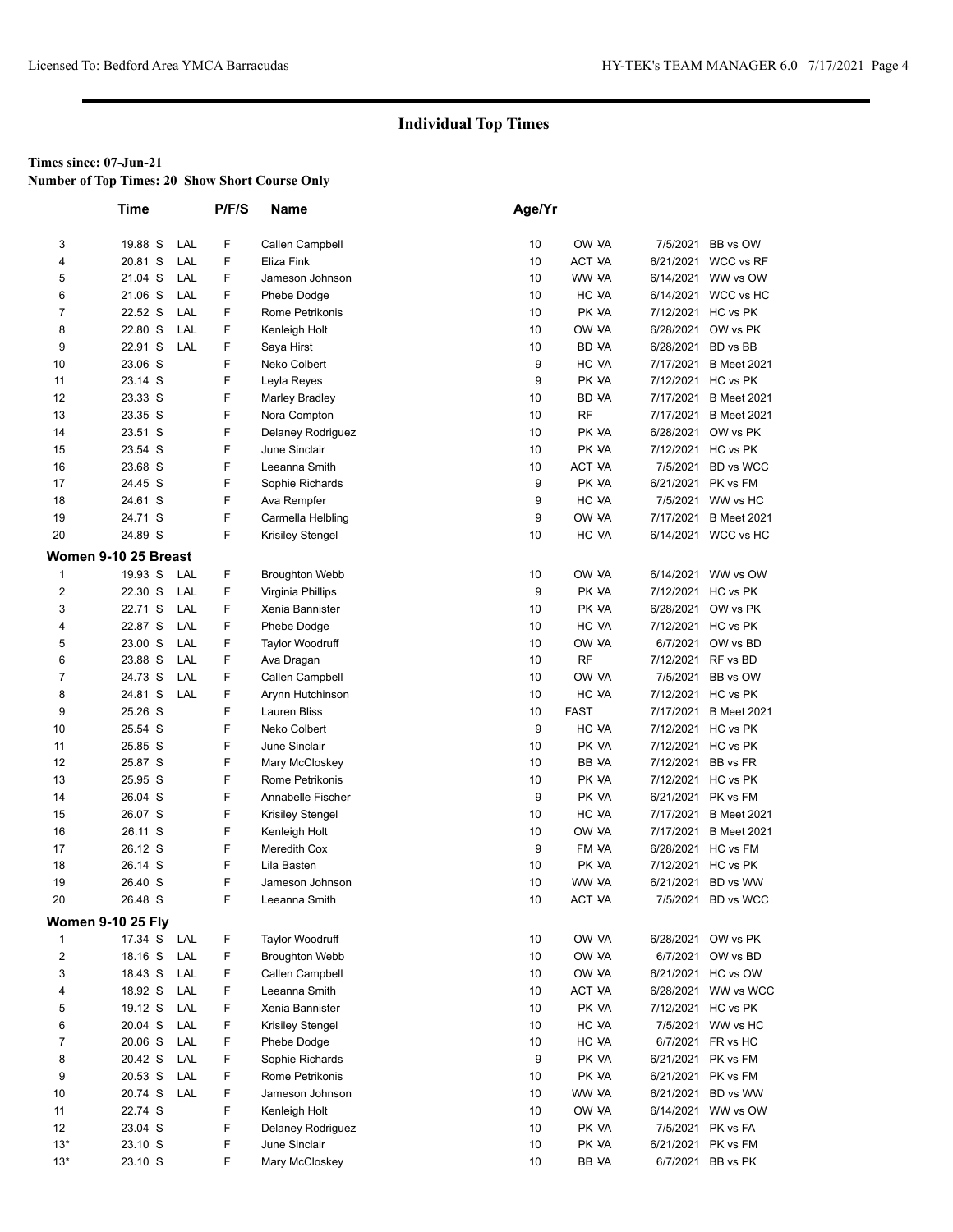## Individual Top Times

**Times since: 07-Jun-21**

**Number of Top Times: 20 Show Short Course Only**

| | Time | | P/F/S | Name | Age/Yr | | | |
|---|---|---|---|---|---|---|---|---|
| 3 | 19.88 S | LAL | F | Callen Campbell | 10 | OW VA | 7/5/2021 | BB vs OW |
| 4 | 20.81 S | LAL | F | Eliza Fink | 10 | ACT VA | 6/21/2021 | WCC vs RF |
| 5 | 21.04 S | LAL | F | Jameson Johnson | 10 | WW VA | 6/14/2021 | WW vs OW |
| 6 | 21.06 S | LAL | F | Phebe Dodge | 10 | HC VA | 6/14/2021 | WCC vs HC |
| 7 | 22.52 S | LAL | F | Rome Petrikonis | 10 | PK VA | 7/12/2021 | HC vs PK |
| 8 | 22.80 S | LAL | F | Kenleigh Holt | 10 | OW VA | 6/28/2021 | OW vs PK |
| 9 | 22.91 S | LAL | F | Saya Hirst | 10 | BD VA | 6/28/2021 | BD vs BB |
| 10 | 23.06 S | | F | Neko Colbert | 9 | HC VA | 7/17/2021 | B Meet 2021 |
| 11 | 23.14 S | | F | Leyla Reyes | 9 | PK VA | 7/12/2021 | HC vs PK |
| 12 | 23.33 S | | F | Marley Bradley | 10 | BD VA | 7/17/2021 | B Meet 2021 |
| 13 | 23.35 S | | F | Nora Compton | 10 | RF | 7/17/2021 | B Meet 2021 |
| 14 | 23.51 S | | F | Delaney Rodriguez | 10 | PK VA | 6/28/2021 | OW vs PK |
| 15 | 23.54 S | | F | June Sinclair | 10 | PK VA | 7/12/2021 | HC vs PK |
| 16 | 23.68 S | | F | Leeanna Smith | 10 | ACT VA | 7/5/2021 | BD vs WCC |
| 17 | 24.45 S | | F | Sophie Richards | 9 | PK VA | 6/21/2021 | PK vs FM |
| 18 | 24.61 S | | F | Ava Rempfer | 9 | HC VA | 7/5/2021 | WW vs HC |
| 19 | 24.71 S | | F | Carmella Helbling | 9 | OW VA | 7/17/2021 | B Meet 2021 |
| 20 | 24.89 S | | F | Krisiley Stengel | 10 | HC VA | 6/14/2021 | WCC vs HC |

### Women 9-10 25 Breast

| | Time | | P/F/S | Name | Age/Yr | | | |
|---|---|---|---|---|---|---|---|---|
| 1 | 19.93 S | LAL | F | Broughton Webb | 10 | OW VA | 6/14/2021 | WW vs OW |
| 2 | 22.30 S | LAL | F | Virginia Phillips | 9 | PK VA | 7/12/2021 | HC vs PK |
| 3 | 22.71 S | LAL | F | Xenia Bannister | 10 | PK VA | 6/28/2021 | OW vs PK |
| 4 | 22.87 S | LAL | F | Phebe Dodge | 10 | HC VA | 7/12/2021 | HC vs PK |
| 5 | 23.00 S | LAL | F | Taylor Woodruff | 10 | OW VA | 6/7/2021 | OW vs BD |
| 6 | 23.88 S | LAL | F | Ava Dragan | 10 | RF | 7/12/2021 | RF vs BD |
| 7 | 24.73 S | LAL | F | Callen Campbell | 10 | OW VA | 7/5/2021 | BB vs OW |
| 8 | 24.81 S | LAL | F | Arynn Hutchinson | 10 | HC VA | 7/12/2021 | HC vs PK |
| 9 | 25.26 S | | F | Lauren Bliss | 10 | FAST | 7/17/2021 | B Meet 2021 |
| 10 | 25.54 S | | F | Neko Colbert | 9 | HC VA | 7/12/2021 | HC vs PK |
| 11 | 25.85 S | | F | June Sinclair | 10 | PK VA | 7/12/2021 | HC vs PK |
| 12 | 25.87 S | | F | Mary McCloskey | 10 | BB VA | 7/12/2021 | BB vs FR |
| 13 | 25.95 S | | F | Rome Petrikonis | 10 | PK VA | 7/12/2021 | HC vs PK |
| 14 | 26.04 S | | F | Annabelle Fischer | 9 | PK VA | 6/21/2021 | PK vs FM |
| 15 | 26.07 S | | F | Krisiley Stengel | 10 | HC VA | 7/17/2021 | B Meet 2021 |
| 16 | 26.11 S | | F | Kenleigh Holt | 10 | OW VA | 7/17/2021 | B Meet 2021 |
| 17 | 26.12 S | | F | Meredith Cox | 9 | FM VA | 6/28/2021 | HC vs FM |
| 18 | 26.14 S | | F | Lila Basten | 10 | PK VA | 7/12/2021 | HC vs PK |
| 19 | 26.40 S | | F | Jameson Johnson | 10 | WW VA | 6/21/2021 | BD vs WW |
| 20 | 26.48 S | | F | Leeanna Smith | 10 | ACT VA | 7/5/2021 | BD vs WCC |

### Women 9-10 25 Fly

| | Time | | P/F/S | Name | Age/Yr | | | |
|---|---|---|---|---|---|---|---|---|
| 1 | 17.34 S | LAL | F | Taylor Woodruff | 10 | OW VA | 6/28/2021 | OW vs PK |
| 2 | 18.16 S | LAL | F | Broughton Webb | 10 | OW VA | 6/7/2021 | OW vs BD |
| 3 | 18.43 S | LAL | F | Callen Campbell | 10 | OW VA | 6/21/2021 | HC vs OW |
| 4 | 18.92 S | LAL | F | Leeanna Smith | 10 | ACT VA | 6/28/2021 | WW vs WCC |
| 5 | 19.12 S | LAL | F | Xenia Bannister | 10 | PK VA | 7/12/2021 | HC vs PK |
| 6 | 20.04 S | LAL | F | Krisiley Stengel | 10 | HC VA | 7/5/2021 | WW vs HC |
| 7 | 20.06 S | LAL | F | Phebe Dodge | 10 | HC VA | 6/7/2021 | FR vs HC |
| 8 | 20.42 S | LAL | F | Sophie Richards | 9 | PK VA | 6/21/2021 | PK vs FM |
| 9 | 20.53 S | LAL | F | Rome Petrikonis | 10 | PK VA | 6/21/2021 | PK vs FM |
| 10 | 20.74 S | LAL | F | Jameson Johnson | 10 | WW VA | 6/21/2021 | BD vs WW |
| 11 | 22.74 S | | F | Kenleigh Holt | 10 | OW VA | 6/14/2021 | WW vs OW |
| 12 | 23.04 S | | F | Delaney Rodriguez | 10 | PK VA | 7/5/2021 | PK vs FA |
| 13* | 23.10 S | | F | June Sinclair | 10 | PK VA | 6/21/2021 | PK vs FM |
| 13* | 23.10 S | | F | Mary McCloskey | 10 | BB VA | 6/7/2021 | BB vs PK |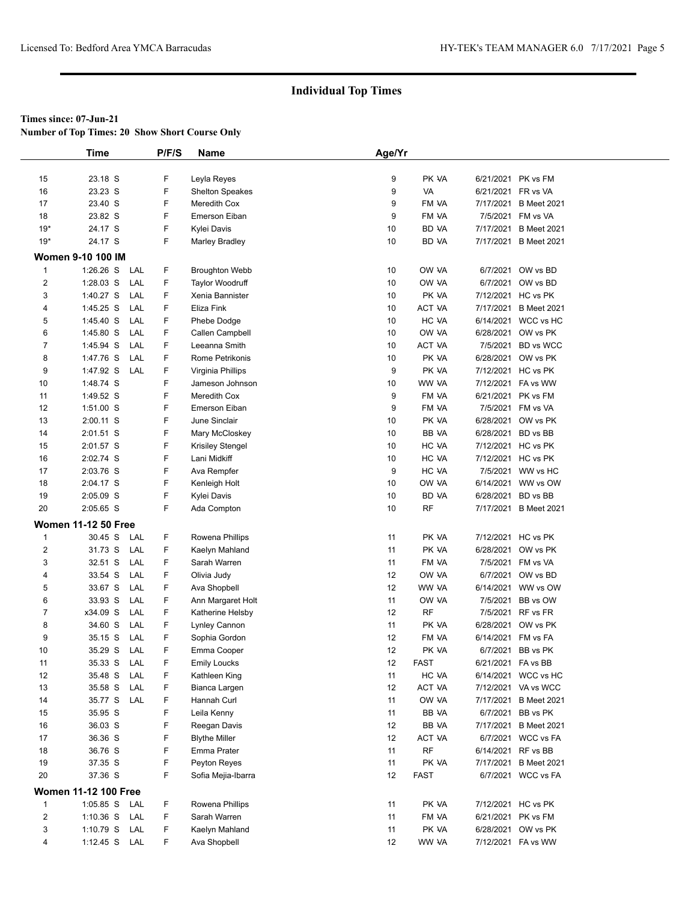## Individual Top Times

**Times since: 07-Jun-21**

**Number of Top Times: 20 Show Short Course Only**

| | Time | | P/F/S | Name | Age/Yr | | | |
|---|---|---|---|---|---|---|---|---|
| 15 | 23.18 S | | F | Leyla Reyes | 9 | PK VA | 6/21/2021 | PK vs FM |
| 16 | 23.23 S | | F | Shelton Speakes | 9 | VA | 6/21/2021 | FR vs VA |
| 17 | 23.40 S | | F | Meredith Cox | 9 | FM VA | 7/17/2021 | B Meet 2021 |
| 18 | 23.82 S | | F | Emerson Eiban | 9 | FM VA | 7/5/2021 | FM vs VA |
| 19* | 24.17 S | | F | Kylei Davis | 10 | BD VA | 7/17/2021 | B Meet 2021 |
| 19* | 24.17 S | | F | Marley Bradley | 10 | BD VA | 7/17/2021 | B Meet 2021 |
| **Women 9-10 100 IM** | | | | | | | | |
| 1 | 1:26.26 S | LAL | F | Broughton Webb | 10 | OW VA | 6/7/2021 | OW vs BD |
| 2 | 1:28.03 S | LAL | F | Taylor Woodruff | 10 | OW VA | 6/7/2021 | OW vs BD |
| 3 | 1:40.27 S | LAL | F | Xenia Bannister | 10 | PK VA | 7/12/2021 | HC vs PK |
| 4 | 1:45.25 S | LAL | F | Eliza Fink | 10 | ACT VA | 7/17/2021 | B Meet 2021 |
| 5 | 1:45.40 S | LAL | F | Phebe Dodge | 10 | HC VA | 6/14/2021 | WCC vs HC |
| 6 | 1:45.80 S | LAL | F | Callen Campbell | 10 | OW VA | 6/28/2021 | OW vs PK |
| 7 | 1:45.94 S | LAL | F | Leeanna Smith | 10 | ACT VA | 7/5/2021 | BD vs WCC |
| 8 | 1:47.76 S | LAL | F | Rome Petrikonis | 10 | PK VA | 6/28/2021 | OW vs PK |
| 9 | 1:47.92 S | LAL | F | Virginia Phillips | 9 | PK VA | 7/12/2021 | HC vs PK |
| 10 | 1:48.74 S | | F | Jameson Johnson | 10 | WW VA | 7/12/2021 | FA vs WW |
| 11 | 1:49.52 S | | F | Meredith Cox | 9 | FM VA | 6/21/2021 | PK vs FM |
| 12 | 1:51.00 S | | F | Emerson Eiban | 9 | FM VA | 7/5/2021 | FM vs VA |
| 13 | 2:00.11 S | | F | June Sinclair | 10 | PK VA | 6/28/2021 | OW vs PK |
| 14 | 2:01.51 S | | F | Mary McCloskey | 10 | BB VA | 6/28/2021 | BD vs BB |
| 15 | 2:01.57 S | | F | Krisiley Stengel | 10 | HC VA | 7/12/2021 | HC vs PK |
| 16 | 2:02.74 S | | F | Lani Midkiff | 10 | HC VA | 7/12/2021 | HC vs PK |
| 17 | 2:03.76 S | | F | Ava Rempfer | 9 | HC VA | 7/5/2021 | WW vs HC |
| 18 | 2:04.17 S | | F | Kenleigh Holt | 10 | OW VA | 6/14/2021 | WW vs OW |
| 19 | 2:05.09 S | | F | Kylei Davis | 10 | BD VA | 6/28/2021 | BD vs BB |
| 20 | 2:05.65 S | | F | Ada Compton | 10 | RF | 7/17/2021 | B Meet 2021 |
| **Women 11-12 50 Free** | | | | | | | | |
| 1 | 30.45 S | LAL | F | Rowena Phillips | 11 | PK VA | 7/12/2021 | HC vs PK |
| 2 | 31.73 S | LAL | F | Kaelyn Mahland | 11 | PK VA | 6/28/2021 | OW vs PK |
| 3 | 32.51 S | LAL | F | Sarah Warren | 11 | FM VA | 7/5/2021 | FM vs VA |
| 4 | 33.54 S | LAL | F | Olivia Judy | 12 | OW VA | 6/7/2021 | OW vs BD |
| 5 | 33.67 S | LAL | F | Ava Shopbell | 12 | WW VA | 6/14/2021 | WW vs OW |
| 6 | 33.93 S | LAL | F | Ann Margaret Holt | 11 | OW VA | 7/5/2021 | BB vs OW |
| 7 | x34.09 S | LAL | F | Katherine Helsby | 12 | RF | 7/5/2021 | RF vs FR |
| 8 | 34.60 S | LAL | F | Lynley Cannon | 11 | PK VA | 6/28/2021 | OW vs PK |
| 9 | 35.15 S | LAL | F | Sophia Gordon | 12 | FM VA | 6/14/2021 | FM vs FA |
| 10 | 35.29 S | LAL | F | Emma Cooper | 12 | PK VA | 6/7/2021 | BB vs PK |
| 11 | 35.33 S | LAL | F | Emily Loucks | 12 | FAST | 6/21/2021 | FA vs BB |
| 12 | 35.48 S | LAL | F | Kathleen King | 11 | HC VA | 6/14/2021 | WCC vs HC |
| 13 | 35.58 S | LAL | F | Bianca Largen | 12 | ACT VA | 7/12/2021 | VA vs WCC |
| 14 | 35.77 S | LAL | F | Hannah Curl | 11 | OW VA | 7/17/2021 | B Meet 2021 |
| 15 | 35.95 S | | F | Leila Kenny | 11 | BB VA | 6/7/2021 | BB vs PK |
| 16 | 36.03 S | | F | Reegan Davis | 12 | BB VA | 7/17/2021 | B Meet 2021 |
| 17 | 36.36 S | | F | Blythe Miller | 12 | ACT VA | 6/7/2021 | WCC vs FA |
| 18 | 36.76 S | | F | Emma Prater | 11 | RF | 6/14/2021 | RF vs BB |
| 19 | 37.35 S | | F | Peyton Reyes | 11 | PK VA | 7/17/2021 | B Meet 2021 |
| 20 | 37.36 S | | F | Sofia Mejia-Ibarra | 12 | FAST | 6/7/2021 | WCC vs FA |
| **Women 11-12 100 Free** | | | | | | | | |
| 1 | 1:05.85 S | LAL | F | Rowena Phillips | 11 | PK VA | 7/12/2021 | HC vs PK |
| 2 | 1:10.36 S | LAL | F | Sarah Warren | 11 | FM VA | 6/21/2021 | PK vs FM |
| 3 | 1:10.79 S | LAL | F | Kaelyn Mahland | 11 | PK VA | 6/28/2021 | OW vs PK |
| 4 | 1:12.45 S | LAL | F | Ava Shopbell | 12 | WW VA | 7/12/2021 | FA vs WW |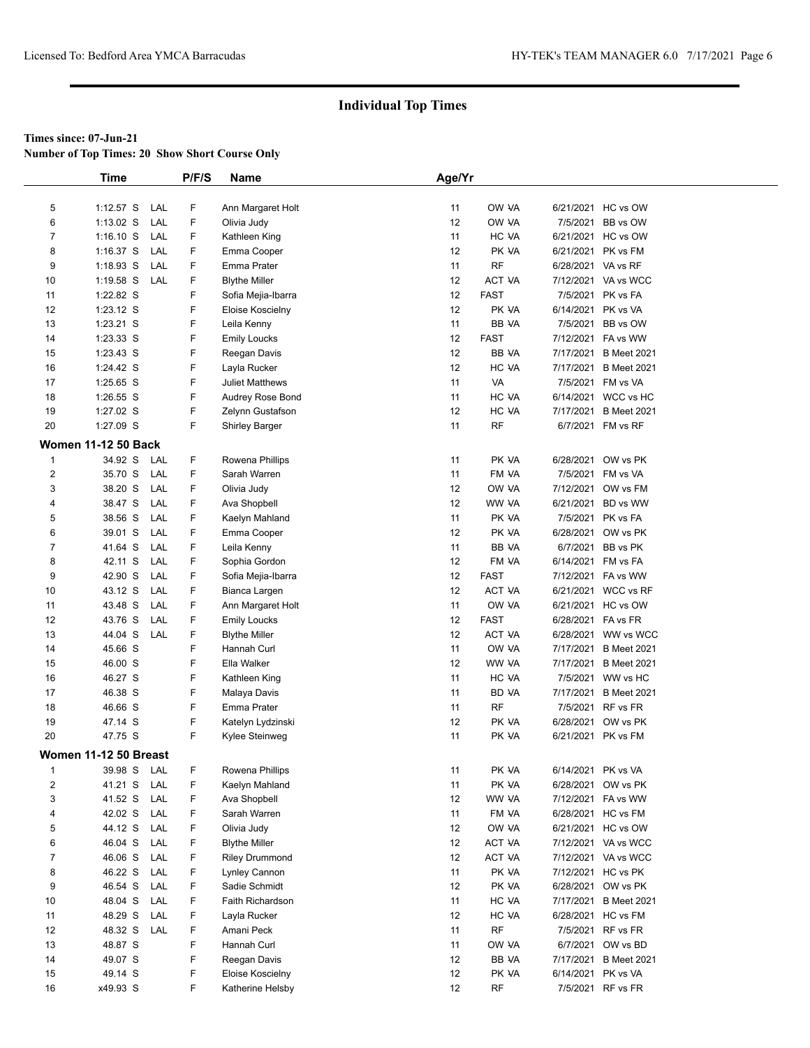## Individual Top Times

**Times since: 07-Jun-21**

**Number of Top Times: 20 Show Short Course Only**

| | Time | | P/F/S | Name | Age/Yr | | | |
|---|---|---|---|---|---|---|---|---|
| 5 | 1:12.57 S | LAL | F | Ann Margaret Holt | 11 | OW VA | 6/21/2021 | HC vs OW |
| 6 | 1:13.02 S | LAL | F | Olivia Judy | 12 | OW VA | 7/5/2021 | BB vs OW |
| 7 | 1:16.10 S | LAL | F | Kathleen King | 11 | HC VA | 6/21/2021 | HC vs OW |
| 8 | 1:16.37 S | LAL | F | Emma Cooper | 12 | PK VA | 6/21/2021 | PK vs FM |
| 9 | 1:18.93 S | LAL | F | Emma Prater | 11 | RF | 6/28/2021 | VA vs RF |
| 10 | 1:19.58 S | LAL | F | Blythe Miller | 12 | ACT VA | 7/12/2021 | VA vs WCC |
| 11 | 1:22.82 S | | F | Sofia Mejia-Ibarra | 12 | FAST | 7/5/2021 | PK vs FA |
| 12 | 1:23.12 S | | F | Eloise Koscielny | 12 | PK VA | 6/14/2021 | PK vs VA |
| 13 | 1:23.21 S | | F | Leila Kenny | 11 | BB VA | 7/5/2021 | BB vs OW |
| 14 | 1:23.33 S | | F | Emily Loucks | 12 | FAST | 7/12/2021 | FA vs WW |
| 15 | 1:23.43 S | | F | Reegan Davis | 12 | BB VA | 7/17/2021 | B Meet 2021 |
| 16 | 1:24.42 S | | F | Layla Rucker | 12 | HC VA | 7/17/2021 | B Meet 2021 |
| 17 | 1:25.65 S | | F | Juliet Matthews | 11 | VA | 7/5/2021 | FM vs VA |
| 18 | 1:26.55 S | | F | Audrey Rose Bond | 11 | HC VA | 6/14/2021 | WCC vs HC |
| 19 | 1:27.02 S | | F | Zelynn Gustafson | 12 | HC VA | 7/17/2021 | B Meet 2021 |
| 20 | 1:27.09 S | | F | Shirley Barger | 11 | RF | 6/7/2021 | FM vs RF |

**Women 11-12 50 Back**

| | Time | | P/F/S | Name | Age/Yr | | | |
|---|---|---|---|---|---|---|---|---|
| 1 | 34.92 S | LAL | F | Rowena Phillips | 11 | PK VA | 6/28/2021 | OW vs PK |
| 2 | 35.70 S | LAL | F | Sarah Warren | 11 | FM VA | 7/5/2021 | FM vs VA |
| 3 | 38.20 S | LAL | F | Olivia Judy | 12 | OW VA | 7/12/2021 | OW vs FM |
| 4 | 38.47 S | LAL | F | Ava Shopbell | 12 | WW VA | 6/21/2021 | BD vs WW |
| 5 | 38.56 S | LAL | F | Kaelyn Mahland | 11 | PK VA | 7/5/2021 | PK vs FA |
| 6 | 39.01 S | LAL | F | Emma Cooper | 12 | PK VA | 6/28/2021 | OW vs PK |
| 7 | 41.64 S | LAL | F | Leila Kenny | 11 | BB VA | 6/7/2021 | BB vs PK |
| 8 | 42.11 S | LAL | F | Sophia Gordon | 12 | FM VA | 6/14/2021 | FM vs FA |
| 9 | 42.90 S | LAL | F | Sofia Mejia-Ibarra | 12 | FAST | 7/12/2021 | FA vs WW |
| 10 | 43.12 S | LAL | F | Bianca Largen | 12 | ACT VA | 6/21/2021 | WCC vs RF |
| 11 | 43.48 S | LAL | F | Ann Margaret Holt | 11 | OW VA | 6/21/2021 | HC vs OW |
| 12 | 43.76 S | LAL | F | Emily Loucks | 12 | FAST | 6/28/2021 | FA vs FR |
| 13 | 44.04 S | LAL | F | Blythe Miller | 12 | ACT VA | 6/28/2021 | WW vs WCC |
| 14 | 45.66 S | | F | Hannah Curl | 11 | OW VA | 7/17/2021 | B Meet 2021 |
| 15 | 46.00 S | | F | Ella Walker | 12 | WW VA | 7/17/2021 | B Meet 2021 |
| 16 | 46.27 S | | F | Kathleen King | 11 | HC VA | 7/5/2021 | WW vs HC |
| 17 | 46.38 S | | F | Malaya Davis | 11 | BD VA | 7/17/2021 | B Meet 2021 |
| 18 | 46.66 S | | F | Emma Prater | 11 | RF | 7/5/2021 | RF vs FR |
| 19 | 47.14 S | | F | Katelyn Lydzinski | 12 | PK VA | 6/28/2021 | OW vs PK |
| 20 | 47.75 S | | F | Kylee Steinweg | 11 | PK VA | 6/21/2021 | PK vs FM |

**Women 11-12 50 Breast**

| | Time | | P/F/S | Name | Age/Yr | | | |
|---|---|---|---|---|---|---|---|---|
| 1 | 39.98 S | LAL | F | Rowena Phillips | 11 | PK VA | 6/14/2021 | PK vs VA |
| 2 | 41.21 S | LAL | F | Kaelyn Mahland | 11 | PK VA | 6/28/2021 | OW vs PK |
| 3 | 41.52 S | LAL | F | Ava Shopbell | 12 | WW VA | 7/12/2021 | FA vs WW |
| 4 | 42.02 S | LAL | F | Sarah Warren | 11 | FM VA | 6/28/2021 | HC vs FM |
| 5 | 44.12 S | LAL | F | Olivia Judy | 12 | OW VA | 6/21/2021 | HC vs OW |
| 6 | 46.04 S | LAL | F | Blythe Miller | 12 | ACT VA | 7/12/2021 | VA vs WCC |
| 7 | 46.06 S | LAL | F | Riley Drummond | 12 | ACT VA | 7/12/2021 | VA vs WCC |
| 8 | 46.22 S | LAL | F | Lynley Cannon | 11 | PK VA | 7/12/2021 | HC vs PK |
| 9 | 46.54 S | LAL | F | Sadie Schmidt | 12 | PK VA | 6/28/2021 | OW vs PK |
| 10 | 48.04 S | LAL | F | Faith Richardson | 11 | HC VA | 7/17/2021 | B Meet 2021 |
| 11 | 48.29 S | LAL | F | Layla Rucker | 12 | HC VA | 6/28/2021 | HC vs FM |
| 12 | 48.32 S | LAL | F | Amani Peck | 11 | RF | 7/5/2021 | RF vs FR |
| 13 | 48.87 S | | F | Hannah Curl | 11 | OW VA | 6/7/2021 | OW vs BD |
| 14 | 49.07 S | | F | Reegan Davis | 12 | BB VA | 7/17/2021 | B Meet 2021 |
| 15 | 49.14 S | | F | Eloise Koscielny | 12 | PK VA | 6/14/2021 | PK vs VA |
| 16 | x49.93 S | | F | Katherine Helsby | 12 | RF | 7/5/2021 | RF vs FR |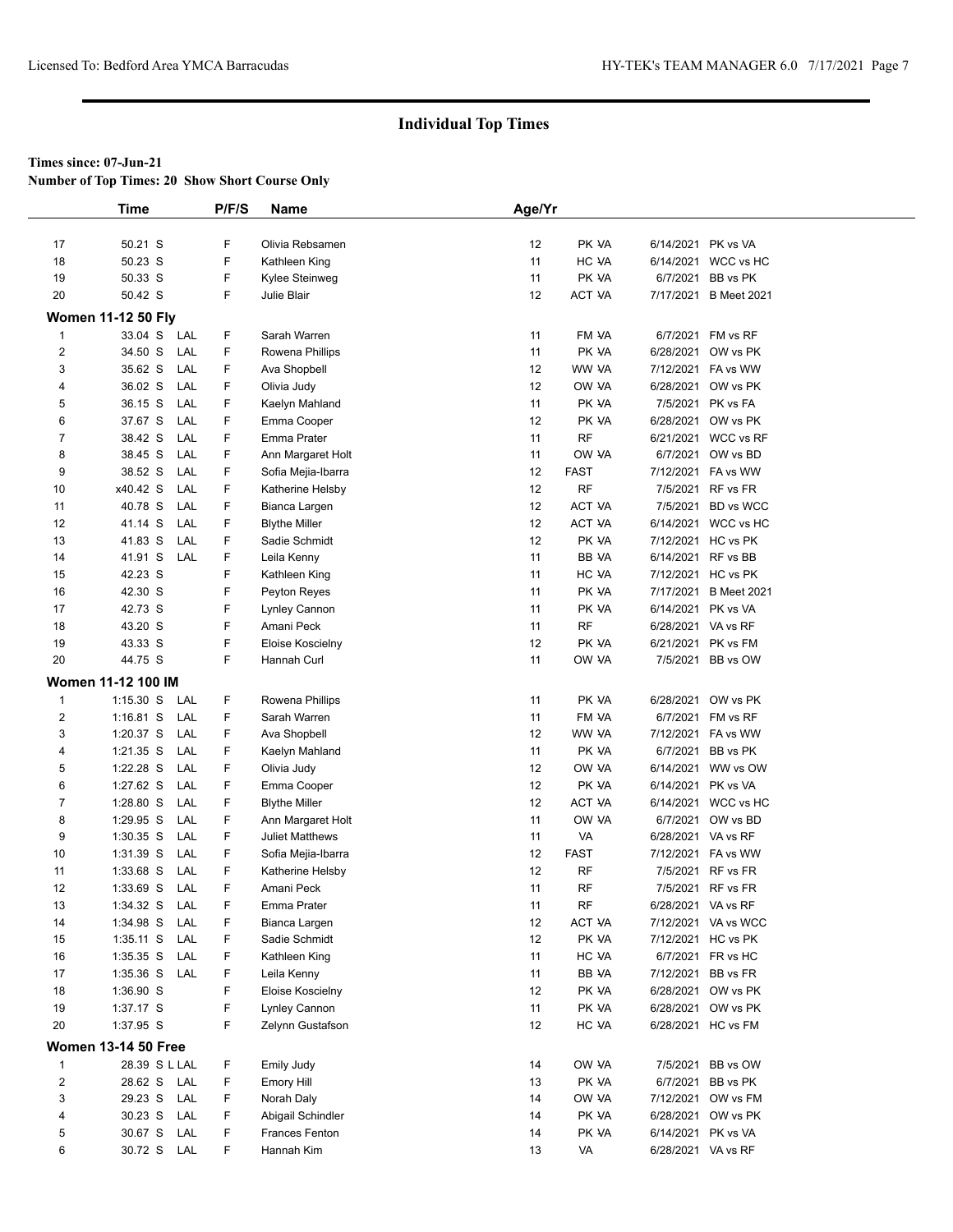# Individual Top Times

**Times since: 07-Jun-21**

**Number of Top Times: 20 Show Short Course Only**

| | Time | | P/F/S | Name | Age/Yr | | | |
|---|---|---|---|---|---|---|---|---|
| 17 | 50.21 S | | F | Olivia Rebsamen | 12 | PK -VA | 6/14/2021 | PK vs VA |
| 18 | 50.23 S | | F | Kathleen King | 11 | HC -VA | 6/14/2021 | WCC vs HC |
| 19 | 50.33 S | | F | Kylee Steinweg | 11 | PK -VA | 6/7/2021 | BB vs PK |
| 20 | 50.42 S | | F | Julie Blair | 12 | ACT -VA | 7/17/2021 | B Meet 2021 |

**Women 11-12 50 Fly**

| | Time | | P/F/S | Name | Age/Yr | | | |
|---|---|---|---|---|---|---|---|---|
| 1 | 33.04 S | LAL | F | Sarah Warren | 11 | FM -VA | 6/7/2021 | FM vs RF |
| 2 | 34.50 S | LAL | F | Rowena Phillips | 11 | PK -VA | 6/28/2021 | OW vs PK |
| 3 | 35.62 S | LAL | F | Ava Shopbell | 12 | WW -VA | 7/12/2021 | FA vs WW |
| 4 | 36.02 S | LAL | F | Olivia Judy | 12 | OW -VA | 6/28/2021 | OW vs PK |
| 5 | 36.15 S | LAL | F | Kaelyn Mahland | 11 | PK -VA | 7/5/2021 | PK vs FA |
| 6 | 37.67 S | LAL | F | Emma Cooper | 12 | PK -VA | 6/28/2021 | OW vs PK |
| 7 | 38.42 S | LAL | F | Emma Prater | 11 | RF | 6/21/2021 | WCC vs RF |
| 8 | 38.45 S | LAL | F | Ann Margaret Holt | 11 | OW -VA | 6/7/2021 | OW vs BD |
| 9 | 38.52 S | LAL | F | Sofia Mejia-Ibarra | 12 | FAST | 7/12/2021 | FA vs WW |
| 10 | x40.42 S | LAL | F | Katherine Helsby | 12 | RF | 7/5/2021 | RF vs FR |
| 11 | 40.78 S | LAL | F | Bianca Largen | 12 | ACT -VA | 7/5/2021 | BD vs WCC |
| 12 | 41.14 S | LAL | F | Blythe Miller | 12 | ACT -VA | 6/14/2021 | WCC vs HC |
| 13 | 41.83 S | LAL | F | Sadie Schmidt | 12 | PK -VA | 7/12/2021 | HC vs PK |
| 14 | 41.91 S | LAL | F | Leila Kenny | 11 | BB -VA | 6/14/2021 | RF vs BB |
| 15 | 42.23 S | | F | Kathleen King | 11 | HC -VA | 7/12/2021 | HC vs PK |
| 16 | 42.30 S | | F | Peyton Reyes | 11 | PK -VA | 7/17/2021 | B Meet 2021 |
| 17 | 42.73 S | | F | Lynley Cannon | 11 | PK -VA | 6/14/2021 | PK vs VA |
| 18 | 43.20 S | | F | Amani Peck | 11 | RF | 6/28/2021 | VA vs RF |
| 19 | 43.33 S | | F | Eloise Koscielny | 12 | PK -VA | 6/21/2021 | PK vs FM |
| 20 | 44.75 S | | F | Hannah Curl | 11 | OW -VA | 7/5/2021 | BB vs OW |

**Women 11-12 100 IM**

| | Time | | P/F/S | Name | Age/Yr | | | |
|---|---|---|---|---|---|---|---|---|
| 1 | 1:15.30 S | LAL | F | Rowena Phillips | 11 | PK -VA | 6/28/2021 | OW vs PK |
| 2 | 1:16.81 S | LAL | F | Sarah Warren | 11 | FM -VA | 6/7/2021 | FM vs RF |
| 3 | 1:20.37 S | LAL | F | Ava Shopbell | 12 | WW -VA | 7/12/2021 | FA vs WW |
| 4 | 1:21.35 S | LAL | F | Kaelyn Mahland | 11 | PK -VA | 6/7/2021 | BB vs PK |
| 5 | 1:22.28 S | LAL | F | Olivia Judy | 12 | OW -VA | 6/14/2021 | WW vs OW |
| 6 | 1:27.62 S | LAL | F | Emma Cooper | 12 | PK -VA | 6/14/2021 | PK vs VA |
| 7 | 1:28.80 S | LAL | F | Blythe Miller | 12 | ACT -VA | 6/14/2021 | WCC vs HC |
| 8 | 1:29.95 S | LAL | F | Ann Margaret Holt | 11 | OW -VA | 6/7/2021 | OW vs BD |
| 9 | 1:30.35 S | LAL | F | Juliet Matthews | 11 | VA | 6/28/2021 | VA vs RF |
| 10 | 1:31.39 S | LAL | F | Sofia Mejia-Ibarra | 12 | FAST | 7/12/2021 | FA vs WW |
| 11 | 1:33.68 S | LAL | F | Katherine Helsby | 12 | RF | 7/5/2021 | RF vs FR |
| 12 | 1:33.69 S | LAL | F | Amani Peck | 11 | RF | 7/5/2021 | RF vs FR |
| 13 | 1:34.32 S | LAL | F | Emma Prater | 11 | RF | 6/28/2021 | VA vs RF |
| 14 | 1:34.98 S | LAL | F | Bianca Largen | 12 | ACT -VA | 7/12/2021 | VA vs WCC |
| 15 | 1:35.11 S | LAL | F | Sadie Schmidt | 12 | PK -VA | 7/12/2021 | HC vs PK |
| 16 | 1:35.35 S | LAL | F | Kathleen King | 11 | HC -VA | 6/7/2021 | FR vs HC |
| 17 | 1:35.36 S | LAL | F | Leila Kenny | 11 | BB -VA | 7/12/2021 | BB vs FR |
| 18 | 1:36.90 S | | F | Eloise Koscielny | 12 | PK -VA | 6/28/2021 | OW vs PK |
| 19 | 1:37.17 S | | F | Lynley Cannon | 11 | PK -VA | 6/28/2021 | OW vs PK |
| 20 | 1:37.95 S | | F | Zelynn Gustafson | 12 | HC -VA | 6/28/2021 | HC vs FM |

**Women 13-14 50 Free**

| | Time | | P/F/S | Name | Age/Yr | | | |
|---|---|---|---|---|---|---|---|---|
| 1 | 28.39 S L | LAL | F | Emily Judy | 14 | OW -VA | 7/5/2021 | BB vs OW |
| 2 | 28.62 S | LAL | F | Emory Hill | 13 | PK -VA | 6/7/2021 | BB vs PK |
| 3 | 29.23 S | LAL | F | Norah Daly | 14 | OW -VA | 7/12/2021 | OW vs FM |
| 4 | 30.23 S | LAL | F | Abigail Schindler | 14 | PK -VA | 6/28/2021 | OW vs PK |
| 5 | 30.67 S | LAL | F | Frances Fenton | 14 | PK -VA | 6/14/2021 | PK vs VA |
| 6 | 30.72 S | LAL | F | Hannah Kim | 13 | VA | 6/28/2021 | VA vs RF |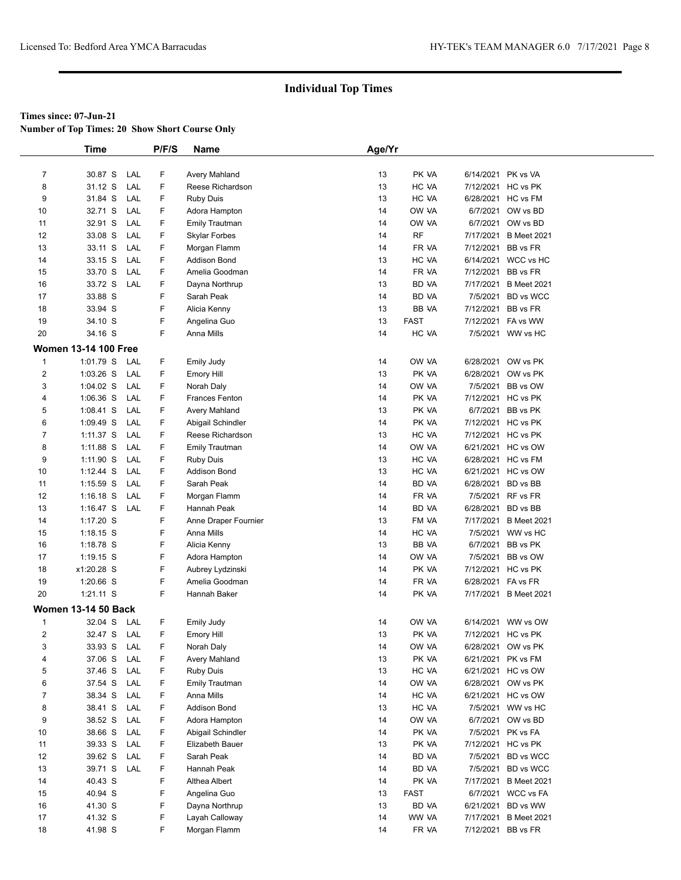## Individual Top Times

**Times since: 07-Jun-21**
**Number of Top Times: 20 Show Short Course Only**

| | Time | | P/F/S | Name | Age/Yr | | | |
|---|---|---|---|---|---|---|---|---|
| 7 | 30.87 S | LAL | F | Avery Mahland | 13 | PK VA | 6/14/2021 | PK vs VA |
| 8 | 31.12 S | LAL | F | Reese Richardson | 13 | HC VA | 7/12/2021 | HC vs PK |
| 9 | 31.84 S | LAL | F | Ruby Duis | 13 | HC VA | 6/28/2021 | HC vs FM |
| 10 | 32.71 S | LAL | F | Adora Hampton | 14 | OW VA | 6/7/2021 | OW vs BD |
| 11 | 32.91 S | LAL | F | Emily Trautman | 14 | OW VA | 6/7/2021 | OW vs BD |
| 12 | 33.08 S | LAL | F | Skylar Forbes | 14 | RF | 7/17/2021 | B Meet 2021 |
| 13 | 33.11 S | LAL | F | Morgan Flamm | 14 | FR VA | 7/12/2021 | BB vs FR |
| 14 | 33.15 S | LAL | F | Addison Bond | 13 | HC VA | 6/14/2021 | WCC vs HC |
| 15 | 33.70 S | LAL | F | Amelia Goodman | 14 | FR VA | 7/12/2021 | BB vs FR |
| 16 | 33.72 S | LAL | F | Dayna Northrup | 13 | BD VA | 7/17/2021 | B Meet 2021 |
| 17 | 33.88 S | | F | Sarah Peak | 14 | BD VA | 7/5/2021 | BD vs WCC |
| 18 | 33.94 S | | F | Alicia Kenny | 13 | BB VA | 7/12/2021 | BB vs FR |
| 19 | 34.10 S | | F | Angelina Guo | 13 | FAST | 7/12/2021 | FA vs WW |
| 20 | 34.16 S | | F | Anna Mills | 14 | HC VA | 7/5/2021 | WW vs HC |
| **Women 13-14 100 Free** | | | | | | | | |
| 1 | 1:01.79 S | LAL | F | Emily Judy | 14 | OW VA | 6/28/2021 | OW vs PK |
| 2 | 1:03.26 S | LAL | F | Emory Hill | 13 | PK VA | 6/28/2021 | OW vs PK |
| 3 | 1:04.02 S | LAL | F | Norah Daly | 14 | OW VA | 7/5/2021 | BB vs OW |
| 4 | 1:06.36 S | LAL | F | Frances Fenton | 14 | PK VA | 7/12/2021 | HC vs PK |
| 5 | 1:08.41 S | LAL | F | Avery Mahland | 13 | PK VA | 6/7/2021 | BB vs PK |
| 6 | 1:09.49 S | LAL | F | Abigail Schindler | 14 | PK VA | 7/12/2021 | HC vs PK |
| 7 | 1:11.37 S | LAL | F | Reese Richardson | 13 | HC VA | 7/12/2021 | HC vs PK |
| 8 | 1:11.88 S | LAL | F | Emily Trautman | 14 | OW VA | 6/21/2021 | HC vs OW |
| 9 | 1:11.90 S | LAL | F | Ruby Duis | 13 | HC VA | 6/28/2021 | HC vs FM |
| 10 | 1:12.44 S | LAL | F | Addison Bond | 13 | HC VA | 6/21/2021 | HC vs OW |
| 11 | 1:15.59 S | LAL | F | Sarah Peak | 14 | BD VA | 6/28/2021 | BD vs BB |
| 12 | 1:16.18 S | LAL | F | Morgan Flamm | 14 | FR VA | 7/5/2021 | RF vs FR |
| 13 | 1:16.47 S | LAL | F | Hannah Peak | 14 | BD VA | 6/28/2021 | BD vs BB |
| 14 | 1:17.20 S | | F | Anne Draper Fournier | 13 | FM VA | 7/17/2021 | B Meet 2021 |
| 15 | 1:18.15 S | | F | Anna Mills | 14 | HC VA | 7/5/2021 | WW vs HC |
| 16 | 1:18.78 S | | F | Alicia Kenny | 13 | BB VA | 6/7/2021 | BB vs PK |
| 17 | 1:19.15 S | | F | Adora Hampton | 14 | OW VA | 7/5/2021 | BB vs OW |
| 18 | x1:20.28 S | | F | Aubrey Lydzinski | 14 | PK VA | 7/12/2021 | HC vs PK |
| 19 | 1:20.66 S | | F | Amelia Goodman | 14 | FR VA | 6/28/2021 | FA vs FR |
| 20 | 1:21.11 S | | F | Hannah Baker | 14 | PK VA | 7/17/2021 | B Meet 2021 |
| **Women 13-14 50 Back** | | | | | | | | |
| 1 | 32.04 S | LAL | F | Emily Judy | 14 | OW VA | 6/14/2021 | WW vs OW |
| 2 | 32.47 S | LAL | F | Emory Hill | 13 | PK VA | 7/12/2021 | HC vs PK |
| 3 | 33.93 S | LAL | F | Norah Daly | 14 | OW VA | 6/28/2021 | OW vs PK |
| 4 | 37.06 S | LAL | F | Avery Mahland | 13 | PK VA | 6/21/2021 | PK vs FM |
| 5 | 37.46 S | LAL | F | Ruby Duis | 13 | HC VA | 6/21/2021 | HC vs OW |
| 6 | 37.54 S | LAL | F | Emily Trautman | 14 | OW VA | 6/28/2021 | OW vs PK |
| 7 | 38.34 S | LAL | F | Anna Mills | 14 | HC VA | 6/21/2021 | HC vs OW |
| 8 | 38.41 S | LAL | F | Addison Bond | 13 | HC VA | 7/5/2021 | WW vs HC |
| 9 | 38.52 S | LAL | F | Adora Hampton | 14 | OW VA | 6/7/2021 | OW vs BD |
| 10 | 38.66 S | LAL | F | Abigail Schindler | 14 | PK VA | 7/5/2021 | PK vs FA |
| 11 | 39.33 S | LAL | F | Elizabeth Bauer | 13 | PK VA | 7/12/2021 | HC vs PK |
| 12 | 39.62 S | LAL | F | Sarah Peak | 14 | BD VA | 7/5/2021 | BD vs WCC |
| 13 | 39.71 S | LAL | F | Hannah Peak | 14 | BD VA | 7/5/2021 | BD vs WCC |
| 14 | 40.43 S | | F | Althea Albert | 14 | PK VA | 7/17/2021 | B Meet 2021 |
| 15 | 40.94 S | | F | Angelina Guo | 13 | FAST | 6/7/2021 | WCC vs FA |
| 16 | 41.30 S | | F | Dayna Northrup | 13 | BD VA | 6/21/2021 | BD vs WW |
| 17 | 41.32 S | | F | Layah Calloway | 14 | WW VA | 7/17/2021 | B Meet 2021 |
| 18 | 41.98 S | | F | Morgan Flamm | 14 | FR VA | 7/12/2021 | BB vs FR |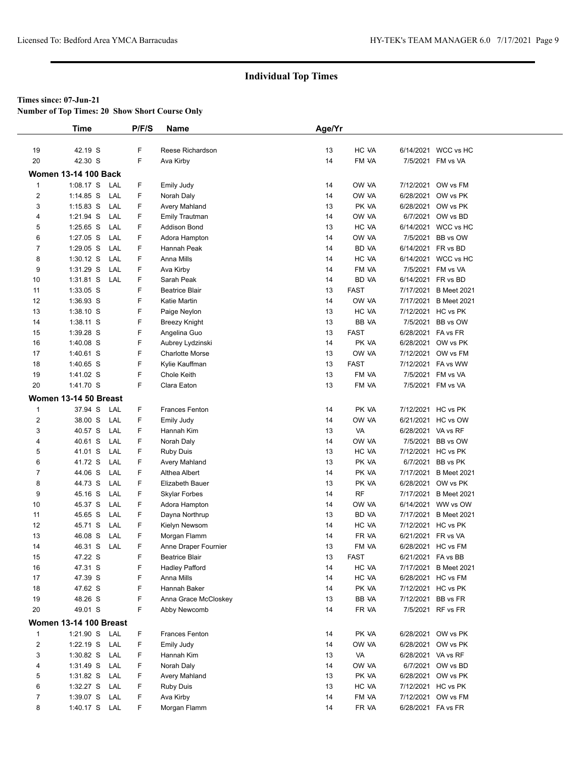## Individual Top Times

**Times since: 07-Jun-21**

**Number of Top Times: 20 Show Short Course Only**

| | Time | | P/F/S | Name | Age/Yr | | | |
|---|---|---|---|---|---|---|---|---|
| 19 | 42.19 S | | F | Reese Richardson | 13 | HC VA | 6/14/2021 | WCC vs HC |
| 20 | 42.30 S | | F | Ava Kirby | 14 | FM VA | 7/5/2021 | FM vs VA |
| **Women 13-14 100 Back** | | | | | | | | |
| 1 | 1:08.17 S | LAL | F | Emily Judy | 14 | OW VA | 7/12/2021 | OW vs FM |
| 2 | 1:14.85 S | LAL | F | Norah Daly | 14 | OW VA | 6/28/2021 | OW vs PK |
| 3 | 1:15.83 S | LAL | F | Avery Mahland | 13 | PK VA | 6/28/2021 | OW vs PK |
| 4 | 1:21.94 S | LAL | F | Emily Trautman | 14 | OW VA | 6/7/2021 | OW vs BD |
| 5 | 1:25.65 S | LAL | F | Addison Bond | 13 | HC VA | 6/14/2021 | WCC vs HC |
| 6 | 1:27.05 S | LAL | F | Adora Hampton | 14 | OW VA | 7/5/2021 | BB vs OW |
| 7 | 1:29.05 S | LAL | F | Hannah Peak | 14 | BD VA | 6/14/2021 | FR vs BD |
| 8 | 1:30.12 S | LAL | F | Anna Mills | 14 | HC VA | 6/14/2021 | WCC vs HC |
| 9 | 1:31.29 S | LAL | F | Ava Kirby | 14 | FM VA | 7/5/2021 | FM vs VA |
| 10 | 1:31.81 S | LAL | F | Sarah Peak | 14 | BD VA | 6/14/2021 | FR vs BD |
| 11 | 1:33.05 S | | F | Beatrice Blair | 13 | FAST | 7/17/2021 | B Meet 2021 |
| 12 | 1:36.93 S | | F | Katie Martin | 14 | OW VA | 7/17/2021 | B Meet 2021 |
| 13 | 1:38.10 S | | F | Paige Neylon | 13 | HC VA | 7/12/2021 | HC vs PK |
| 14 | 1:38.11 S | | F | Breezy Knight | 13 | BB VA | 7/5/2021 | BB vs OW |
| 15 | 1:39.28 S | | F | Angelina Guo | 13 | FAST | 6/28/2021 | FA vs FR |
| 16 | 1:40.08 S | | F | Aubrey Lydzinski | 14 | PK VA | 6/28/2021 | OW vs PK |
| 17 | 1:40.61 S | | F | Charlotte Morse | 13 | OW VA | 7/12/2021 | OW vs FM |
| 18 | 1:40.65 S | | F | Kylie Kauffman | 13 | FAST | 7/12/2021 | FA vs WW |
| 19 | 1:41.02 S | | F | Chole Keith | 13 | FM VA | 7/5/2021 | FM vs VA |
| 20 | 1:41.70 S | | F | Clara Eaton | 13 | FM VA | 7/5/2021 | FM vs VA |
| **Women 13-14 50 Breast** | | | | | | | | |
| 1 | 37.94 S | LAL | F | Frances Fenton | 14 | PK VA | 7/12/2021 | HC vs PK |
| 2 | 38.00 S | LAL | F | Emily Judy | 14 | OW VA | 6/21/2021 | HC vs OW |
| 3 | 40.57 S | LAL | F | Hannah Kim | 13 | VA | 6/28/2021 | VA vs RF |
| 4 | 40.61 S | LAL | F | Norah Daly | 14 | OW VA | 7/5/2021 | BB vs OW |
| 5 | 41.01 S | LAL | F | Ruby Duis | 13 | HC VA | 7/12/2021 | HC vs PK |
| 6 | 41.72 S | LAL | F | Avery Mahland | 13 | PK VA | 6/7/2021 | BB vs PK |
| 7 | 44.06 S | LAL | F | Althea Albert | 14 | PK VA | 7/17/2021 | B Meet 2021 |
| 8 | 44.73 S | LAL | F | Elizabeth Bauer | 13 | PK VA | 6/28/2021 | OW vs PK |
| 9 | 45.16 S | LAL | F | Skylar Forbes | 14 | RF | 7/17/2021 | B Meet 2021 |
| 10 | 45.37 S | LAL | F | Adora Hampton | 14 | OW VA | 6/14/2021 | WW vs OW |
| 11 | 45.65 S | LAL | F | Dayna Northrup | 13 | BD VA | 7/17/2021 | B Meet 2021 |
| 12 | 45.71 S | LAL | F | Kielyn Newsom | 14 | HC VA | 7/12/2021 | HC vs PK |
| 13 | 46.08 S | LAL | F | Morgan Flamm | 14 | FR VA | 6/21/2021 | FR vs VA |
| 14 | 46.31 S | LAL | F | Anne Draper Fournier | 13 | FM VA | 6/28/2021 | HC vs FM |
| 15 | 47.22 S | | F | Beatrice Blair | 13 | FAST | 6/21/2021 | FA vs BB |
| 16 | 47.31 S | | F | Hadley Pafford | 14 | HC VA | 7/17/2021 | B Meet 2021 |
| 17 | 47.39 S | | F | Anna Mills | 14 | HC VA | 6/28/2021 | HC vs FM |
| 18 | 47.62 S | | F | Hannah Baker | 14 | PK VA | 7/12/2021 | HC vs PK |
| 19 | 48.26 S | | F | Anna Grace McCloskey | 13 | BB VA | 7/12/2021 | BB vs FR |
| 20 | 49.01 S | | F | Abby Newcomb | 14 | FR VA | 7/5/2021 | RF vs FR |
| **Women 13-14 100 Breast** | | | | | | | | |
| 1 | 1:21.90 S | LAL | F | Frances Fenton | 14 | PK VA | 6/28/2021 | OW vs PK |
| 2 | 1:22.19 S | LAL | F | Emily Judy | 14 | OW VA | 6/28/2021 | OW vs PK |
| 3 | 1:30.82 S | LAL | F | Hannah Kim | 13 | VA | 6/28/2021 | VA vs RF |
| 4 | 1:31.49 S | LAL | F | Norah Daly | 14 | OW VA | 6/7/2021 | OW vs BD |
| 5 | 1:31.82 S | LAL | F | Avery Mahland | 13 | PK VA | 6/28/2021 | OW vs PK |
| 6 | 1:32.27 S | LAL | F | Ruby Duis | 13 | HC VA | 7/12/2021 | HC vs PK |
| 7 | 1:39.07 S | LAL | F | Ava Kirby | 14 | FM VA | 7/12/2021 | OW vs FM |
| 8 | 1:40.17 S | LAL | F | Morgan Flamm | 14 | FR VA | 6/28/2021 | FA vs FR |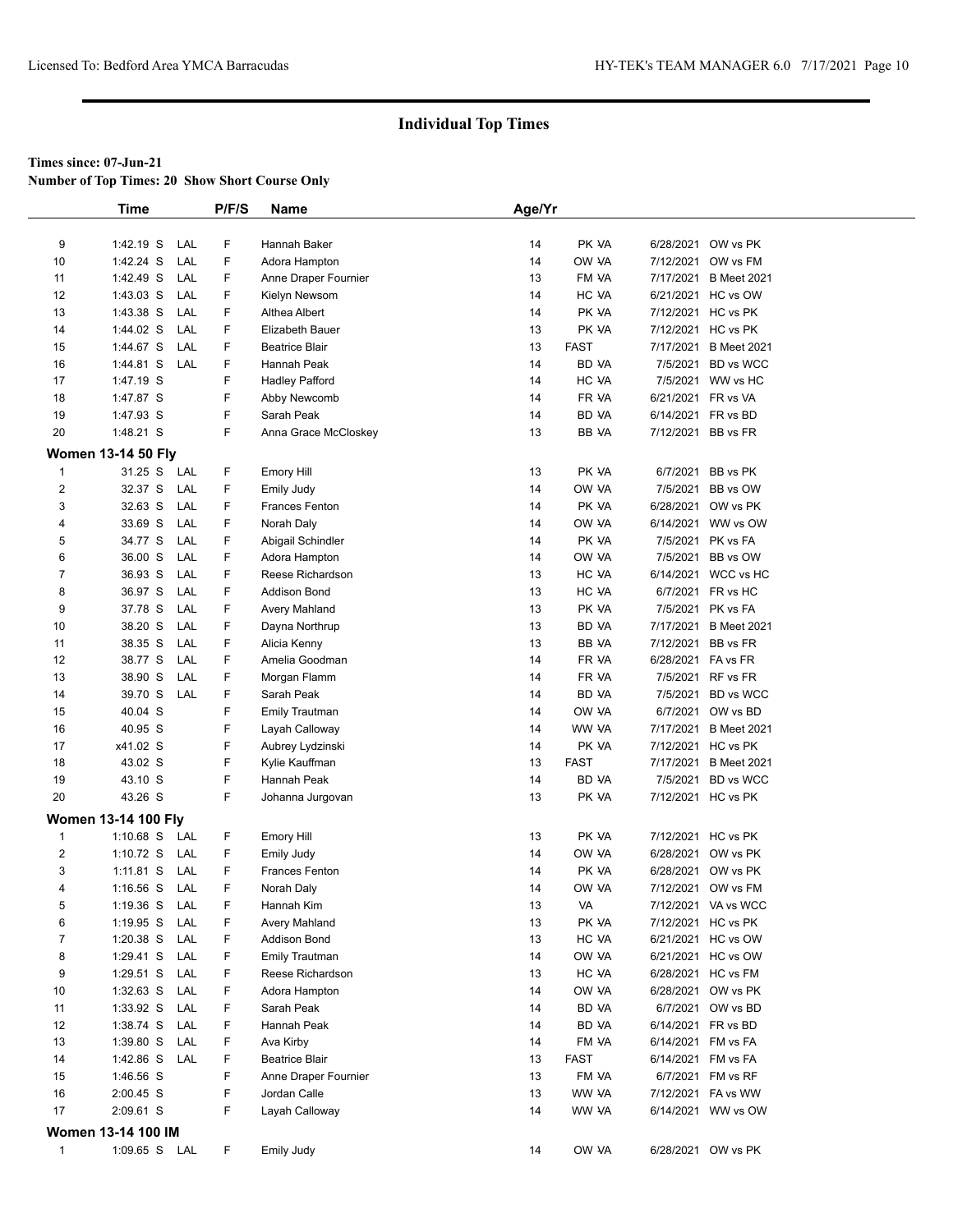# Individual Top Times

**Times since: 07-Jun-21**

**Number of Top Times: 20 Show Short Course Only**

| | Time | | P/F/S | Name | Age/Yr | | | |
|---|---|---|---|---|---|---|---|---|
| 9 | 1:42.19 S | LAL | F | Hannah Baker | 14 | PK VA | 6/28/2021 | OW vs PK |
| 10 | 1:42.24 S | LAL | F | Adora Hampton | 14 | OW VA | 7/12/2021 | OW vs FM |
| 11 | 1:42.49 S | LAL | F | Anne Draper Fournier | 13 | FM VA | 7/17/2021 | B Meet 2021 |
| 12 | 1:43.03 S | LAL | F | Kielyn Newsom | 14 | HC VA | 6/21/2021 | HC vs OW |
| 13 | 1:43.38 S | LAL | F | Althea Albert | 14 | PK VA | 7/12/2021 | HC vs PK |
| 14 | 1:44.02 S | LAL | F | Elizabeth Bauer | 13 | PK VA | 7/12/2021 | HC vs PK |
| 15 | 1:44.67 S | LAL | F | Beatrice Blair | 13 | FAST | 7/17/2021 | B Meet 2021 |
| 16 | 1:44.81 S | LAL | F | Hannah Peak | 14 | BD VA | 7/5/2021 | BD vs WCC |
| 17 | 1:47.19 S | | F | Hadley Pafford | 14 | HC VA | 7/5/2021 | WW vs HC |
| 18 | 1:47.87 S | | F | Abby Newcomb | 14 | FR VA | 6/21/2021 | FR vs VA |
| 19 | 1:47.93 S | | F | Sarah Peak | 14 | BD VA | 6/14/2021 | FR vs BD |
| 20 | 1:48.21 S | | F | Anna Grace McCloskey | 13 | BB VA | 7/12/2021 | BB vs FR |

**Women 13-14 50 Fly**

| | Time | | P/F/S | Name | Age/Yr | | | |
|---|---|---|---|---|---|---|---|---|
| 1 | 31.25 S | LAL | F | Emory Hill | 13 | PK VA | 6/7/2021 | BB vs PK |
| 2 | 32.37 S | LAL | F | Emily Judy | 14 | OW VA | 7/5/2021 | BB vs OW |
| 3 | 32.63 S | LAL | F | Frances Fenton | 14 | PK VA | 6/28/2021 | OW vs PK |
| 4 | 33.69 S | LAL | F | Norah Daly | 14 | OW VA | 6/14/2021 | WW vs OW |
| 5 | 34.77 S | LAL | F | Abigail Schindler | 14 | PK VA | 7/5/2021 | PK vs FA |
| 6 | 36.00 S | LAL | F | Adora Hampton | 14 | OW VA | 7/5/2021 | BB vs OW |
| 7 | 36.93 S | LAL | F | Reese Richardson | 13 | HC VA | 6/14/2021 | WCC vs HC |
| 8 | 36.97 S | LAL | F | Addison Bond | 13 | HC VA | 6/7/2021 | FR vs HC |
| 9 | 37.78 S | LAL | F | Avery Mahland | 13 | PK VA | 7/5/2021 | PK vs FA |
| 10 | 38.20 S | LAL | F | Dayna Northrup | 13 | BD VA | 7/17/2021 | B Meet 2021 |
| 11 | 38.35 S | LAL | F | Alicia Kenny | 13 | BB VA | 7/12/2021 | BB vs FR |
| 12 | 38.77 S | LAL | F | Amelia Goodman | 14 | FR VA | 6/28/2021 | FA vs FR |
| 13 | 38.90 S | LAL | F | Morgan Flamm | 14 | FR VA | 7/5/2021 | RF vs FR |
| 14 | 39.70 S | LAL | F | Sarah Peak | 14 | BD VA | 7/5/2021 | BD vs WCC |
| 15 | 40.04 S | | F | Emily Trautman | 14 | OW VA | 6/7/2021 | OW vs BD |
| 16 | 40.95 S | | F | Layah Calloway | 14 | WW VA | 7/17/2021 | B Meet 2021 |
| 17 | x41.02 S | | F | Aubrey Lydzinski | 14 | PK VA | 7/12/2021 | HC vs PK |
| 18 | 43.02 S | | F | Kylie Kauffman | 13 | FAST | 7/17/2021 | B Meet 2021 |
| 19 | 43.10 S | | F | Hannah Peak | 14 | BD VA | 7/5/2021 | BD vs WCC |
| 20 | 43.26 S | | F | Johanna Jurgovan | 13 | PK VA | 7/12/2021 | HC vs PK |

**Women 13-14 100 Fly**

| | Time | | P/F/S | Name | Age/Yr | | | |
|---|---|---|---|---|---|---|---|---|
| 1 | 1:10.68 S | LAL | F | Emory Hill | 13 | PK VA | 7/12/2021 | HC vs PK |
| 2 | 1:10.72 S | LAL | F | Emily Judy | 14 | OW VA | 6/28/2021 | OW vs PK |
| 3 | 1:11.81 S | LAL | F | Frances Fenton | 14 | PK VA | 6/28/2021 | OW vs PK |
| 4 | 1:16.56 S | LAL | F | Norah Daly | 14 | OW VA | 7/12/2021 | OW vs FM |
| 5 | 1:19.36 S | LAL | F | Hannah Kim | 13 | VA | 7/12/2021 | VA vs WCC |
| 6 | 1:19.95 S | LAL | F | Avery Mahland | 13 | PK VA | 7/12/2021 | HC vs PK |
| 7 | 1:20.38 S | LAL | F | Addison Bond | 13 | HC VA | 6/21/2021 | HC vs OW |
| 8 | 1:29.41 S | LAL | F | Emily Trautman | 14 | OW VA | 6/21/2021 | HC vs OW |
| 9 | 1:29.51 S | LAL | F | Reese Richardson | 13 | HC VA | 6/28/2021 | HC vs FM |
| 10 | 1:32.63 S | LAL | F | Adora Hampton | 14 | OW VA | 6/28/2021 | OW vs PK |
| 11 | 1:33.92 S | LAL | F | Sarah Peak | 14 | BD VA | 6/7/2021 | OW vs BD |
| 12 | 1:38.74 S | LAL | F | Hannah Peak | 14 | BD VA | 6/14/2021 | FR vs BD |
| 13 | 1:39.80 S | LAL | F | Ava Kirby | 14 | FM VA | 6/14/2021 | FM vs FA |
| 14 | 1:42.86 S | LAL | F | Beatrice Blair | 13 | FAST | 6/14/2021 | FM vs FA |
| 15 | 1:46.56 S | | F | Anne Draper Fournier | 13 | FM VA | 6/7/2021 | FM vs RF |
| 16 | 2:00.45 S | | F | Jordan Calle | 13 | WW VA | 7/12/2021 | FA vs WW |
| 17 | 2:09.61 S | | F | Layah Calloway | 14 | WW VA | 6/14/2021 | WW vs OW |

**Women 13-14 100 IM**

| | Time | | P/F/S | Name | Age/Yr | | | |
|---|---|---|---|---|---|---|---|---|
| 1 | 1:09.65 S | LAL | F | Emily Judy | 14 | OW VA | 6/28/2021 | OW vs PK |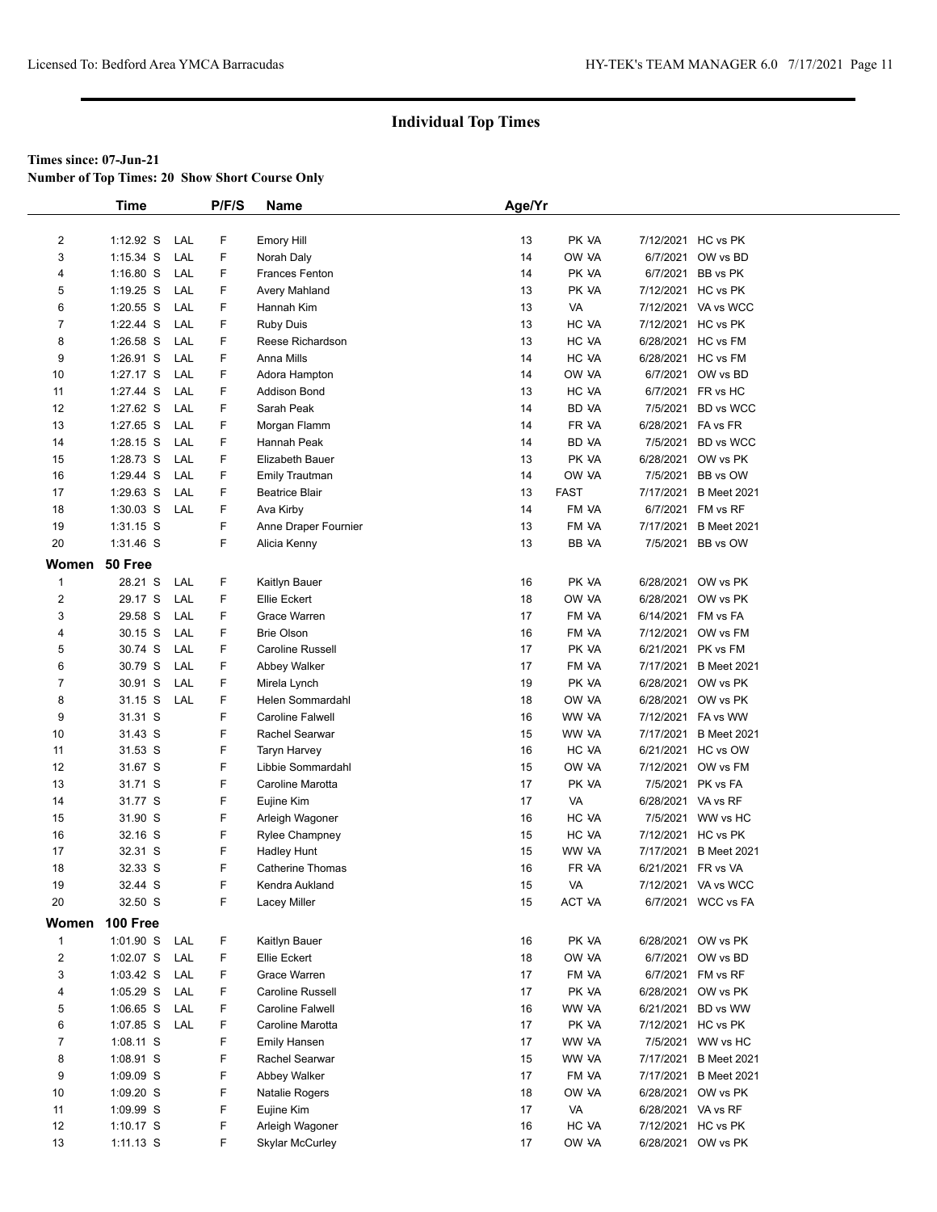## Individual Top Times

**Times since: 07-Jun-21**

**Number of Top Times: 20 Show Short Course Only**

| | Time | | P/F/S | Name | Age/Yr | | | |
|---|---|---|---|---|---|---|---|---|
| 2 | 1:12.92 S | LAL | F | Emory Hill | 13 | PK VA | 7/12/2021 | HC vs PK |
| 3 | 1:15.34 S | LAL | F | Norah Daly | 14 | OW VA | 6/7/2021 | OW vs BD |
| 4 | 1:16.80 S | LAL | F | Frances Fenton | 14 | PK VA | 6/7/2021 | BB vs PK |
| 5 | 1:19.25 S | LAL | F | Avery Mahland | 13 | PK VA | 7/12/2021 | HC vs PK |
| 6 | 1:20.55 S | LAL | F | Hannah Kim | 13 | VA | 7/12/2021 | VA vs WCC |
| 7 | 1:22.44 S | LAL | F | Ruby Duis | 13 | HC VA | 7/12/2021 | HC vs PK |
| 8 | 1:26.58 S | LAL | F | Reese Richardson | 13 | HC VA | 6/28/2021 | HC vs FM |
| 9 | 1:26.91 S | LAL | F | Anna Mills | 14 | HC VA | 6/28/2021 | HC vs FM |
| 10 | 1:27.17 S | LAL | F | Adora Hampton | 14 | OW VA | 6/7/2021 | OW vs BD |
| 11 | 1:27.44 S | LAL | F | Addison Bond | 13 | HC VA | 6/7/2021 | FR vs HC |
| 12 | 1:27.62 S | LAL | F | Sarah Peak | 14 | BD VA | 7/5/2021 | BD vs WCC |
| 13 | 1:27.65 S | LAL | F | Morgan Flamm | 14 | FR VA | 6/28/2021 | FA vs FR |
| 14 | 1:28.15 S | LAL | F | Hannah Peak | 14 | BD VA | 7/5/2021 | BD vs WCC |
| 15 | 1:28.73 S | LAL | F | Elizabeth Bauer | 13 | PK VA | 6/28/2021 | OW vs PK |
| 16 | 1:29.44 S | LAL | F | Emily Trautman | 14 | OW VA | 7/5/2021 | BB vs OW |
| 17 | 1:29.63 S | LAL | F | Beatrice Blair | 13 | FAST | 7/17/2021 | B Meet 2021 |
| 18 | 1:30.03 S | LAL | F | Ava Kirby | 14 | FM VA | 6/7/2021 | FM vs RF |
| 19 | 1:31.15 S | | F | Anne Draper Fournier | 13 | FM VA | 7/17/2021 | B Meet 2021 |
| 20 | 1:31.46 S | | F | Alicia Kenny | 13 | BB VA | 7/5/2021 | BB vs OW |

### Women 50 Free

| | Time | | P/F/S | Name | Age/Yr | | | |
|---|---|---|---|---|---|---|---|---|
| 1 | 28.21 S | LAL | F | Kaitlyn Bauer | 16 | PK VA | 6/28/2021 | OW vs PK |
| 2 | 29.17 S | LAL | F | Ellie Eckert | 18 | OW VA | 6/28/2021 | OW vs PK |
| 3 | 29.58 S | LAL | F | Grace Warren | 17 | FM VA | 6/14/2021 | FM vs FA |
| 4 | 30.15 S | LAL | F | Brie Olson | 16 | FM VA | 7/12/2021 | OW vs FM |
| 5 | 30.74 S | LAL | F | Caroline Russell | 17 | PK VA | 6/21/2021 | PK vs FM |
| 6 | 30.79 S | LAL | F | Abbey Walker | 17 | FM VA | 7/17/2021 | B Meet 2021 |
| 7 | 30.91 S | LAL | F | Mirela Lynch | 19 | PK VA | 6/28/2021 | OW vs PK |
| 8 | 31.15 S | LAL | F | Helen Sommardahl | 18 | OW VA | 6/28/2021 | OW vs PK |
| 9 | 31.31 S | | F | Caroline Falwell | 16 | WW VA | 7/12/2021 | FA vs WW |
| 10 | 31.43 S | | F | Rachel Searwar | 15 | WW VA | 7/17/2021 | B Meet 2021 |
| 11 | 31.53 S | | F | Taryn Harvey | 16 | HC VA | 6/21/2021 | HC vs OW |
| 12 | 31.67 S | | F | Libbie Sommardahl | 15 | OW VA | 7/12/2021 | OW vs FM |
| 13 | 31.71 S | | F | Caroline Marotta | 17 | PK VA | 7/5/2021 | PK vs FA |
| 14 | 31.77 S | | F | Eujine Kim | 17 | VA | 6/28/2021 | VA vs RF |
| 15 | 31.90 S | | F | Arleigh Wagoner | 16 | HC VA | 7/5/2021 | WW vs HC |
| 16 | 32.16 S | | F | Rylee Champney | 15 | HC VA | 7/12/2021 | HC vs PK |
| 17 | 32.31 S | | F | Hadley Hunt | 15 | WW VA | 7/17/2021 | B Meet 2021 |
| 18 | 32.33 S | | F | Catherine Thomas | 16 | FR VA | 6/21/2021 | FR vs VA |
| 19 | 32.44 S | | F | Kendra Aukland | 15 | VA | 7/12/2021 | VA vs WCC |
| 20 | 32.50 S | | F | Lacey Miller | 15 | ACT VA | 6/7/2021 | WCC vs FA |

### Women 100 Free

| | Time | | P/F/S | Name | Age/Yr | | | |
|---|---|---|---|---|---|---|---|---|
| 1 | 1:01.90 S | LAL | F | Kaitlyn Bauer | 16 | PK VA | 6/28/2021 | OW vs PK |
| 2 | 1:02.07 S | LAL | F | Ellie Eckert | 18 | OW VA | 6/7/2021 | OW vs BD |
| 3 | 1:03.42 S | LAL | F | Grace Warren | 17 | FM VA | 6/7/2021 | FM vs RF |
| 4 | 1:05.29 S | LAL | F | Caroline Russell | 17 | PK VA | 6/28/2021 | OW vs PK |
| 5 | 1:06.65 S | LAL | F | Caroline Falwell | 16 | WW VA | 6/21/2021 | BD vs WW |
| 6 | 1:07.85 S | LAL | F | Caroline Marotta | 17 | PK VA | 7/12/2021 | HC vs PK |
| 7 | 1:08.11 S | | F | Emily Hansen | 17 | WW VA | 7/5/2021 | WW vs HC |
| 8 | 1:08.91 S | | F | Rachel Searwar | 15 | WW VA | 7/17/2021 | B Meet 2021 |
| 9 | 1:09.09 S | | F | Abbey Walker | 17 | FM VA | 7/17/2021 | B Meet 2021 |
| 10 | 1:09.20 S | | F | Natalie Rogers | 18 | OW VA | 6/28/2021 | OW vs PK |
| 11 | 1:09.99 S | | F | Eujine Kim | 17 | VA | 6/28/2021 | VA vs RF |
| 12 | 1:10.17 S | | F | Arleigh Wagoner | 16 | HC VA | 7/12/2021 | HC vs PK |
| 13 | 1:11.13 S | | F | Skylar McCurley | 17 | OW VA | 6/28/2021 | OW vs PK |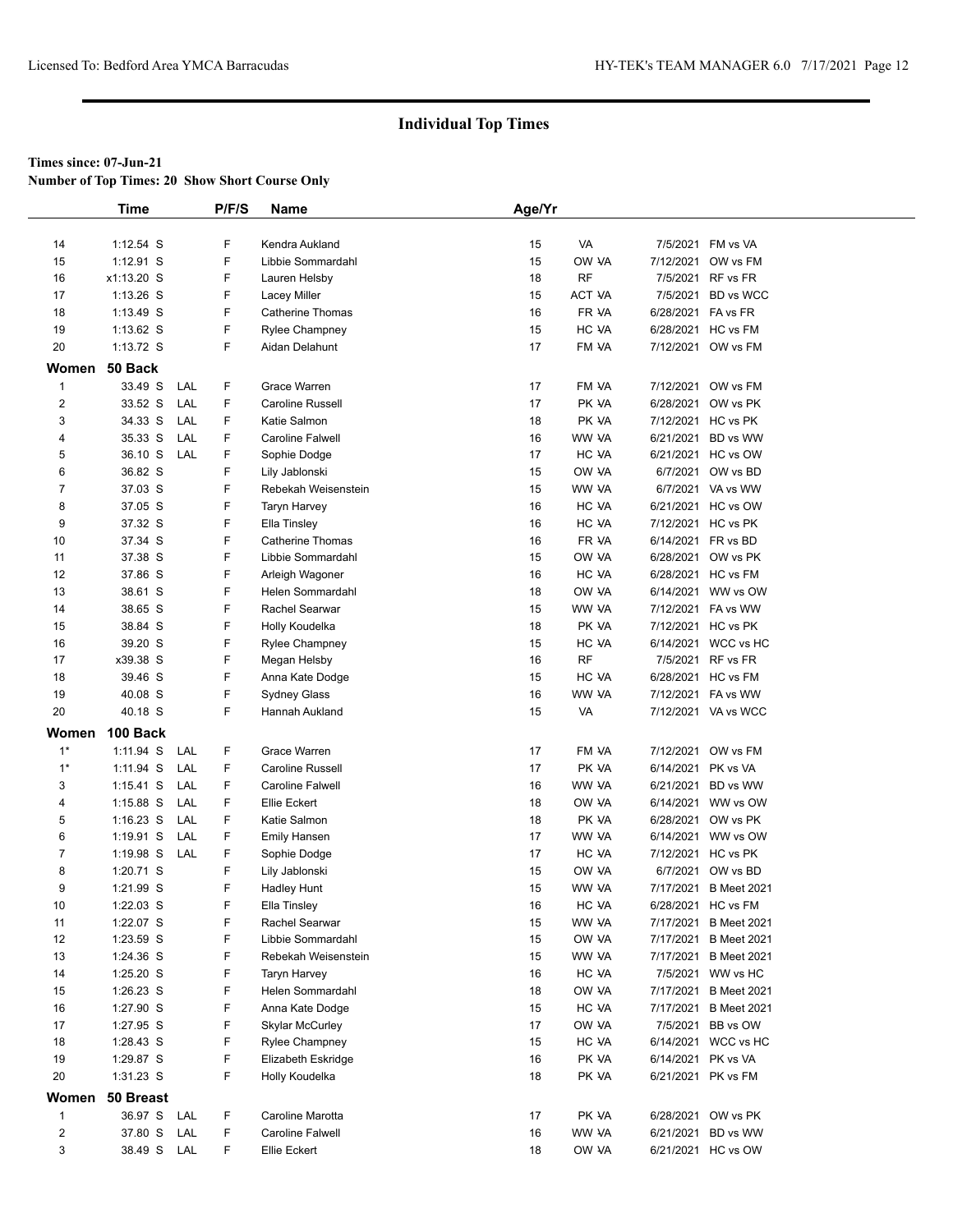# Individual Top Times

**Times since: 07-Jun-21**

**Number of Top Times: 20 Show Short Course Only**

| | Time | | P/F/S | Name | Age/Yr | | | |
|---|---|---|---|---|---|---|---|---|
| 14 | 1:12.54 S | | F | Kendra Aukland | 15 | VA | 7/5/2021 | FM vs VA |
| 15 | 1:12.91 S | | F | Libbie Sommardahl | 15 | OW VA | 7/12/2021 | OW vs FM |
| 16 | x1:13.20 S | | F | Lauren Helsby | 18 | RF | 7/5/2021 | RF vs FR |
| 17 | 1:13.26 S | | F | Lacey Miller | 15 | ACT VA | 7/5/2021 | BD vs WCC |
| 18 | 1:13.49 S | | F | Catherine Thomas | 16 | FR VA | 6/28/2021 | FA vs FR |
| 19 | 1:13.62 S | | F | Rylee Champney | 15 | HC VA | 6/28/2021 | HC vs FM |
| 20 | 1:13.72 S | | F | Aidan Delahunt | 17 | FM VA | 7/12/2021 | OW vs FM |

## Women 50 Back

| | Time | | P/F/S | Name | Age/Yr | | | |
|---|---|---|---|---|---|---|---|---|
| 1 | 33.49 S | LAL | F | Grace Warren | 17 | FM VA | 7/12/2021 | OW vs FM |
| 2 | 33.52 S | LAL | F | Caroline Russell | 17 | PK VA | 6/28/2021 | OW vs PK |
| 3 | 34.33 S | LAL | F | Katie Salmon | 18 | PK VA | 7/12/2021 | HC vs PK |
| 4 | 35.33 S | LAL | F | Caroline Falwell | 16 | WW VA | 6/21/2021 | BD vs WW |
| 5 | 36.10 S | LAL | F | Sophie Dodge | 17 | HC VA | 6/21/2021 | HC vs OW |
| 6 | 36.82 S | | F | Lily Jablonski | 15 | OW VA | 6/7/2021 | OW vs BD |
| 7 | 37.03 S | | F | Rebekah Weisenstein | 15 | WW VA | 6/7/2021 | VA vs WW |
| 8 | 37.05 S | | F | Taryn Harvey | 16 | HC VA | 6/21/2021 | HC vs OW |
| 9 | 37.32 S | | F | Ella Tinsley | 16 | HC VA | 7/12/2021 | HC vs PK |
| 10 | 37.34 S | | F | Catherine Thomas | 16 | FR VA | 6/14/2021 | FR vs BD |
| 11 | 37.38 S | | F | Libbie Sommardahl | 15 | OW VA | 6/28/2021 | OW vs PK |
| 12 | 37.86 S | | F | Arleigh Wagoner | 16 | HC VA | 6/28/2021 | HC vs FM |
| 13 | 38.61 S | | F | Helen Sommardahl | 18 | OW VA | 6/14/2021 | WW vs OW |
| 14 | 38.65 S | | F | Rachel Searwar | 15 | WW VA | 7/12/2021 | FA vs WW |
| 15 | 38.84 S | | F | Holly Koudelka | 18 | PK VA | 7/12/2021 | HC vs PK |
| 16 | 39.20 S | | F | Rylee Champney | 15 | HC VA | 6/14/2021 | WCC vs HC |
| 17 | x39.38 S | | F | Megan Helsby | 16 | RF | 7/5/2021 | RF vs FR |
| 18 | 39.46 S | | F | Anna Kate Dodge | 15 | HC VA | 6/28/2021 | HC vs FM |
| 19 | 40.08 S | | F | Sydney Glass | 16 | WW VA | 7/12/2021 | FA vs WW |
| 20 | 40.18 S | | F | Hannah Aukland | 15 | VA | 7/12/2021 | VA vs WCC |

## Women 100 Back

| | Time | | P/F/S | Name | Age/Yr | | | |
|---|---|---|---|---|---|---|---|---|
| 1* | 1:11.94 S | LAL | F | Grace Warren | 17 | FM VA | 7/12/2021 | OW vs FM |
| 1* | 1:11.94 S | LAL | F | Caroline Russell | 17 | PK VA | 6/14/2021 | PK vs VA |
| 3 | 1:15.41 S | LAL | F | Caroline Falwell | 16 | WW VA | 6/21/2021 | BD vs WW |
| 4 | 1:15.88 S | LAL | F | Ellie Eckert | 18 | OW VA | 6/14/2021 | WW vs OW |
| 5 | 1:16.23 S | LAL | F | Katie Salmon | 18 | PK VA | 6/28/2021 | OW vs PK |
| 6 | 1:19.91 S | LAL | F | Emily Hansen | 17 | WW VA | 6/14/2021 | WW vs OW |
| 7 | 1:19.98 S | LAL | F | Sophie Dodge | 17 | HC VA | 7/12/2021 | HC vs PK |
| 8 | 1:20.71 S | | F | Lily Jablonski | 15 | OW VA | 6/7/2021 | OW vs BD |
| 9 | 1:21.99 S | | F | Hadley Hunt | 15 | WW VA | 7/17/2021 | B Meet 2021 |
| 10 | 1:22.03 S | | F | Ella Tinsley | 16 | HC VA | 6/28/2021 | HC vs FM |
| 11 | 1:22.07 S | | F | Rachel Searwar | 15 | WW VA | 7/17/2021 | B Meet 2021 |
| 12 | 1:23.59 S | | F | Libbie Sommardahl | 15 | OW VA | 7/17/2021 | B Meet 2021 |
| 13 | 1:24.36 S | | F | Rebekah Weisenstein | 15 | WW VA | 7/17/2021 | B Meet 2021 |
| 14 | 1:25.20 S | | F | Taryn Harvey | 16 | HC VA | 7/5/2021 | WW vs HC |
| 15 | 1:26.23 S | | F | Helen Sommardahl | 18 | OW VA | 7/17/2021 | B Meet 2021 |
| 16 | 1:27.90 S | | F | Anna Kate Dodge | 15 | HC VA | 7/17/2021 | B Meet 2021 |
| 17 | 1:27.95 S | | F | Skylar McCurley | 17 | OW VA | 7/5/2021 | BB vs OW |
| 18 | 1:28.43 S | | F | Rylee Champney | 15 | HC VA | 6/14/2021 | WCC vs HC |
| 19 | 1:29.87 S | | F | Elizabeth Eskridge | 16 | PK VA | 6/14/2021 | PK vs VA |
| 20 | 1:31.23 S | | F | Holly Koudelka | 18 | PK VA | 6/21/2021 | PK vs FM |

## Women 50 Breast

| | Time | | P/F/S | Name | Age/Yr | | | |
|---|---|---|---|---|---|---|---|---|
| 1 | 36.97 S | LAL | F | Caroline Marotta | 17 | PK VA | 6/28/2021 | OW vs PK |
| 2 | 37.80 S | LAL | F | Caroline Falwell | 16 | WW VA | 6/21/2021 | BD vs WW |
| 3 | 38.49 S | LAL | F | Ellie Eckert | 18 | OW VA | 6/21/2021 | HC vs OW |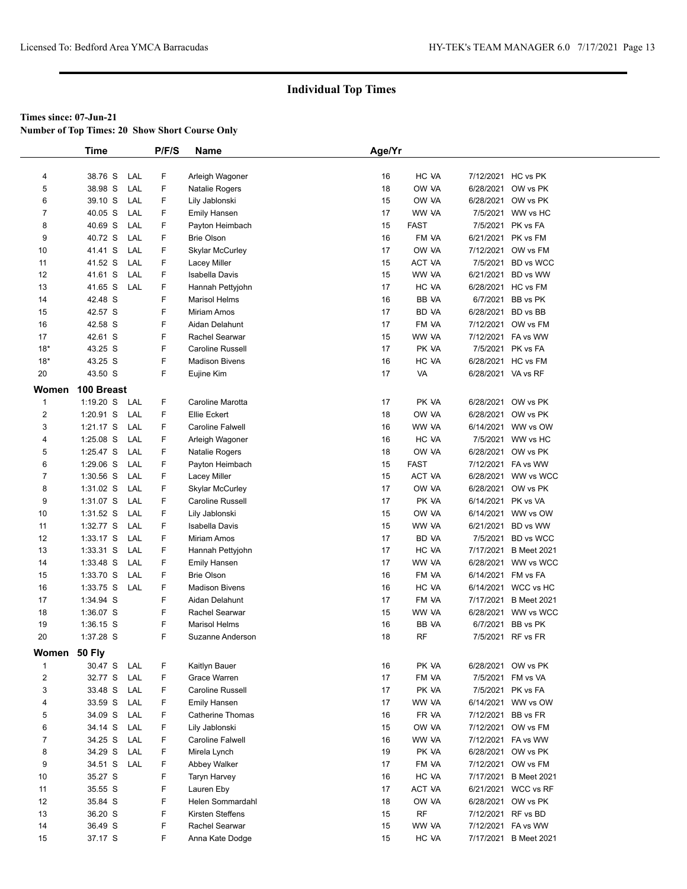## Individual Top Times

**Times since: 07-Jun-21**
**Number of Top Times: 20 Show Short Course Only**

| | Time | | P/F/S | Name | Age/Yr | | | |
|---|---|---|---|---|---|---|---|---|
| 4 | 38.76 S | LAL | F | Arleigh Wagoner | 16 | HC VA | 7/12/2021 | HC vs PK |
| 5 | 38.98 S | LAL | F | Natalie Rogers | 18 | OW VA | 6/28/2021 | OW vs PK |
| 6 | 39.10 S | LAL | F | Lily Jablonski | 15 | OW VA | 6/28/2021 | OW vs PK |
| 7 | 40.05 S | LAL | F | Emily Hansen | 17 | WW VA | 7/5/2021 | WW vs HC |
| 8 | 40.69 S | LAL | F | Payton Heimbach | 15 | FAST | 7/5/2021 | PK vs FA |
| 9 | 40.72 S | LAL | F | Brie Olson | 16 | FM VA | 6/21/2021 | PK vs FM |
| 10 | 41.41 S | LAL | F | Skylar McCurley | 17 | OW VA | 7/12/2021 | OW vs FM |
| 11 | 41.52 S | LAL | F | Lacey Miller | 15 | ACT VA | 7/5/2021 | BD vs WCC |
| 12 | 41.61 S | LAL | F | Isabella Davis | 15 | WW VA | 6/21/2021 | BD vs WW |
| 13 | 41.65 S | LAL | F | Hannah Pettyjohn | 17 | HC VA | 6/28/2021 | HC vs FM |
| 14 | 42.48 S | | F | Marisol Helms | 16 | BB VA | 6/7/2021 | BB vs PK |
| 15 | 42.57 S | | F | Miriam Amos | 17 | BD VA | 6/28/2021 | BD vs BB |
| 16 | 42.58 S | | F | Aidan Delahunt | 17 | FM VA | 7/12/2021 | OW vs FM |
| 17 | 42.61 S | | F | Rachel Searwar | 15 | WW VA | 7/12/2021 | FA vs WW |
| 18* | 43.25 S | | F | Caroline Russell | 17 | PK VA | 7/5/2021 | PK vs FA |
| 18* | 43.25 S | | F | Madison Bivens | 16 | HC VA | 6/28/2021 | HC vs FM |
| 20 | 43.50 S | | F | Eujine Kim | 17 | VA | 6/28/2021 | VA vs RF |
| **Women** | **100 Breast** | | | | | | | |
| 1 | 1:19.20 S | LAL | F | Caroline Marotta | 17 | PK VA | 6/28/2021 | OW vs PK |
| 2 | 1:20.91 S | LAL | F | Ellie Eckert | 18 | OW VA | 6/28/2021 | OW vs PK |
| 3 | 1:21.17 S | LAL | F | Caroline Falwell | 16 | WW VA | 6/14/2021 | WW vs OW |
| 4 | 1:25.08 S | LAL | F | Arleigh Wagoner | 16 | HC VA | 7/5/2021 | WW vs HC |
| 5 | 1:25.47 S | LAL | F | Natalie Rogers | 18 | OW VA | 6/28/2021 | OW vs PK |
| 6 | 1:29.06 S | LAL | F | Payton Heimbach | 15 | FAST | 7/12/2021 | FA vs WW |
| 7 | 1:30.56 S | LAL | F | Lacey Miller | 15 | ACT VA | 6/28/2021 | WW vs WCC |
| 8 | 1:31.02 S | LAL | F | Skylar McCurley | 17 | OW VA | 6/28/2021 | OW vs PK |
| 9 | 1:31.07 S | LAL | F | Caroline Russell | 17 | PK VA | 6/14/2021 | PK vs VA |
| 10 | 1:31.52 S | LAL | F | Lily Jablonski | 15 | OW VA | 6/14/2021 | WW vs OW |
| 11 | 1:32.77 S | LAL | F | Isabella Davis | 15 | WW VA | 6/21/2021 | BD vs WW |
| 12 | 1:33.17 S | LAL | F | Miriam Amos | 17 | BD VA | 7/5/2021 | BD vs WCC |
| 13 | 1:33.31 S | LAL | F | Hannah Pettyjohn | 17 | HC VA | 7/17/2021 | B Meet 2021 |
| 14 | 1:33.48 S | LAL | F | Emily Hansen | 17 | WW VA | 6/28/2021 | WW vs WCC |
| 15 | 1:33.70 S | LAL | F | Brie Olson | 16 | FM VA | 6/14/2021 | FM vs FA |
| 16 | 1:33.75 S | LAL | F | Madison Bivens | 16 | HC VA | 6/14/2021 | WCC vs HC |
| 17 | 1:34.94 S | | F | Aidan Delahunt | 17 | FM VA | 7/17/2021 | B Meet 2021 |
| 18 | 1:36.07 S | | F | Rachel Searwar | 15 | WW VA | 6/28/2021 | WW vs WCC |
| 19 | 1:36.15 S | | F | Marisol Helms | 16 | BB VA | 6/7/2021 | BB vs PK |
| 20 | 1:37.28 S | | F | Suzanne Anderson | 18 | RF | 7/5/2021 | RF vs FR |
| **Women** | **50 Fly** | | | | | | | |
| 1 | 30.47 S | LAL | F | Kaitlyn Bauer | 16 | PK VA | 6/28/2021 | OW vs PK |
| 2 | 32.77 S | LAL | F | Grace Warren | 17 | FM VA | 7/5/2021 | FM vs VA |
| 3 | 33.48 S | LAL | F | Caroline Russell | 17 | PK VA | 7/5/2021 | PK vs FA |
| 4 | 33.59 S | LAL | F | Emily Hansen | 17 | WW VA | 6/14/2021 | WW vs OW |
| 5 | 34.09 S | LAL | F | Catherine Thomas | 16 | FR VA | 7/12/2021 | BB vs FR |
| 6 | 34.14 S | LAL | F | Lily Jablonski | 15 | OW VA | 7/12/2021 | OW vs FM |
| 7 | 34.25 S | LAL | F | Caroline Falwell | 16 | WW VA | 7/12/2021 | FA vs WW |
| 8 | 34.29 S | LAL | F | Mirela Lynch | 19 | PK VA | 6/28/2021 | OW vs PK |
| 9 | 34.51 S | LAL | F | Abbey Walker | 17 | FM VA | 7/12/2021 | OW vs FM |
| 10 | 35.27 S | | F | Taryn Harvey | 16 | HC VA | 7/17/2021 | B Meet 2021 |
| 11 | 35.55 S | | F | Lauren Eby | 17 | ACT VA | 6/21/2021 | WCC vs RF |
| 12 | 35.84 S | | F | Helen Sommardahl | 18 | OW VA | 6/28/2021 | OW vs PK |
| 13 | 36.20 S | | F | Kirsten Steffens | 15 | RF | 7/12/2021 | RF vs BD |
| 14 | 36.49 S | | F | Rachel Searwar | 15 | WW VA | 7/12/2021 | FA vs WW |
| 15 | 37.17 S | | F | Anna Kate Dodge | 15 | HC VA | 7/17/2021 | B Meet 2021 |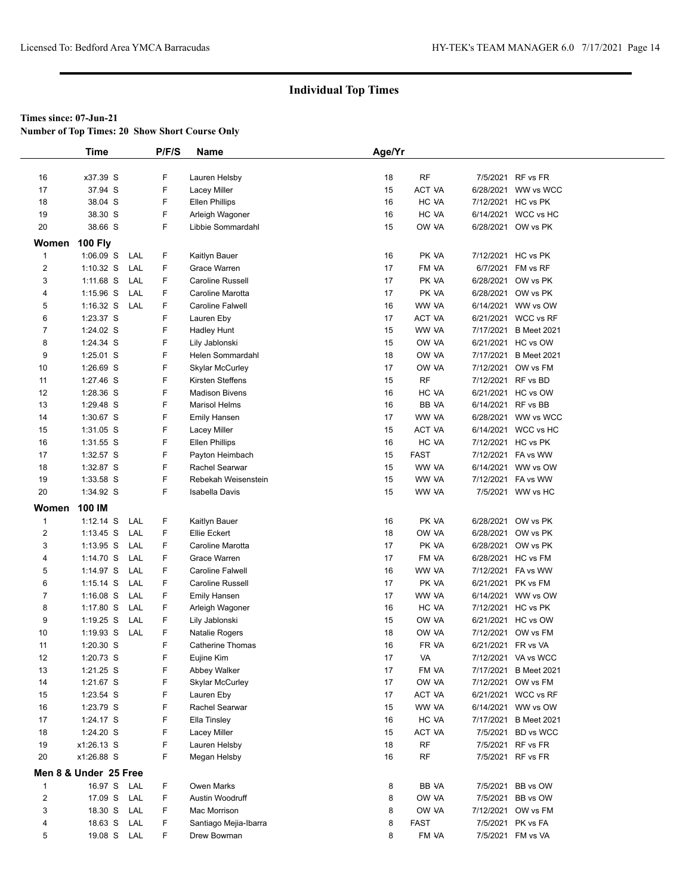# Individual Top Times

**Times since: 07-Jun-21**

**Number of Top Times: 20 Show Short Course Only**

| | Time | | P/F/S | Name | Age/Yr | | | |
|---|---|---|---|---|---|---|---|---|
| 16 | x37.39 S | | F | Lauren Helsby | 18 | RF | 7/5/2021 | RF vs FR |
| 17 | 37.94 S | | F | Lacey Miller | 15 | ACT VA | 6/28/2021 | WW vs WCC |
| 18 | 38.04 S | | F | Ellen Phillips | 16 | HC VA | 7/12/2021 | HC vs PK |
| 19 | 38.30 S | | F | Arleigh Wagoner | 16 | HC VA | 6/14/2021 | WCC vs HC |
| 20 | 38.66 S | | F | Libbie Sommardahl | 15 | OW VA | 6/28/2021 | OW vs PK |

**Women 100 Fly**

| | Time | | P/F/S | Name | Age/Yr | | | |
|---|---|---|---|---|---|---|---|---|
| 1 | 1:06.09 S | LAL | F | Kaitlyn Bauer | 16 | PK VA | 7/12/2021 | HC vs PK |
| 2 | 1:10.32 S | LAL | F | Grace Warren | 17 | FM VA | 6/7/2021 | FM vs RF |
| 3 | 1:11.68 S | LAL | F | Caroline Russell | 17 | PK VA | 6/28/2021 | OW vs PK |
| 4 | 1:15.96 S | LAL | F | Caroline Marotta | 17 | PK VA | 6/28/2021 | OW vs PK |
| 5 | 1:16.32 S | LAL | F | Caroline Falwell | 16 | WW VA | 6/14/2021 | WW vs OW |
| 6 | 1:23.37 S | | F | Lauren Eby | 17 | ACT VA | 6/21/2021 | WCC vs RF |
| 7 | 1:24.02 S | | F | Hadley Hunt | 15 | WW VA | 7/17/2021 | B Meet 2021 |
| 8 | 1:24.34 S | | F | Lily Jablonski | 15 | OW VA | 6/21/2021 | HC vs OW |
| 9 | 1:25.01 S | | F | Helen Sommardahl | 18 | OW VA | 7/17/2021 | B Meet 2021 |
| 10 | 1:26.69 S | | F | Skylar McCurley | 17 | OW VA | 7/12/2021 | OW vs FM |
| 11 | 1:27.46 S | | F | Kirsten Steffens | 15 | RF | 7/12/2021 | RF vs BD |
| 12 | 1:28.36 S | | F | Madison Bivens | 16 | HC VA | 6/21/2021 | HC vs OW |
| 13 | 1:29.48 S | | F | Marisol Helms | 16 | BB VA | 6/14/2021 | RF vs BB |
| 14 | 1:30.67 S | | F | Emily Hansen | 17 | WW VA | 6/28/2021 | WW vs WCC |
| 15 | 1:31.05 S | | F | Lacey Miller | 15 | ACT VA | 6/14/2021 | WCC vs HC |
| 16 | 1:31.55 S | | F | Ellen Phillips | 16 | HC VA | 7/12/2021 | HC vs PK |
| 17 | 1:32.57 S | | F | Payton Heimbach | 15 | FAST | 7/12/2021 | FA vs WW |
| 18 | 1:32.87 S | | F | Rachel Searwar | 15 | WW VA | 6/14/2021 | WW vs OW |
| 19 | 1:33.58 S | | F | Rebekah Weisenstein | 15 | WW VA | 7/12/2021 | FA vs WW |
| 20 | 1:34.92 S | | F | Isabella Davis | 15 | WW VA | 7/5/2021 | WW vs HC |

**Women 100 IM**

| | Time | | P/F/S | Name | Age/Yr | | | |
|---|---|---|---|---|---|---|---|---|
| 1 | 1:12.14 S | LAL | F | Kaitlyn Bauer | 16 | PK VA | 6/28/2021 | OW vs PK |
| 2 | 1:13.45 S | LAL | F | Ellie Eckert | 18 | OW VA | 6/28/2021 | OW vs PK |
| 3 | 1:13.95 S | LAL | F | Caroline Marotta | 17 | PK VA | 6/28/2021 | OW vs PK |
| 4 | 1:14.70 S | LAL | F | Grace Warren | 17 | FM VA | 6/28/2021 | HC vs FM |
| 5 | 1:14.97 S | LAL | F | Caroline Falwell | 16 | WW VA | 7/12/2021 | FA vs WW |
| 6 | 1:15.14 S | LAL | F | Caroline Russell | 17 | PK VA | 6/21/2021 | PK vs FM |
| 7 | 1:16.08 S | LAL | F | Emily Hansen | 17 | WW VA | 6/14/2021 | WW vs OW |
| 8 | 1:17.80 S | LAL | F | Arleigh Wagoner | 16 | HC VA | 7/12/2021 | HC vs PK |
| 9 | 1:19.25 S | LAL | F | Lily Jablonski | 15 | OW VA | 6/21/2021 | HC vs OW |
| 10 | 1:19.93 S | LAL | F | Natalie Rogers | 18 | OW VA | 7/12/2021 | OW vs FM |
| 11 | 1:20.30 S | | F | Catherine Thomas | 16 | FR VA | 6/21/2021 | FR vs VA |
| 12 | 1:20.73 S | | F | Eujine Kim | 17 | VA | 7/12/2021 | VA vs WCC |
| 13 | 1:21.25 S | | F | Abbey Walker | 17 | FM VA | 7/17/2021 | B Meet 2021 |
| 14 | 1:21.67 S | | F | Skylar McCurley | 17 | OW VA | 7/12/2021 | OW vs FM |
| 15 | 1:23.54 S | | F | Lauren Eby | 17 | ACT VA | 6/21/2021 | WCC vs RF |
| 16 | 1:23.79 S | | F | Rachel Searwar | 15 | WW VA | 6/14/2021 | WW vs OW |
| 17 | 1:24.17 S | | F | Ella Tinsley | 16 | HC VA | 7/17/2021 | B Meet 2021 |
| 18 | 1:24.20 S | | F | Lacey Miller | 15 | ACT VA | 7/5/2021 | BD vs WCC |
| 19 | x1:26.13 S | | F | Lauren Helsby | 18 | RF | 7/5/2021 | RF vs FR |
| 20 | x1:26.88 S | | F | Megan Helsby | 16 | RF | 7/5/2021 | RF vs FR |

**Men 8 & Under 25 Free**

| | Time | | P/F/S | Name | Age/Yr | | | |
|---|---|---|---|---|---|---|---|---|
| 1 | 16.97 S | LAL | F | Owen Marks | 8 | BB VA | 7/5/2021 | BB vs OW |
| 2 | 17.09 S | LAL | F | Austin Woodruff | 8 | OW VA | 7/5/2021 | BB vs OW |
| 3 | 18.30 S | LAL | F | Mac Morrison | 8 | OW VA | 7/12/2021 | OW vs FM |
| 4 | 18.63 S | LAL | F | Santiago Mejia-Ibarra | 8 | FAST | 7/5/2021 | PK vs FA |
| 5 | 19.08 S | LAL | F | Drew Bowman | 8 | FM VA | 7/5/2021 | FM vs VA |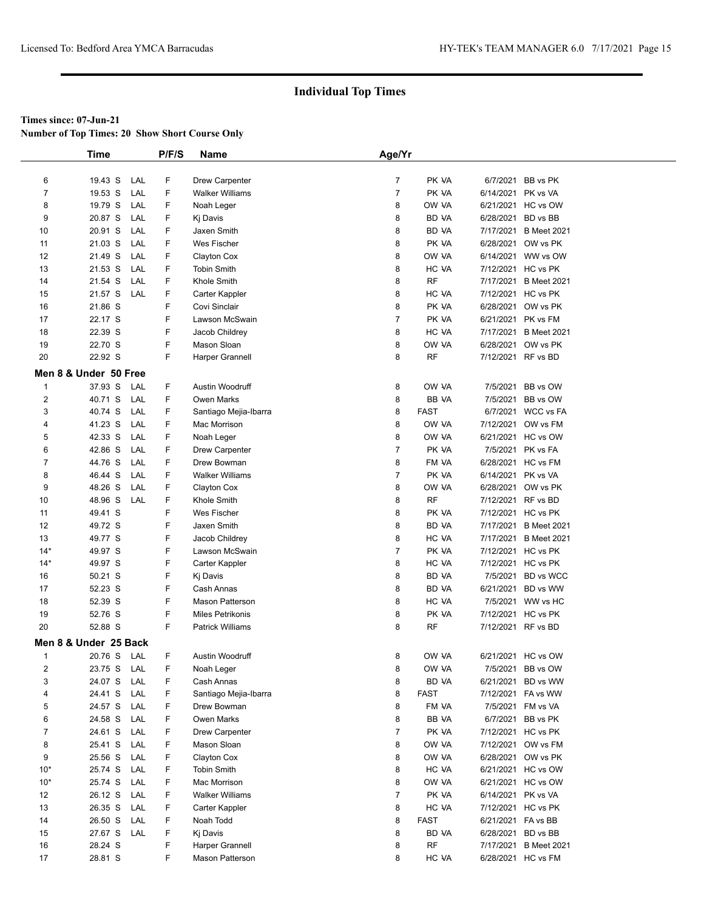## Individual Top Times

**Times since: 07-Jun-21**

**Number of Top Times: 20 Show Short Course Only**

| | Time | | P/F/S | Name | Age/Yr | | | |
|---|---|---|---|---|---|---|---|---|
| 6 | 19.43 S | LAL | F | Drew Carpenter | 7 | PK VA | 6/7/2021 | BB vs PK |
| 7 | 19.53 S | LAL | F | Walker Williams | 7 | PK VA | 6/14/2021 | PK vs VA |
| 8 | 19.79 S | LAL | F | Noah Leger | 8 | OW VA | 6/21/2021 | HC vs OW |
| 9 | 20.87 S | LAL | F | Kj Davis | 8 | BD VA | 6/28/2021 | BD vs BB |
| 10 | 20.91 S | LAL | F | Jaxen Smith | 8 | BD VA | 7/17/2021 | B Meet 2021 |
| 11 | 21.03 S | LAL | F | Wes Fischer | 8 | PK VA | 6/28/2021 | OW vs PK |
| 12 | 21.49 S | LAL | F | Clayton Cox | 8 | OW VA | 6/14/2021 | WW vs OW |
| 13 | 21.53 S | LAL | F | Tobin Smith | 8 | HC VA | 7/12/2021 | HC vs PK |
| 14 | 21.54 S | LAL | F | Khole Smith | 8 | RF | 7/17/2021 | B Meet 2021 |
| 15 | 21.57 S | LAL | F | Carter Kappler | 8 | HC VA | 7/12/2021 | HC vs PK |
| 16 | 21.86 S | | F | Covi Sinclair | 8 | PK VA | 6/28/2021 | OW vs PK |
| 17 | 22.17 S | | F | Lawson McSwain | 7 | PK VA | 6/21/2021 | PK vs FM |
| 18 | 22.39 S | | F | Jacob Childrey | 8 | HC VA | 7/17/2021 | B Meet 2021 |
| 19 | 22.70 S | | F | Mason Sloan | 8 | OW VA | 6/28/2021 | OW vs PK |
| 20 | 22.92 S | | F | Harper Grannell | 8 | RF | 7/12/2021 | RF vs BD |

**Men 8 & Under 50 Free**

| | Time | | P/F/S | Name | Age/Yr | | | |
|---|---|---|---|---|---|---|---|---|
| 1 | 37.93 S | LAL | F | Austin Woodruff | 8 | OW VA | 7/5/2021 | BB vs OW |
| 2 | 40.71 S | LAL | F | Owen Marks | 8 | BB VA | 7/5/2021 | BB vs OW |
| 3 | 40.74 S | LAL | F | Santiago Mejia-Ibarra | 8 | FAST | 6/7/2021 | WCC vs FA |
| 4 | 41.23 S | LAL | F | Mac Morrison | 8 | OW VA | 7/12/2021 | OW vs FM |
| 5 | 42.33 S | LAL | F | Noah Leger | 8 | OW VA | 6/21/2021 | HC vs OW |
| 6 | 42.86 S | LAL | F | Drew Carpenter | 7 | PK VA | 7/5/2021 | PK vs FA |
| 7 | 44.76 S | LAL | F | Drew Bowman | 8 | FM VA | 6/28/2021 | HC vs FM |
| 8 | 46.44 S | LAL | F | Walker Williams | 7 | PK VA | 6/14/2021 | PK vs VA |
| 9 | 48.26 S | LAL | F | Clayton Cox | 8 | OW VA | 6/28/2021 | OW vs PK |
| 10 | 48.96 S | LAL | F | Khole Smith | 8 | RF | 7/12/2021 | RF vs BD |
| 11 | 49.41 S | | F | Wes Fischer | 8 | PK VA | 7/12/2021 | HC vs PK |
| 12 | 49.72 S | | F | Jaxen Smith | 8 | BD VA | 7/17/2021 | B Meet 2021 |
| 13 | 49.77 S | | F | Jacob Childrey | 8 | HC VA | 7/17/2021 | B Meet 2021 |
| 14* | 49.97 S | | F | Lawson McSwain | 7 | PK VA | 7/12/2021 | HC vs PK |
| 14* | 49.97 S | | F | Carter Kappler | 8 | HC VA | 7/12/2021 | HC vs PK |
| 16 | 50.21 S | | F | Kj Davis | 8 | BD VA | 7/5/2021 | BD vs WCC |
| 17 | 52.23 S | | F | Cash Annas | 8 | BD VA | 6/21/2021 | BD vs WW |
| 18 | 52.39 S | | F | Mason Patterson | 8 | HC VA | 7/5/2021 | WW vs HC |
| 19 | 52.76 S | | F | Miles Petrikonis | 8 | PK VA | 7/12/2021 | HC vs PK |
| 20 | 52.88 S | | F | Patrick Williams | 8 | RF | 7/12/2021 | RF vs BD |

**Men 8 & Under 25 Back**

| | Time | | P/F/S | Name | Age/Yr | | | |
|---|---|---|---|---|---|---|---|---|
| 1 | 20.76 S | LAL | F | Austin Woodruff | 8 | OW VA | 6/21/2021 | HC vs OW |
| 2 | 23.75 S | LAL | F | Noah Leger | 8 | OW VA | 7/5/2021 | BB vs OW |
| 3 | 24.07 S | LAL | F | Cash Annas | 8 | BD VA | 6/21/2021 | BD vs WW |
| 4 | 24.41 S | LAL | F | Santiago Mejia-Ibarra | 8 | FAST | 7/12/2021 | FA vs WW |
| 5 | 24.57 S | LAL | F | Drew Bowman | 8 | FM VA | 7/5/2021 | FM vs VA |
| 6 | 24.58 S | LAL | F | Owen Marks | 8 | BB VA | 6/7/2021 | BB vs PK |
| 7 | 24.61 S | LAL | F | Drew Carpenter | 7 | PK VA | 7/12/2021 | HC vs PK |
| 8 | 25.41 S | LAL | F | Mason Sloan | 8 | OW VA | 7/12/2021 | OW vs FM |
| 9 | 25.56 S | LAL | F | Clayton Cox | 8 | OW VA | 6/28/2021 | OW vs PK |
| 10* | 25.74 S | LAL | F | Tobin Smith | 8 | HC VA | 6/21/2021 | HC vs OW |
| 10* | 25.74 S | LAL | F | Mac Morrison | 8 | OW VA | 6/21/2021 | HC vs OW |
| 12 | 26.12 S | LAL | F | Walker Williams | 7 | PK VA | 6/14/2021 | PK vs VA |
| 13 | 26.35 S | LAL | F | Carter Kappler | 8 | HC VA | 7/12/2021 | HC vs PK |
| 14 | 26.50 S | LAL | F | Noah Todd | 8 | FAST | 6/21/2021 | FA vs BB |
| 15 | 27.67 S | LAL | F | Kj Davis | 8 | BD VA | 6/28/2021 | BD vs BB |
| 16 | 28.24 S | | F | Harper Grannell | 8 | RF | 7/17/2021 | B Meet 2021 |
| 17 | 28.81 S | | F | Mason Patterson | 8 | HC VA | 6/28/2021 | HC vs FM |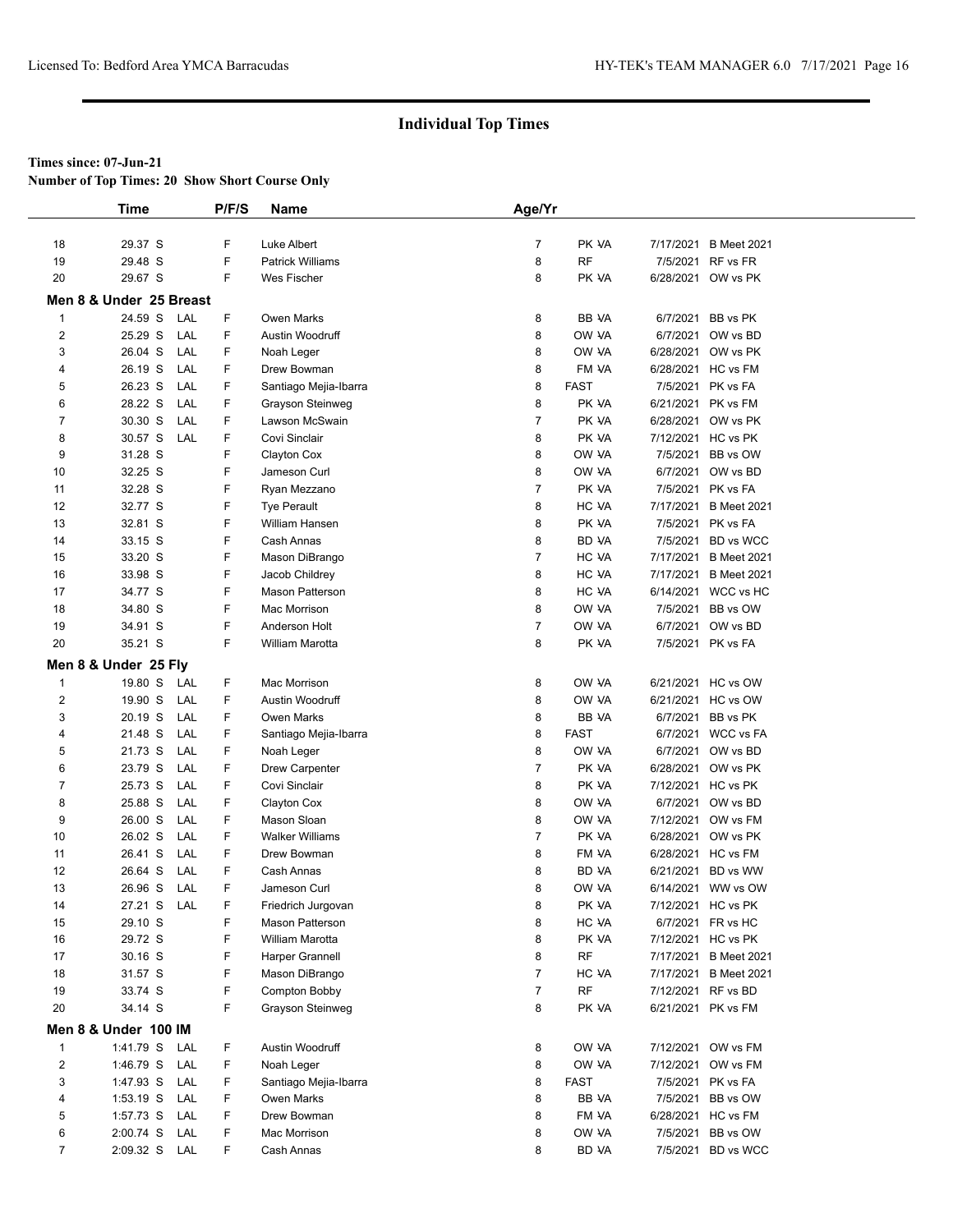# Individual Top Times

**Times since: 07-Jun-21**

**Number of Top Times: 20 Show Short Course Only**

| | Time | | P/F/S | Name | Age/Yr | | | |
|---|---|---|---|---|---|---|---|---|
| 18 | 29.37 S | | F | Luke Albert | 7 | PK VA | 7/17/2021 | B Meet 2021 |
| 19 | 29.48 S | | F | Patrick Williams | 8 | RF | 7/5/2021 | RF vs FR |
| 20 | 29.67 S | | F | Wes Fischer | 8 | PK VA | 6/28/2021 | OW vs PK |

**Men 8 & Under 25 Breast**

| | Time | | P/F/S | Name | Age/Yr | | | |
|---|---|---|---|---|---|---|---|---|
| 1 | 24.59 S | LAL | F | Owen Marks | 8 | BB VA | 6/7/2021 | BB vs PK |
| 2 | 25.29 S | LAL | F | Austin Woodruff | 8 | OW VA | 6/7/2021 | OW vs BD |
| 3 | 26.04 S | LAL | F | Noah Leger | 8 | OW VA | 6/28/2021 | OW vs PK |
| 4 | 26.19 S | LAL | F | Drew Bowman | 8 | FM VA | 6/28/2021 | HC vs FM |
| 5 | 26.23 S | LAL | F | Santiago Mejia-Ibarra | 8 | FAST | 7/5/2021 | PK vs FA |
| 6 | 28.22 S | LAL | F | Grayson Steinweg | 8 | PK VA | 6/21/2021 | PK vs FM |
| 7 | 30.30 S | LAL | F | Lawson McSwain | 7 | PK VA | 6/28/2021 | OW vs PK |
| 8 | 30.57 S | LAL | F | Covi Sinclair | 8 | PK VA | 7/12/2021 | HC vs PK |
| 9 | 31.28 S | | F | Clayton Cox | 8 | OW VA | 7/5/2021 | BB vs OW |
| 10 | 32.25 S | | F | Jameson Curl | 8 | OW VA | 6/7/2021 | OW vs BD |
| 11 | 32.28 S | | F | Ryan Mezzano | 7 | PK VA | 7/5/2021 | PK vs FA |
| 12 | 32.77 S | | F | Tye Perault | 8 | HC VA | 7/17/2021 | B Meet 2021 |
| 13 | 32.81 S | | F | William Hansen | 8 | PK VA | 7/5/2021 | PK vs FA |
| 14 | 33.15 S | | F | Cash Annas | 8 | BD VA | 7/5/2021 | BD vs WCC |
| 15 | 33.20 S | | F | Mason DiBrango | 7 | HC VA | 7/17/2021 | B Meet 2021 |
| 16 | 33.98 S | | F | Jacob Childrey | 8 | HC VA | 7/17/2021 | B Meet 2021 |
| 17 | 34.77 S | | F | Mason Patterson | 8 | HC VA | 6/14/2021 | WCC vs HC |
| 18 | 34.80 S | | F | Mac Morrison | 8 | OW VA | 7/5/2021 | BB vs OW |
| 19 | 34.91 S | | F | Anderson Holt | 7 | OW VA | 6/7/2021 | OW vs BD |
| 20 | 35.21 S | | F | William Marotta | 8 | PK VA | 7/5/2021 | PK vs FA |

**Men 8 & Under 25 Fly**

| | Time | | P/F/S | Name | Age/Yr | | | |
|---|---|---|---|---|---|---|---|---|
| 1 | 19.80 S | LAL | F | Mac Morrison | 8 | OW VA | 6/21/2021 | HC vs OW |
| 2 | 19.90 S | LAL | F | Austin Woodruff | 8 | OW VA | 6/21/2021 | HC vs OW |
| 3 | 20.19 S | LAL | F | Owen Marks | 8 | BB VA | 6/7/2021 | BB vs PK |
| 4 | 21.48 S | LAL | F | Santiago Mejia-Ibarra | 8 | FAST | 6/7/2021 | WCC vs FA |
| 5 | 21.73 S | LAL | F | Noah Leger | 8 | OW VA | 6/7/2021 | OW vs BD |
| 6 | 23.79 S | LAL | F | Drew Carpenter | 7 | PK VA | 6/28/2021 | OW vs PK |
| 7 | 25.73 S | LAL | F | Covi Sinclair | 8 | PK VA | 7/12/2021 | HC vs PK |
| 8 | 25.88 S | LAL | F | Clayton Cox | 8 | OW VA | 6/7/2021 | OW vs BD |
| 9 | 26.00 S | LAL | F | Mason Sloan | 8 | OW VA | 7/12/2021 | OW vs FM |
| 10 | 26.02 S | LAL | F | Walker Williams | 7 | PK VA | 6/28/2021 | OW vs PK |
| 11 | 26.41 S | LAL | F | Drew Bowman | 8 | FM VA | 6/28/2021 | HC vs FM |
| 12 | 26.64 S | LAL | F | Cash Annas | 8 | BD VA | 6/21/2021 | BD vs WW |
| 13 | 26.96 S | LAL | F | Jameson Curl | 8 | OW VA | 6/14/2021 | WW vs OW |
| 14 | 27.21 S | LAL | F | Friedrich Jurgovan | 8 | PK VA | 7/12/2021 | HC vs PK |
| 15 | 29.10 S | | F | Mason Patterson | 8 | HC VA | 6/7/2021 | FR vs HC |
| 16 | 29.72 S | | F | William Marotta | 8 | PK VA | 7/12/2021 | HC vs PK |
| 17 | 30.16 S | | F | Harper Grannell | 8 | RF | 7/17/2021 | B Meet 2021 |
| 18 | 31.57 S | | F | Mason DiBrango | 7 | HC VA | 7/17/2021 | B Meet 2021 |
| 19 | 33.74 S | | F | Compton Bobby | 7 | RF | 7/12/2021 | RF vs BD |
| 20 | 34.14 S | | F | Grayson Steinweg | 8 | PK VA | 6/21/2021 | PK vs FM |

**Men 8 & Under 100 IM**

| | Time | | P/F/S | Name | Age/Yr | | | |
|---|---|---|---|---|---|---|---|---|
| 1 | 1:41.79 S | LAL | F | Austin Woodruff | 8 | OW VA | 7/12/2021 | OW vs FM |
| 2 | 1:46.79 S | LAL | F | Noah Leger | 8 | OW VA | 7/12/2021 | OW vs FM |
| 3 | 1:47.93 S | LAL | F | Santiago Mejia-Ibarra | 8 | FAST | 7/5/2021 | PK vs FA |
| 4 | 1:53.19 S | LAL | F | Owen Marks | 8 | BB VA | 7/5/2021 | BB vs OW |
| 5 | 1:57.73 S | LAL | F | Drew Bowman | 8 | FM VA | 6/28/2021 | HC vs FM |
| 6 | 2:00.74 S | LAL | F | Mac Morrison | 8 | OW VA | 7/5/2021 | BB vs OW |
| 7 | 2:09.32 S | LAL | F | Cash Annas | 8 | BD VA | 7/5/2021 | BD vs WCC |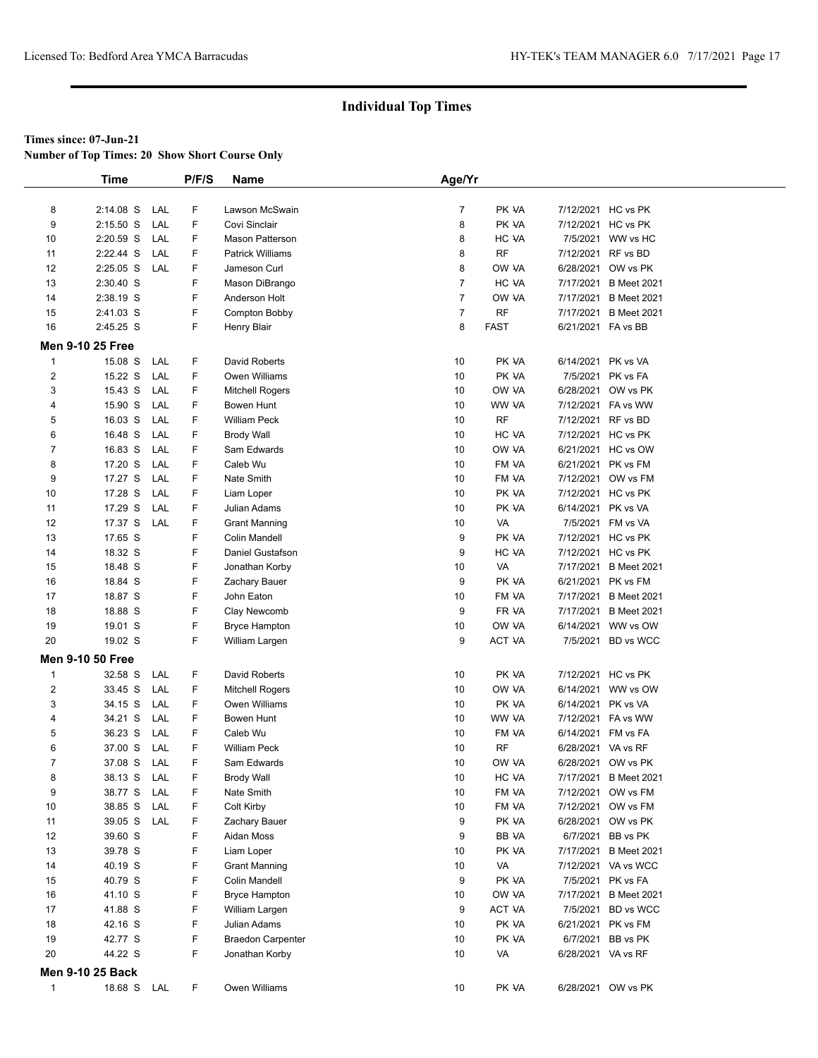## Individual Top Times

**Times since: 07-Jun-21**
**Number of Top Times: 20 Show Short Course Only**

| | Time | | P/F/S | Name | Age/Yr | | | |
|---|---|---|---|---|---|---|---|---|
| 8 | 2:14.08 S | LAL | F | Lawson McSwain | 7 | PK VA | 7/12/2021 | HC vs PK |
| 9 | 2:15.50 S | LAL | F | Covi Sinclair | 8 | PK VA | 7/12/2021 | HC vs PK |
| 10 | 2:20.59 S | LAL | F | Mason Patterson | 8 | HC VA | 7/5/2021 | WW vs HC |
| 11 | 2:22.44 S | LAL | F | Patrick Williams | 8 | RF | 7/12/2021 | RF vs BD |
| 12 | 2:25.05 S | LAL | F | Jameson Curl | 8 | OW VA | 6/28/2021 | OW vs PK |
| 13 | 2:30.40 S | | F | Mason DiBrango | 7 | HC VA | 7/17/2021 | B Meet 2021 |
| 14 | 2:38.19 S | | F | Anderson Holt | 7 | OW VA | 7/17/2021 | B Meet 2021 |
| 15 | 2:41.03 S | | F | Compton Bobby | 7 | RF | 7/17/2021 | B Meet 2021 |
| 16 | 2:45.25 S | | F | Henry Blair | 8 | FAST | 6/21/2021 | FA vs BB |

**Men 9-10 25 Free**

| | Time | | P/F/S | Name | Age/Yr | | | |
|---|---|---|---|---|---|---|---|---|
| 1 | 15.08 S | LAL | F | David Roberts | 10 | PK VA | 6/14/2021 | PK vs VA |
| 2 | 15.22 S | LAL | F | Owen Williams | 10 | PK VA | 7/5/2021 | PK vs FA |
| 3 | 15.43 S | LAL | F | Mitchell Rogers | 10 | OW VA | 6/28/2021 | OW vs PK |
| 4 | 15.90 S | LAL | F | Bowen Hunt | 10 | WW VA | 7/12/2021 | FA vs WW |
| 5 | 16.03 S | LAL | F | William Peck | 10 | RF | 7/12/2021 | RF vs BD |
| 6 | 16.48 S | LAL | F | Brody Wall | 10 | HC VA | 7/12/2021 | HC vs PK |
| 7 | 16.83 S | LAL | F | Sam Edwards | 10 | OW VA | 6/21/2021 | HC vs OW |
| 8 | 17.20 S | LAL | F | Caleb Wu | 10 | FM VA | 6/21/2021 | PK vs FM |
| 9 | 17.27 S | LAL | F | Nate Smith | 10 | FM VA | 7/12/2021 | OW vs FM |
| 10 | 17.28 S | LAL | F | Liam Loper | 10 | PK VA | 7/12/2021 | HC vs PK |
| 11 | 17.29 S | LAL | F | Julian Adams | 10 | PK VA | 6/14/2021 | PK vs VA |
| 12 | 17.37 S | LAL | F | Grant Manning | 10 | VA | 7/5/2021 | FM vs VA |
| 13 | 17.65 S | | F | Colin Mandell | 9 | PK VA | 7/12/2021 | HC vs PK |
| 14 | 18.32 S | | F | Daniel Gustafson | 9 | HC VA | 7/12/2021 | HC vs PK |
| 15 | 18.48 S | | F | Jonathan Korby | 10 | VA | 7/17/2021 | B Meet 2021 |
| 16 | 18.84 S | | F | Zachary Bauer | 9 | PK VA | 6/21/2021 | PK vs FM |
| 17 | 18.87 S | | F | John Eaton | 10 | FM VA | 7/17/2021 | B Meet 2021 |
| 18 | 18.88 S | | F | Clay Newcomb | 9 | FR VA | 7/17/2021 | B Meet 2021 |
| 19 | 19.01 S | | F | Bryce Hampton | 10 | OW VA | 6/14/2021 | WW vs OW |
| 20 | 19.02 S | | F | William Largen | 9 | ACT VA | 7/5/2021 | BD vs WCC |

**Men 9-10 50 Free**

| | Time | | P/F/S | Name | Age/Yr | | | |
|---|---|---|---|---|---|---|---|---|
| 1 | 32.58 S | LAL | F | David Roberts | 10 | PK VA | 7/12/2021 | HC vs PK |
| 2 | 33.45 S | LAL | F | Mitchell Rogers | 10 | OW VA | 6/14/2021 | WW vs OW |
| 3 | 34.15 S | LAL | F | Owen Williams | 10 | PK VA | 6/14/2021 | PK vs VA |
| 4 | 34.21 S | LAL | F | Bowen Hunt | 10 | WW VA | 7/12/2021 | FA vs WW |
| 5 | 36.23 S | LAL | F | Caleb Wu | 10 | FM VA | 6/14/2021 | FM vs FA |
| 6 | 37.00 S | LAL | F | William Peck | 10 | RF | 6/28/2021 | VA vs RF |
| 7 | 37.08 S | LAL | F | Sam Edwards | 10 | OW VA | 6/28/2021 | OW vs PK |
| 8 | 38.13 S | LAL | F | Brody Wall | 10 | HC VA | 7/17/2021 | B Meet 2021 |
| 9 | 38.77 S | LAL | F | Nate Smith | 10 | FM VA | 7/12/2021 | OW vs FM |
| 10 | 38.85 S | LAL | F | Colt Kirby | 10 | FM VA | 7/12/2021 | OW vs FM |
| 11 | 39.05 S | LAL | F | Zachary Bauer | 9 | PK VA | 6/28/2021 | OW vs PK |
| 12 | 39.60 S | | F | Aidan Moss | 9 | BB VA | 6/7/2021 | BB vs PK |
| 13 | 39.78 S | | F | Liam Loper | 10 | PK VA | 7/17/2021 | B Meet 2021 |
| 14 | 40.19 S | | F | Grant Manning | 10 | VA | 7/12/2021 | VA vs WCC |
| 15 | 40.79 S | | F | Colin Mandell | 9 | PK VA | 7/5/2021 | PK vs FA |
| 16 | 41.10 S | | F | Bryce Hampton | 10 | OW VA | 7/17/2021 | B Meet 2021 |
| 17 | 41.88 S | | F | William Largen | 9 | ACT VA | 7/5/2021 | BD vs WCC |
| 18 | 42.16 S | | F | Julian Adams | 10 | PK VA | 6/21/2021 | PK vs FM |
| 19 | 42.77 S | | F | Braedon Carpenter | 10 | PK VA | 6/7/2021 | BB vs PK |
| 20 | 44.22 S | | F | Jonathan Korby | 10 | VA | 6/28/2021 | VA vs RF |

**Men 9-10 25 Back**

| | Time | | P/F/S | Name | Age/Yr | | | |
|---|---|---|---|---|---|---|---|---|
| 1 | 18.68 S | LAL | F | Owen Williams | 10 | PK VA | 6/28/2021 | OW vs PK |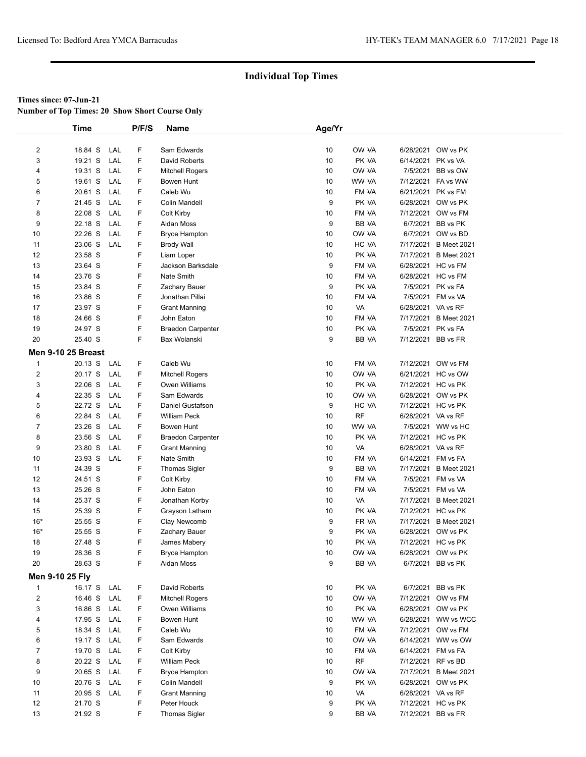# Individual Top Times

**Times since: 07-Jun-21**

**Number of Top Times: 20 Show Short Course Only**

| | Time | | P/F/S | Name | Age/Yr | | | |
|---|---|---|---|---|---|---|---|---|
| 2 | 18.84 S | LAL | F | Sam Edwards | 10 | OW VA | 6/28/2021 | OW vs PK |
| 3 | 19.21 S | LAL | F | David Roberts | 10 | PK VA | 6/14/2021 | PK vs VA |
| 4 | 19.31 S | LAL | F | Mitchell Rogers | 10 | OW VA | 7/5/2021 | BB vs OW |
| 5 | 19.61 S | LAL | F | Bowen Hunt | 10 | WW VA | 7/12/2021 | FA vs WW |
| 6 | 20.61 S | LAL | F | Caleb Wu | 10 | FM VA | 6/21/2021 | PK vs FM |
| 7 | 21.45 S | LAL | F | Colin Mandell | 9 | PK VA | 6/28/2021 | OW vs PK |
| 8 | 22.08 S | LAL | F | Colt Kirby | 10 | FM VA | 7/12/2021 | OW vs FM |
| 9 | 22.18 S | LAL | F | Aidan Moss | 9 | BB VA | 6/7/2021 | BB vs PK |
| 10 | 22.26 S | LAL | F | Bryce Hampton | 10 | OW VA | 6/7/2021 | OW vs BD |
| 11 | 23.06 S | LAL | F | Brody Wall | 10 | HC VA | 7/17/2021 | B Meet 2021 |
| 12 | 23.58 S | | F | Liam Loper | 10 | PK VA | 7/17/2021 | B Meet 2021 |
| 13 | 23.64 S | | F | Jackson Barksdale | 9 | FM VA | 6/28/2021 | HC vs FM |
| 14 | 23.76 S | | F | Nate Smith | 10 | FM VA | 6/28/2021 | HC vs FM |
| 15 | 23.84 S | | F | Zachary Bauer | 9 | PK VA | 7/5/2021 | PK vs FA |
| 16 | 23.86 S | | F | Jonathan Pillai | 10 | FM VA | 7/5/2021 | FM vs VA |
| 17 | 23.97 S | | F | Grant Manning | 10 | VA | 6/28/2021 | VA vs RF |
| 18 | 24.66 S | | F | John Eaton | 10 | FM VA | 7/17/2021 | B Meet 2021 |
| 19 | 24.97 S | | F | Braedon Carpenter | 10 | PK VA | 7/5/2021 | PK vs FA |
| 20 | 25.40 S | | F | Bax Wolanski | 9 | BB VA | 7/12/2021 | BB vs FR |

**Men 9-10 25 Breast**

| | Time | | P/F/S | Name | Age/Yr | | | |
|---|---|---|---|---|---|---|---|---|
| 1 | 20.13 S | LAL | F | Caleb Wu | 10 | FM VA | 7/12/2021 | OW vs FM |
| 2 | 20.17 S | LAL | F | Mitchell Rogers | 10 | OW VA | 6/21/2021 | HC vs OW |
| 3 | 22.06 S | LAL | F | Owen Williams | 10 | PK VA | 7/12/2021 | HC vs PK |
| 4 | 22.35 S | LAL | F | Sam Edwards | 10 | OW VA | 6/28/2021 | OW vs PK |
| 5 | 22.72 S | LAL | F | Daniel Gustafson | 9 | HC VA | 7/12/2021 | HC vs PK |
| 6 | 22.84 S | LAL | F | William Peck | 10 | RF | 6/28/2021 | VA vs RF |
| 7 | 23.26 S | LAL | F | Bowen Hunt | 10 | WW VA | 7/5/2021 | WW vs HC |
| 8 | 23.56 S | LAL | F | Braedon Carpenter | 10 | PK VA | 7/12/2021 | HC vs PK |
| 9 | 23.80 S | LAL | F | Grant Manning | 10 | VA | 6/28/2021 | VA vs RF |
| 10 | 23.93 S | LAL | F | Nate Smith | 10 | FM VA | 6/14/2021 | FM vs FA |
| 11 | 24.39 S | | F | Thomas Sigler | 9 | BB VA | 7/17/2021 | B Meet 2021 |
| 12 | 24.51 S | | F | Colt Kirby | 10 | FM VA | 7/5/2021 | FM vs VA |
| 13 | 25.26 S | | F | John Eaton | 10 | FM VA | 7/5/2021 | FM vs VA |
| 14 | 25.37 S | | F | Jonathan Korby | 10 | VA | 7/17/2021 | B Meet 2021 |
| 15 | 25.39 S | | F | Grayson Latham | 10 | PK VA | 7/12/2021 | HC vs PK |
| 16* | 25.55 S | | F | Clay Newcomb | 9 | FR VA | 7/17/2021 | B Meet 2021 |
| 16* | 25.55 S | | F | Zachary Bauer | 9 | PK VA | 6/28/2021 | OW vs PK |
| 18 | 27.48 S | | F | James Mabery | 10 | PK VA | 7/12/2021 | HC vs PK |
| 19 | 28.36 S | | F | Bryce Hampton | 10 | OW VA | 6/28/2021 | OW vs PK |
| 20 | 28.63 S | | F | Aidan Moss | 9 | BB VA | 6/7/2021 | BB vs PK |

**Men 9-10 25 Fly**

| | Time | | P/F/S | Name | Age/Yr | | | |
|---|---|---|---|---|---|---|---|---|
| 1 | 16.17 S | LAL | F | David Roberts | 10 | PK VA | 6/7/2021 | BB vs PK |
| 2 | 16.46 S | LAL | F | Mitchell Rogers | 10 | OW VA | 7/12/2021 | OW vs FM |
| 3 | 16.86 S | LAL | F | Owen Williams | 10 | PK VA | 6/28/2021 | OW vs PK |
| 4 | 17.95 S | LAL | F | Bowen Hunt | 10 | WW VA | 6/28/2021 | WW vs WCC |
| 5 | 18.34 S | LAL | F | Caleb Wu | 10 | FM VA | 7/12/2021 | OW vs FM |
| 6 | 19.17 S | LAL | F | Sam Edwards | 10 | OW VA | 6/14/2021 | WW vs OW |
| 7 | 19.70 S | LAL | F | Colt Kirby | 10 | FM VA | 6/14/2021 | FM vs FA |
| 8 | 20.22 S | LAL | F | William Peck | 10 | RF | 7/12/2021 | RF vs BD |
| 9 | 20.65 S | LAL | F | Bryce Hampton | 10 | OW VA | 7/17/2021 | B Meet 2021 |
| 10 | 20.76 S | LAL | F | Colin Mandell | 9 | PK VA | 6/28/2021 | OW vs PK |
| 11 | 20.95 S | LAL | F | Grant Manning | 10 | VA | 6/28/2021 | VA vs RF |
| 12 | 21.70 S | | F | Peter Houck | 9 | PK VA | 7/12/2021 | HC vs PK |
| 13 | 21.92 S | | F | Thomas Sigler | 9 | BB VA | 7/12/2021 | BB vs FR |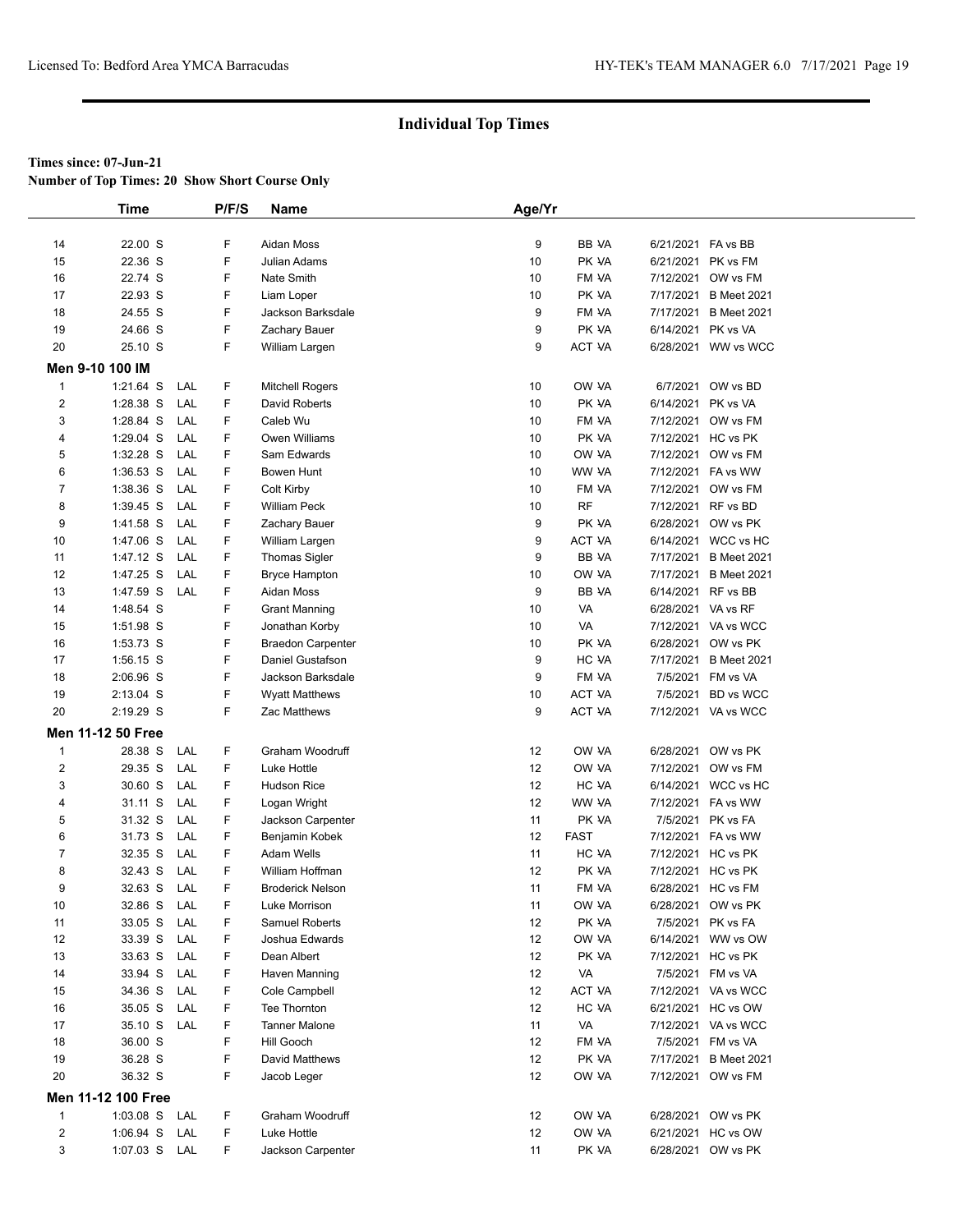## Individual Top Times

**Times since: 07-Jun-21**
**Number of Top Times: 20 Show Short Course Only**

| | Time | | P/F/S | Name | Age/Yr | | | |
|---|---|---|---|---|---|---|---|---|
| 14 | 22.00 S | | F | Aidan Moss | 9 | BB VA | 6/21/2021 | FA vs BB |
| 15 | 22.36 S | | F | Julian Adams | 10 | PK VA | 6/21/2021 | PK vs FM |
| 16 | 22.74 S | | F | Nate Smith | 10 | FM VA | 7/12/2021 | OW vs FM |
| 17 | 22.93 S | | F | Liam Loper | 10 | PK VA | 7/17/2021 | B Meet 2021 |
| 18 | 24.55 S | | F | Jackson Barksdale | 9 | FM VA | 7/17/2021 | B Meet 2021 |
| 19 | 24.66 S | | F | Zachary Bauer | 9 | PK VA | 6/14/2021 | PK vs VA |
| 20 | 25.10 S | | F | William Largen | 9 | ACT VA | 6/28/2021 | WW vs WCC |
| **Men 9-10 100 IM** | | | | | | | | |
| 1 | 1:21.64 S | LAL | F | Mitchell Rogers | 10 | OW VA | 6/7/2021 | OW vs BD |
| 2 | 1:28.38 S | LAL | F | David Roberts | 10 | PK VA | 6/14/2021 | PK vs VA |
| 3 | 1:28.84 S | LAL | F | Caleb Wu | 10 | FM VA | 7/12/2021 | OW vs FM |
| 4 | 1:29.04 S | LAL | F | Owen Williams | 10 | PK VA | 7/12/2021 | HC vs PK |
| 5 | 1:32.28 S | LAL | F | Sam Edwards | 10 | OW VA | 7/12/2021 | OW vs FM |
| 6 | 1:36.53 S | LAL | F | Bowen Hunt | 10 | WW VA | 7/12/2021 | FA vs WW |
| 7 | 1:38.36 S | LAL | F | Colt Kirby | 10 | FM VA | 7/12/2021 | OW vs FM |
| 8 | 1:39.45 S | LAL | F | William Peck | 10 | RF | 7/12/2021 | RF vs BD |
| 9 | 1:41.58 S | LAL | F | Zachary Bauer | 9 | PK VA | 6/28/2021 | OW vs PK |
| 10 | 1:47.06 S | LAL | F | William Largen | 9 | ACT VA | 6/14/2021 | WCC vs HC |
| 11 | 1:47.12 S | LAL | F | Thomas Sigler | 9 | BB VA | 7/17/2021 | B Meet 2021 |
| 12 | 1:47.25 S | LAL | F | Bryce Hampton | 10 | OW VA | 7/17/2021 | B Meet 2021 |
| 13 | 1:47.59 S | LAL | F | Aidan Moss | 9 | BB VA | 6/14/2021 | RF vs BB |
| 14 | 1:48.54 S | | F | Grant Manning | 10 | VA | 6/28/2021 | VA vs RF |
| 15 | 1:51.98 S | | F | Jonathan Korby | 10 | VA | 7/12/2021 | VA vs WCC |
| 16 | 1:53.73 S | | F | Braedon Carpenter | 10 | PK VA | 6/28/2021 | OW vs PK |
| 17 | 1:56.15 S | | F | Daniel Gustafson | 9 | HC VA | 7/17/2021 | B Meet 2021 |
| 18 | 2:06.96 S | | F | Jackson Barksdale | 9 | FM VA | 7/5/2021 | FM vs VA |
| 19 | 2:13.04 S | | F | Wyatt Matthews | 10 | ACT VA | 7/5/2021 | BD vs WCC |
| 20 | 2:19.29 S | | F | Zac Matthews | 9 | ACT VA | 7/12/2021 | VA vs WCC |
| **Men 11-12 50 Free** | | | | | | | | |
| 1 | 28.38 S | LAL | F | Graham Woodruff | 12 | OW VA | 6/28/2021 | OW vs PK |
| 2 | 29.35 S | LAL | F | Luke Hottle | 12 | OW VA | 7/12/2021 | OW vs FM |
| 3 | 30.60 S | LAL | F | Hudson Rice | 12 | HC VA | 6/14/2021 | WCC vs HC |
| 4 | 31.11 S | LAL | F | Logan Wright | 12 | WW VA | 7/12/2021 | FA vs WW |
| 5 | 31.32 S | LAL | F | Jackson Carpenter | 11 | PK VA | 7/5/2021 | PK vs FA |
| 6 | 31.73 S | LAL | F | Benjamin Kobek | 12 | FAST | 7/12/2021 | FA vs WW |
| 7 | 32.35 S | LAL | F | Adam Wells | 11 | HC VA | 7/12/2021 | HC vs PK |
| 8 | 32.43 S | LAL | F | William Hoffman | 12 | PK VA | 7/12/2021 | HC vs PK |
| 9 | 32.63 S | LAL | F | Broderick Nelson | 11 | FM VA | 6/28/2021 | HC vs FM |
| 10 | 32.86 S | LAL | F | Luke Morrison | 11 | OW VA | 6/28/2021 | OW vs PK |
| 11 | 33.05 S | LAL | F | Samuel Roberts | 12 | PK VA | 7/5/2021 | PK vs FA |
| 12 | 33.39 S | LAL | F | Joshua Edwards | 12 | OW VA | 6/14/2021 | WW vs OW |
| 13 | 33.63 S | LAL | F | Dean Albert | 12 | PK VA | 7/12/2021 | HC vs PK |
| 14 | 33.94 S | LAL | F | Haven Manning | 12 | VA | 7/5/2021 | FM vs VA |
| 15 | 34.36 S | LAL | F | Cole Campbell | 12 | ACT VA | 7/12/2021 | VA vs WCC |
| 16 | 35.05 S | LAL | F | Tee Thornton | 12 | HC VA | 6/21/2021 | HC vs OW |
| 17 | 35.10 S | LAL | F | Tanner Malone | 11 | VA | 7/12/2021 | VA vs WCC |
| 18 | 36.00 S | | F | Hill Gooch | 12 | FM VA | 7/5/2021 | FM vs VA |
| 19 | 36.28 S | | F | David Matthews | 12 | PK VA | 7/17/2021 | B Meet 2021 |
| 20 | 36.32 S | | F | Jacob Leger | 12 | OW VA | 7/12/2021 | OW vs FM |
| **Men 11-12 100 Free** | | | | | | | | |
| 1 | 1:03.08 S | LAL | F | Graham Woodruff | 12 | OW VA | 6/28/2021 | OW vs PK |
| 2 | 1:06.94 S | LAL | F | Luke Hottle | 12 | OW VA | 6/21/2021 | HC vs OW |
| 3 | 1:07.03 S | LAL | F | Jackson Carpenter | 11 | PK VA | 6/28/2021 | OW vs PK |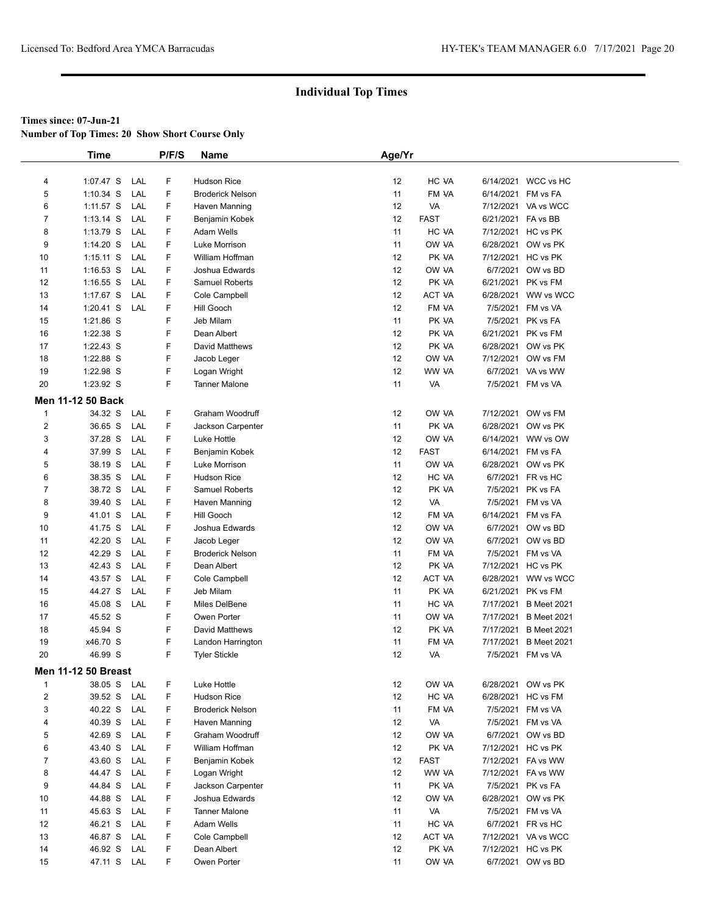## Individual Top Times

**Times since: 07-Jun-21**

**Number of Top Times: 20 Show Short Course Only**

| | Time | | P/F/S | Name | Age/Yr | | | |
|---|---|---|---|---|---|---|---|---|
| 4 | 1:07.47 S | LAL | F | Hudson Rice | 12 | HC -VA | 6/14/2021 | WCC vs HC |
| 5 | 1:10.34 S | LAL | F | Broderick Nelson | 11 | FM -VA | 6/14/2021 | FM vs FA |
| 6 | 1:11.57 S | LAL | F | Haven Manning | 12 | VA | 7/12/2021 | VA vs WCC |
| 7 | 1:13.14 S | LAL | F | Benjamin Kobek | 12 | FAST | 6/21/2021 | FA vs BB |
| 8 | 1:13.79 S | LAL | F | Adam Wells | 11 | HC -VA | 7/12/2021 | HC vs PK |
| 9 | 1:14.20 S | LAL | F | Luke Morrison | 11 | OW -VA | 6/28/2021 | OW vs PK |
| 10 | 1:15.11 S | LAL | F | William Hoffman | 12 | PK -VA | 7/12/2021 | HC vs PK |
| 11 | 1:16.53 S | LAL | F | Joshua Edwards | 12 | OW -VA | 6/7/2021 | OW vs BD |
| 12 | 1:16.55 S | LAL | F | Samuel Roberts | 12 | PK -VA | 6/21/2021 | PK vs FM |
| 13 | 1:17.67 S | LAL | F | Cole Campbell | 12 | ACT -VA | 6/28/2021 | WW vs WCC |
| 14 | 1:20.41 S | LAL | F | Hill Gooch | 12 | FM -VA | 7/5/2021 | FM vs VA |
| 15 | 1:21.86 S | | F | Jeb Milam | 11 | PK -VA | 7/5/2021 | PK vs FA |
| 16 | 1:22.38 S | | F | Dean Albert | 12 | PK -VA | 6/21/2021 | PK vs FM |
| 17 | 1:22.43 S | | F | David Matthews | 12 | PK -VA | 6/28/2021 | OW vs PK |
| 18 | 1:22.88 S | | F | Jacob Leger | 12 | OW -VA | 7/12/2021 | OW vs FM |
| 19 | 1:22.98 S | | F | Logan Wright | 12 | WW -VA | 6/7/2021 | VA vs WW |
| 20 | 1:23.92 S | | F | Tanner Malone | 11 | VA | 7/5/2021 | FM vs VA |

**Men 11-12 50 Back**

| | Time | | P/F/S | Name | Age/Yr | | | |
|---|---|---|---|---|---|---|---|---|
| 1 | 34.32 S | LAL | F | Graham Woodruff | 12 | OW -VA | 7/12/2021 | OW vs FM |
| 2 | 36.65 S | LAL | F | Jackson Carpenter | 11 | PK -VA | 6/28/2021 | OW vs PK |
| 3 | 37.28 S | LAL | F | Luke Hottle | 12 | OW -VA | 6/14/2021 | WW vs OW |
| 4 | 37.99 S | LAL | F | Benjamin Kobek | 12 | FAST | 6/14/2021 | FM vs FA |
| 5 | 38.19 S | LAL | F | Luke Morrison | 11 | OW -VA | 6/28/2021 | OW vs PK |
| 6 | 38.35 S | LAL | F | Hudson Rice | 12 | HC -VA | 6/7/2021 | FR vs HC |
| 7 | 38.72 S | LAL | F | Samuel Roberts | 12 | PK -VA | 7/5/2021 | PK vs FA |
| 8 | 39.40 S | LAL | F | Haven Manning | 12 | VA | 7/5/2021 | FM vs VA |
| 9 | 41.01 S | LAL | F | Hill Gooch | 12 | FM -VA | 6/14/2021 | FM vs FA |
| 10 | 41.75 S | LAL | F | Joshua Edwards | 12 | OW -VA | 6/7/2021 | OW vs BD |
| 11 | 42.20 S | LAL | F | Jacob Leger | 12 | OW -VA | 6/7/2021 | OW vs BD |
| 12 | 42.29 S | LAL | F | Broderick Nelson | 11 | FM -VA | 7/5/2021 | FM vs VA |
| 13 | 42.43 S | LAL | F | Dean Albert | 12 | PK -VA | 7/12/2021 | HC vs PK |
| 14 | 43.57 S | LAL | F | Cole Campbell | 12 | ACT -VA | 6/28/2021 | WW vs WCC |
| 15 | 44.27 S | LAL | F | Jeb Milam | 11 | PK -VA | 6/21/2021 | PK vs FM |
| 16 | 45.08 S | LAL | F | Miles DelBene | 11 | HC -VA | 7/17/2021 | B Meet 2021 |
| 17 | 45.52 S | | F | Owen Porter | 11 | OW -VA | 7/17/2021 | B Meet 2021 |
| 18 | 45.94 S | | F | David Matthews | 12 | PK -VA | 7/17/2021 | B Meet 2021 |
| 19 | x46.70 S | | F | Landon Harrington | 11 | FM -VA | 7/17/2021 | B Meet 2021 |
| 20 | 46.99 S | | F | Tyler Stickle | 12 | VA | 7/5/2021 | FM vs VA |

**Men 11-12 50 Breast**

| | Time | | P/F/S | Name | Age/Yr | | | |
|---|---|---|---|---|---|---|---|---|
| 1 | 38.05 S | LAL | F | Luke Hottle | 12 | OW -VA | 6/28/2021 | OW vs PK |
| 2 | 39.52 S | LAL | F | Hudson Rice | 12 | HC -VA | 6/28/2021 | HC vs FM |
| 3 | 40.22 S | LAL | F | Broderick Nelson | 11 | FM -VA | 7/5/2021 | FM vs VA |
| 4 | 40.39 S | LAL | F | Haven Manning | 12 | VA | 7/5/2021 | FM vs VA |
| 5 | 42.69 S | LAL | F | Graham Woodruff | 12 | OW -VA | 6/7/2021 | OW vs BD |
| 6 | 43.40 S | LAL | F | William Hoffman | 12 | PK -VA | 7/12/2021 | HC vs PK |
| 7 | 43.60 S | LAL | F | Benjamin Kobek | 12 | FAST | 7/12/2021 | FA vs WW |
| 8 | 44.47 S | LAL | F | Logan Wright | 12 | WW -VA | 7/12/2021 | FA vs WW |
| 9 | 44.84 S | LAL | F | Jackson Carpenter | 11 | PK -VA | 7/5/2021 | PK vs FA |
| 10 | 44.88 S | LAL | F | Joshua Edwards | 12 | OW -VA | 6/28/2021 | OW vs PK |
| 11 | 45.63 S | LAL | F | Tanner Malone | 11 | VA | 7/5/2021 | FM vs VA |
| 12 | 46.21 S | LAL | F | Adam Wells | 11 | HC -VA | 6/7/2021 | FR vs HC |
| 13 | 46.87 S | LAL | F | Cole Campbell | 12 | ACT -VA | 7/12/2021 | VA vs WCC |
| 14 | 46.92 S | LAL | F | Dean Albert | 12 | PK -VA | 7/12/2021 | HC vs PK |
| 15 | 47.11 S | LAL | F | Owen Porter | 11 | OW -VA | 6/7/2021 | OW vs BD |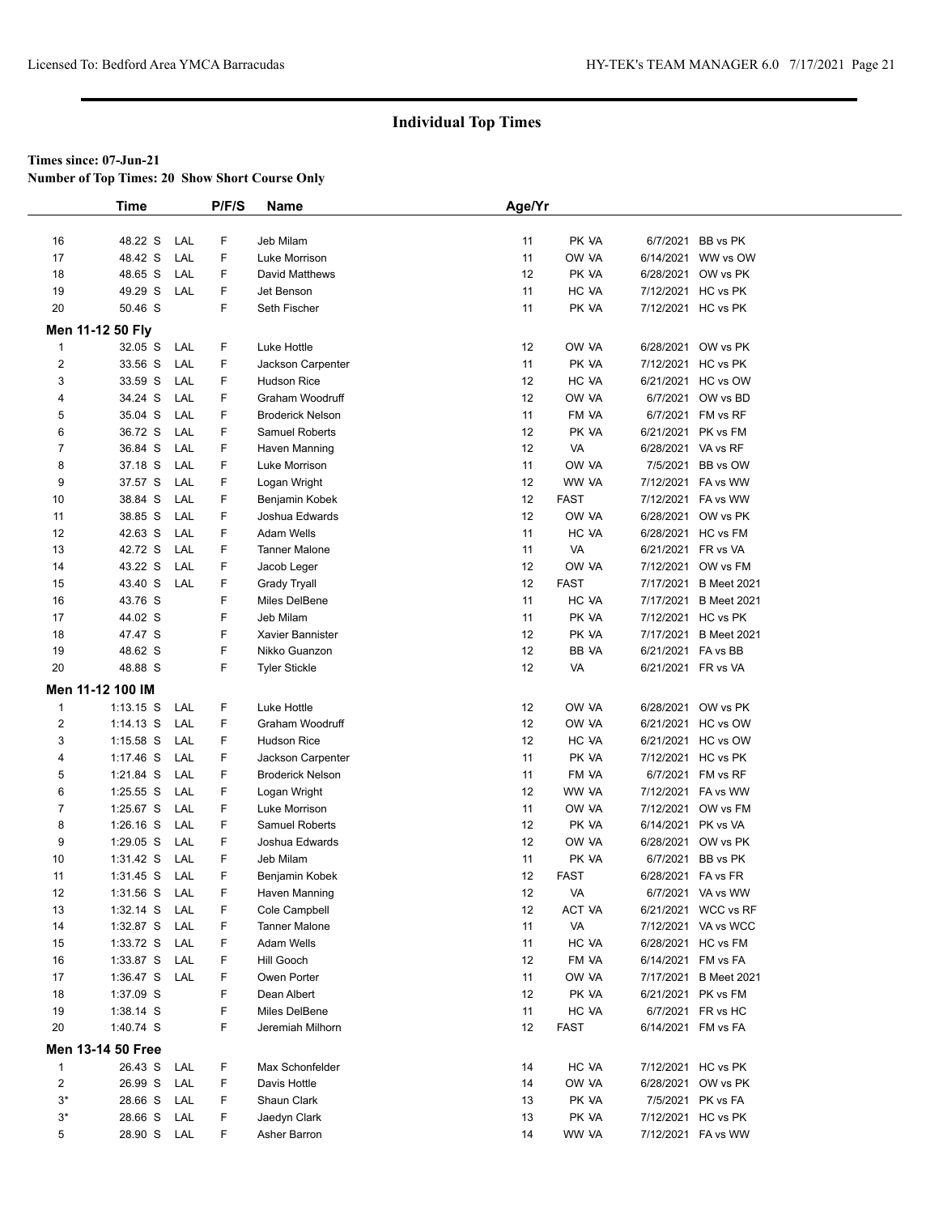## Individual Top Times

**Times since: 07-Jun-21**

**Number of Top Times: 20 Show Short Course Only**

| | Time | | P/F/S | Name | Age/Yr | | | |
|---|---|---|---|---|---|---|---|---|
| 16 | 48.22 S | LAL | F | Jeb Milam | 11 | PK VA | 6/7/2021 | BB vs PK |
| 17 | 48.42 S | LAL | F | Luke Morrison | 11 | OW VA | 6/14/2021 | WW vs OW |
| 18 | 48.65 S | LAL | F | David Matthews | 12 | PK VA | 6/28/2021 | OW vs PK |
| 19 | 49.29 S | LAL | F | Jet Benson | 11 | HC VA | 7/12/2021 | HC vs PK |
| 20 | 50.46 S | | F | Seth Fischer | 11 | PK VA | 7/12/2021 | HC vs PK |
| **Men 11-12 50 Fly** | | | | | | | | |
| 1 | 32.05 S | LAL | F | Luke Hottle | 12 | OW VA | 6/28/2021 | OW vs PK |
| 2 | 33.56 S | LAL | F | Jackson Carpenter | 11 | PK VA | 7/12/2021 | HC vs PK |
| 3 | 33.59 S | LAL | F | Hudson Rice | 12 | HC VA | 6/21/2021 | HC vs OW |
| 4 | 34.24 S | LAL | F | Graham Woodruff | 12 | OW VA | 6/7/2021 | OW vs BD |
| 5 | 35.04 S | LAL | F | Broderick Nelson | 11 | FM VA | 6/7/2021 | FM vs RF |
| 6 | 36.72 S | LAL | F | Samuel Roberts | 12 | PK VA | 6/21/2021 | PK vs FM |
| 7 | 36.84 S | LAL | F | Haven Manning | 12 | VA | 6/28/2021 | VA vs RF |
| 8 | 37.18 S | LAL | F | Luke Morrison | 11 | OW VA | 7/5/2021 | BB vs OW |
| 9 | 37.57 S | LAL | F | Logan Wright | 12 | WW VA | 7/12/2021 | FA vs WW |
| 10 | 38.84 S | LAL | F | Benjamin Kobek | 12 | FAST | 7/12/2021 | FA vs WW |
| 11 | 38.85 S | LAL | F | Joshua Edwards | 12 | OW VA | 6/28/2021 | OW vs PK |
| 12 | 42.63 S | LAL | F | Adam Wells | 11 | HC VA | 6/28/2021 | HC vs FM |
| 13 | 42.72 S | LAL | F | Tanner Malone | 11 | VA | 6/21/2021 | FR vs VA |
| 14 | 43.22 S | LAL | F | Jacob Leger | 12 | OW VA | 7/12/2021 | OW vs FM |
| 15 | 43.40 S | LAL | F | Grady Tryall | 12 | FAST | 7/17/2021 | B Meet 2021 |
| 16 | 43.76 S | | F | Miles DelBene | 11 | HC VA | 7/17/2021 | B Meet 2021 |
| 17 | 44.02 S | | F | Jeb Milam | 11 | PK VA | 7/12/2021 | HC vs PK |
| 18 | 47.47 S | | F | Xavier Bannister | 12 | PK VA | 7/17/2021 | B Meet 2021 |
| 19 | 48.62 S | | F | Nikko Guanzon | 12 | BB VA | 6/21/2021 | FA vs BB |
| 20 | 48.88 S | | F | Tyler Stickle | 12 | VA | 6/21/2021 | FR vs VA |
| **Men 11-12 100 IM** | | | | | | | | |
| 1 | 1:13.15 S | LAL | F | Luke Hottle | 12 | OW VA | 6/28/2021 | OW vs PK |
| 2 | 1:14.13 S | LAL | F | Graham Woodruff | 12 | OW VA | 6/21/2021 | HC vs OW |
| 3 | 1:15.58 S | LAL | F | Hudson Rice | 12 | HC VA | 6/21/2021 | HC vs OW |
| 4 | 1:17.46 S | LAL | F | Jackson Carpenter | 11 | PK VA | 7/12/2021 | HC vs PK |
| 5 | 1:21.84 S | LAL | F | Broderick Nelson | 11 | FM VA | 6/7/2021 | FM vs RF |
| 6 | 1:25.55 S | LAL | F | Logan Wright | 12 | WW VA | 7/12/2021 | FA vs WW |
| 7 | 1:25.67 S | LAL | F | Luke Morrison | 11 | OW VA | 7/12/2021 | OW vs FM |
| 8 | 1:26.16 S | LAL | F | Samuel Roberts | 12 | PK VA | 6/14/2021 | PK vs VA |
| 9 | 1:29.05 S | LAL | F | Joshua Edwards | 12 | OW VA | 6/28/2021 | OW vs PK |
| 10 | 1:31.42 S | LAL | F | Jeb Milam | 11 | PK VA | 6/7/2021 | BB vs PK |
| 11 | 1:31.45 S | LAL | F | Benjamin Kobek | 12 | FAST | 6/28/2021 | FA vs FR |
| 12 | 1:31.56 S | LAL | F | Haven Manning | 12 | VA | 6/7/2021 | VA vs WW |
| 13 | 1:32.14 S | LAL | F | Cole Campbell | 12 | ACT VA | 6/21/2021 | WCC vs RF |
| 14 | 1:32.87 S | LAL | F | Tanner Malone | 11 | VA | 7/12/2021 | VA vs WCC |
| 15 | 1:33.72 S | LAL | F | Adam Wells | 11 | HC VA | 6/28/2021 | HC vs FM |
| 16 | 1:33.87 S | LAL | F | Hill Gooch | 12 | FM VA | 6/14/2021 | FM vs FA |
| 17 | 1:36.47 S | LAL | F | Owen Porter | 11 | OW VA | 7/17/2021 | B Meet 2021 |
| 18 | 1:37.09 S | | F | Dean Albert | 12 | PK VA | 6/21/2021 | PK vs FM |
| 19 | 1:38.14 S | | F | Miles DelBene | 11 | HC VA | 6/7/2021 | FR vs HC |
| 20 | 1:40.74 S | | F | Jeremiah Milhorn | 12 | FAST | 6/14/2021 | FM vs FA |
| **Men 13-14 50 Free** | | | | | | | | |
| 1 | 26.43 S | LAL | F | Max Schonfelder | 14 | HC VA | 7/12/2021 | HC vs PK |
| 2 | 26.99 S | LAL | F | Davis Hottle | 14 | OW VA | 6/28/2021 | OW vs PK |
| 3* | 28.66 S | LAL | F | Shaun Clark | 13 | PK VA | 7/5/2021 | PK vs FA |
| 3* | 28.66 S | LAL | F | Jaedyn Clark | 13 | PK VA | 7/12/2021 | HC vs PK |
| 5 | 28.90 S | LAL | F | Asher Barron | 14 | WW VA | 7/12/2021 | FA vs WW |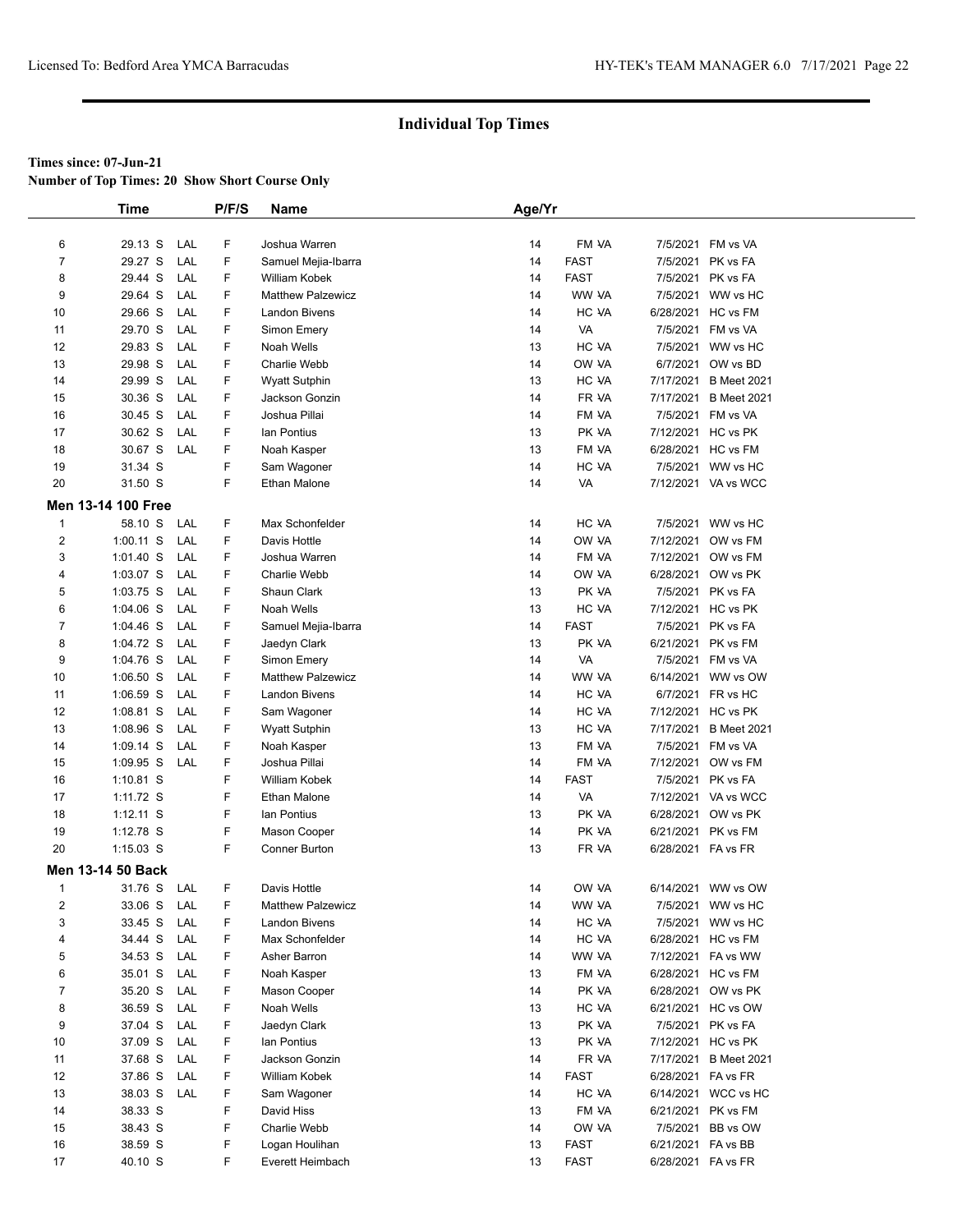## Individual Top Times

**Times since: 07-Jun-21**

**Number of Top Times: 20 Show Short Course Only**

| | Time | | P/F/S | Name | Age/Yr | | | |
|---|---|---|---|---|---|---|---|---|
| 6 | 29.13 S | LAL | F | Joshua Warren | 14 | FM -VA | 7/5/2021 | FM vs VA |
| 7 | 29.27 S | LAL | F | Samuel Mejia-Ibarra | 14 | FAST | 7/5/2021 | PK vs FA |
| 8 | 29.44 S | LAL | F | William Kobek | 14 | FAST | 7/5/2021 | PK vs FA |
| 9 | 29.64 S | LAL | F | Matthew Palzewicz | 14 | WW -VA | 7/5/2021 | WW vs HC |
| 10 | 29.66 S | LAL | F | Landon Bivens | 14 | HC -VA | 6/28/2021 | HC vs FM |
| 11 | 29.70 S | LAL | F | Simon Emery | 14 | VA | 7/5/2021 | FM vs VA |
| 12 | 29.83 S | LAL | F | Noah Wells | 13 | HC -VA | 7/5/2021 | WW vs HC |
| 13 | 29.98 S | LAL | F | Charlie Webb | 14 | OW -VA | 6/7/2021 | OW vs BD |
| 14 | 29.99 S | LAL | F | Wyatt Sutphin | 13 | HC -VA | 7/17/2021 | B Meet 2021 |
| 15 | 30.36 S | LAL | F | Jackson Gonzin | 14 | FR -VA | 7/17/2021 | B Meet 2021 |
| 16 | 30.45 S | LAL | F | Joshua Pillai | 14 | FM -VA | 7/5/2021 | FM vs VA |
| 17 | 30.62 S | LAL | F | Ian Pontius | 13 | PK -VA | 7/12/2021 | HC vs PK |
| 18 | 30.67 S | LAL | F | Noah Kasper | 13 | FM -VA | 6/28/2021 | HC vs FM |
| 19 | 31.34 S | | F | Sam Wagoner | 14 | HC -VA | 7/5/2021 | WW vs HC |
| 20 | 31.50 S | | F | Ethan Malone | 14 | VA | 7/12/2021 | VA vs WCC |

**Men 13-14 100 Free**

| | Time | | P/F/S | Name | Age/Yr | | | |
|---|---|---|---|---|---|---|---|---|
| 1 | 58.10 S | LAL | F | Max Schonfelder | 14 | HC -VA | 7/5/2021 | WW vs HC |
| 2 | 1:00.11 S | LAL | F | Davis Hottle | 14 | OW -VA | 7/12/2021 | OW vs FM |
| 3 | 1:01.40 S | LAL | F | Joshua Warren | 14 | FM -VA | 7/12/2021 | OW vs FM |
| 4 | 1:03.07 S | LAL | F | Charlie Webb | 14 | OW -VA | 6/28/2021 | OW vs PK |
| 5 | 1:03.75 S | LAL | F | Shaun Clark | 13 | PK -VA | 7/5/2021 | PK vs FA |
| 6 | 1:04.06 S | LAL | F | Noah Wells | 13 | HC -VA | 7/12/2021 | HC vs PK |
| 7 | 1:04.46 S | LAL | F | Samuel Mejia-Ibarra | 14 | FAST | 7/5/2021 | PK vs FA |
| 8 | 1:04.72 S | LAL | F | Jaedyn Clark | 13 | PK -VA | 6/21/2021 | PK vs FM |
| 9 | 1:04.76 S | LAL | F | Simon Emery | 14 | VA | 7/5/2021 | FM vs VA |
| 10 | 1:06.50 S | LAL | F | Matthew Palzewicz | 14 | WW -VA | 6/14/2021 | WW vs OW |
| 11 | 1:06.59 S | LAL | F | Landon Bivens | 14 | HC -VA | 6/7/2021 | FR vs HC |
| 12 | 1:08.81 S | LAL | F | Sam Wagoner | 14 | HC -VA | 7/12/2021 | HC vs PK |
| 13 | 1:08.96 S | LAL | F | Wyatt Sutphin | 13 | HC -VA | 7/17/2021 | B Meet 2021 |
| 14 | 1:09.14 S | LAL | F | Noah Kasper | 13 | FM -VA | 7/5/2021 | FM vs VA |
| 15 | 1:09.95 S | LAL | F | Joshua Pillai | 14 | FM -VA | 7/12/2021 | OW vs FM |
| 16 | 1:10.81 S | | F | William Kobek | 14 | FAST | 7/5/2021 | PK vs FA |
| 17 | 1:11.72 S | | F | Ethan Malone | 14 | VA | 7/12/2021 | VA vs WCC |
| 18 | 1:12.11 S | | F | Ian Pontius | 13 | PK -VA | 6/28/2021 | OW vs PK |
| 19 | 1:12.78 S | | F | Mason Cooper | 14 | PK -VA | 6/21/2021 | PK vs FM |
| 20 | 1:15.03 S | | F | Conner Burton | 13 | FR -VA | 6/28/2021 | FA vs FR |

**Men 13-14 50 Back**

| | Time | | P/F/S | Name | Age/Yr | | | |
|---|---|---|---|---|---|---|---|---|
| 1 | 31.76 S | LAL | F | Davis Hottle | 14 | OW -VA | 6/14/2021 | WW vs OW |
| 2 | 33.06 S | LAL | F | Matthew Palzewicz | 14 | WW -VA | 7/5/2021 | WW vs HC |
| 3 | 33.45 S | LAL | F | Landon Bivens | 14 | HC -VA | 7/5/2021 | WW vs HC |
| 4 | 34.44 S | LAL | F | Max Schonfelder | 14 | HC -VA | 6/28/2021 | HC vs FM |
| 5 | 34.53 S | LAL | F | Asher Barron | 14 | WW -VA | 7/12/2021 | FA vs WW |
| 6 | 35.01 S | LAL | F | Noah Kasper | 13 | FM -VA | 6/28/2021 | HC vs FM |
| 7 | 35.20 S | LAL | F | Mason Cooper | 14 | PK -VA | 6/28/2021 | OW vs PK |
| 8 | 36.59 S | LAL | F | Noah Wells | 13 | HC -VA | 6/21/2021 | HC vs OW |
| 9 | 37.04 S | LAL | F | Jaedyn Clark | 13 | PK -VA | 7/5/2021 | PK vs FA |
| 10 | 37.09 S | LAL | F | Ian Pontius | 13 | PK -VA | 7/12/2021 | HC vs PK |
| 11 | 37.68 S | LAL | F | Jackson Gonzin | 14 | FR -VA | 7/17/2021 | B Meet 2021 |
| 12 | 37.86 S | LAL | F | William Kobek | 14 | FAST | 6/28/2021 | FA vs FR |
| 13 | 38.03 S | LAL | F | Sam Wagoner | 14 | HC -VA | 6/14/2021 | WCC vs HC |
| 14 | 38.33 S | | F | David Hiss | 13 | FM -VA | 6/21/2021 | PK vs FM |
| 15 | 38.43 S | | F | Charlie Webb | 14 | OW -VA | 7/5/2021 | BB vs OW |
| 16 | 38.59 S | | F | Logan Houlihan | 13 | FAST | 6/21/2021 | FA vs BB |
| 17 | 40.10 S | | F | Everett Heimbach | 13 | FAST | 6/28/2021 | FA vs FR |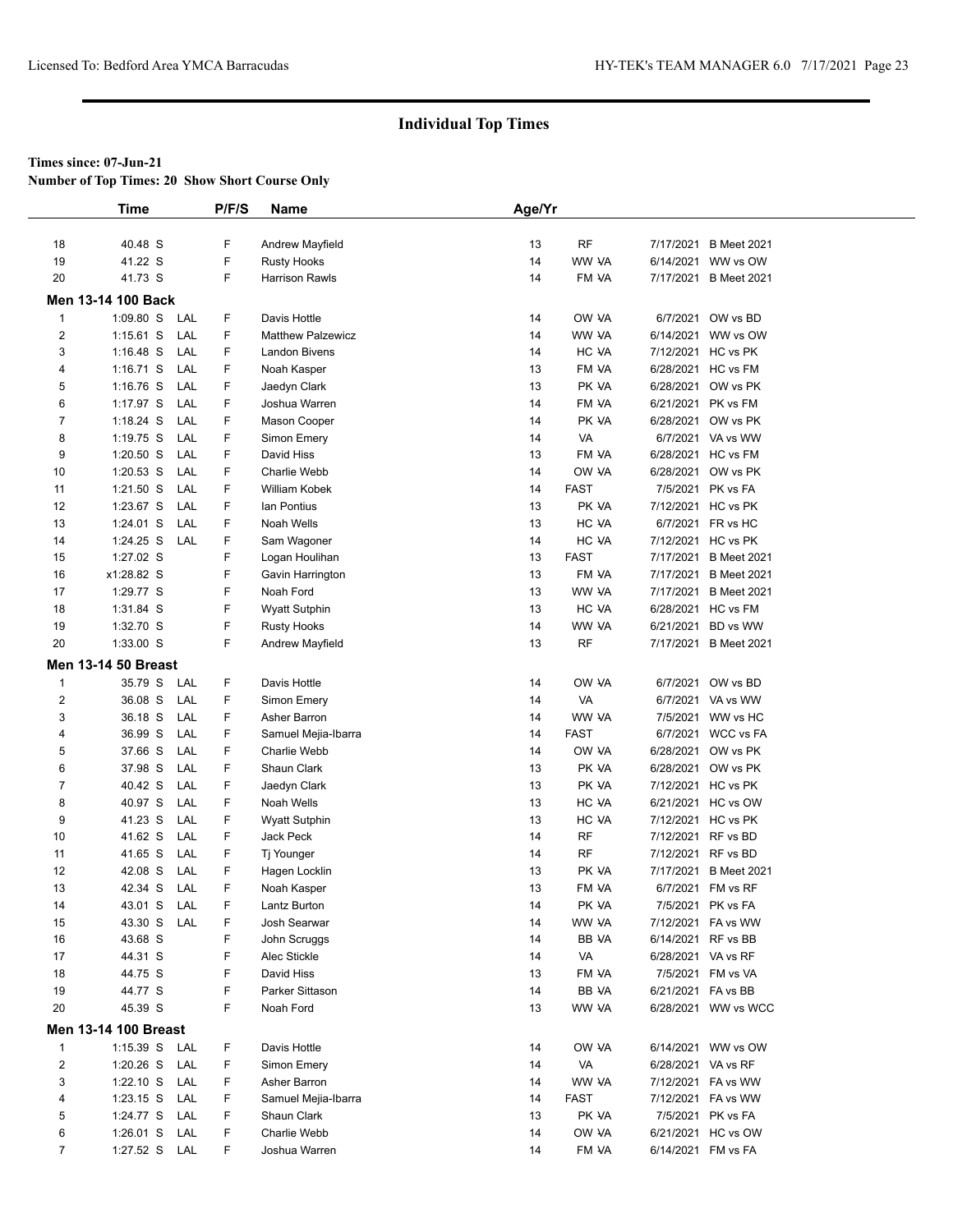## Individual Top Times

**Times since: 07-Jun-21**

**Number of Top Times: 20 Show Short Course Only**

| | Time | | P/F/S | Name | Age/Yr | | | |
|---|---|---|---|---|---|---|---|---|
| 18 | 40.48 S | | F | Andrew Mayfield | 13 | RF | 7/17/2021 | B Meet 2021 |
| 19 | 41.22 S | | F | Rusty Hooks | 14 | WW VA | 6/14/2021 | WW vs OW |
| 20 | 41.73 S | | F | Harrison Rawls | 14 | FM VA | 7/17/2021 | B Meet 2021 |

**Men 13-14 100 Back**

| | Time | | P/F/S | Name | Age/Yr | | | |
|---|---|---|---|---|---|---|---|---|
| 1 | 1:09.80 S | LAL | F | Davis Hottle | 14 | OW VA | 6/7/2021 | OW vs BD |
| 2 | 1:15.61 S | LAL | F | Matthew Palzewicz | 14 | WW VA | 6/14/2021 | WW vs OW |
| 3 | 1:16.48 S | LAL | F | Landon Bivens | 14 | HC VA | 7/12/2021 | HC vs PK |
| 4 | 1:16.71 S | LAL | F | Noah Kasper | 13 | FM VA | 6/28/2021 | HC vs FM |
| 5 | 1:16.76 S | LAL | F | Jaedyn Clark | 13 | PK VA | 6/28/2021 | OW vs PK |
| 6 | 1:17.97 S | LAL | F | Joshua Warren | 14 | FM VA | 6/21/2021 | PK vs FM |
| 7 | 1:18.24 S | LAL | F | Mason Cooper | 14 | PK VA | 6/28/2021 | OW vs PK |
| 8 | 1:19.75 S | LAL | F | Simon Emery | 14 | VA | 6/7/2021 | VA vs WW |
| 9 | 1:20.50 S | LAL | F | David Hiss | 13 | FM VA | 6/28/2021 | HC vs FM |
| 10 | 1:20.53 S | LAL | F | Charlie Webb | 14 | OW VA | 6/28/2021 | OW vs PK |
| 11 | 1:21.50 S | LAL | F | William Kobek | 14 | FAST | 7/5/2021 | PK vs FA |
| 12 | 1:23.67 S | LAL | F | Ian Pontius | 13 | PK VA | 7/12/2021 | HC vs PK |
| 13 | 1:24.01 S | LAL | F | Noah Wells | 13 | HC VA | 6/7/2021 | FR vs HC |
| 14 | 1:24.25 S | LAL | F | Sam Wagoner | 14 | HC VA | 7/12/2021 | HC vs PK |
| 15 | 1:27.02 S | | F | Logan Houlihan | 13 | FAST | 7/17/2021 | B Meet 2021 |
| 16 | x1:28.82 S | | F | Gavin Harrington | 13 | FM VA | 7/17/2021 | B Meet 2021 |
| 17 | 1:29.77 S | | F | Noah Ford | 13 | WW VA | 7/17/2021 | B Meet 2021 |
| 18 | 1:31.84 S | | F | Wyatt Sutphin | 13 | HC VA | 6/28/2021 | HC vs FM |
| 19 | 1:32.70 S | | F | Rusty Hooks | 14 | WW VA | 6/21/2021 | BD vs WW |
| 20 | 1:33.00 S | | F | Andrew Mayfield | 13 | RF | 7/17/2021 | B Meet 2021 |

**Men 13-14 50 Breast**

| | Time | | P/F/S | Name | Age/Yr | | | |
|---|---|---|---|---|---|---|---|---|
| 1 | 35.79 S | LAL | F | Davis Hottle | 14 | OW VA | 6/7/2021 | OW vs BD |
| 2 | 36.08 S | LAL | F | Simon Emery | 14 | VA | 6/7/2021 | VA vs WW |
| 3 | 36.18 S | LAL | F | Asher Barron | 14 | WW VA | 7/5/2021 | WW vs HC |
| 4 | 36.99 S | LAL | F | Samuel Mejia-Ibarra | 14 | FAST | 6/7/2021 | WCC vs FA |
| 5 | 37.66 S | LAL | F | Charlie Webb | 14 | OW VA | 6/28/2021 | OW vs PK |
| 6 | 37.98 S | LAL | F | Shaun Clark | 13 | PK VA | 6/28/2021 | OW vs PK |
| 7 | 40.42 S | LAL | F | Jaedyn Clark | 13 | PK VA | 7/12/2021 | HC vs PK |
| 8 | 40.97 S | LAL | F | Noah Wells | 13 | HC VA | 6/21/2021 | HC vs OW |
| 9 | 41.23 S | LAL | F | Wyatt Sutphin | 13 | HC VA | 7/12/2021 | HC vs PK |
| 10 | 41.62 S | LAL | F | Jack Peck | 14 | RF | 7/12/2021 | RF vs BD |
| 11 | 41.65 S | LAL | F | Tj Younger | 14 | RF | 7/12/2021 | RF vs BD |
| 12 | 42.08 S | LAL | F | Hagen Locklin | 13 | PK VA | 7/17/2021 | B Meet 2021 |
| 13 | 42.34 S | LAL | F | Noah Kasper | 13 | FM VA | 6/7/2021 | FM vs RF |
| 14 | 43.01 S | LAL | F | Lantz Burton | 14 | PK VA | 7/5/2021 | PK vs FA |
| 15 | 43.30 S | LAL | F | Josh Searwar | 14 | WW VA | 7/12/2021 | FA vs WW |
| 16 | 43.68 S | | F | John Scruggs | 14 | BB VA | 6/14/2021 | RF vs BB |
| 17 | 44.31 S | | F | Alec Stickle | 14 | VA | 6/28/2021 | VA vs RF |
| 18 | 44.75 S | | F | David Hiss | 13 | FM VA | 7/5/2021 | FM vs VA |
| 19 | 44.77 S | | F | Parker Sittason | 14 | BB VA | 6/21/2021 | FA vs BB |
| 20 | 45.39 S | | F | Noah Ford | 13 | WW VA | 6/28/2021 | WW vs WCC |

**Men 13-14 100 Breast**

| | Time | | P/F/S | Name | Age/Yr | | | |
|---|---|---|---|---|---|---|---|---|
| 1 | 1:15.39 S | LAL | F | Davis Hottle | 14 | OW VA | 6/14/2021 | WW vs OW |
| 2 | 1:20.26 S | LAL | F | Simon Emery | 14 | VA | 6/28/2021 | VA vs RF |
| 3 | 1:22.10 S | LAL | F | Asher Barron | 14 | WW VA | 7/12/2021 | FA vs WW |
| 4 | 1:23.15 S | LAL | F | Samuel Mejia-Ibarra | 14 | FAST | 7/12/2021 | FA vs WW |
| 5 | 1:24.77 S | LAL | F | Shaun Clark | 13 | PK VA | 7/5/2021 | PK vs FA |
| 6 | 1:26.01 S | LAL | F | Charlie Webb | 14 | OW VA | 6/21/2021 | HC vs OW |
| 7 | 1:27.52 S | LAL | F | Joshua Warren | 14 | FM VA | 6/14/2021 | FM vs FA |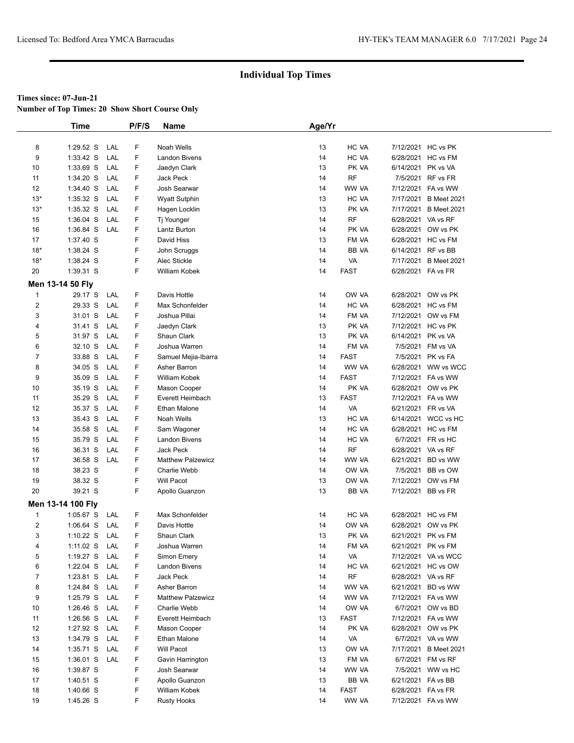## Individual Top Times

**Times since: 07-Jun-21**

**Number of Top Times: 20 Show Short Course Only**

| | Time | | P/F/S | Name | Age/Yr | | | |
|---|---|---|---|---|---|---|---|---|
| 8 | 1:29.52 S | LAL | F | Noah Wells | 13 | HC VA | 7/12/2021 | HC vs PK |
| 9 | 1:33.42 S | LAL | F | Landon Bivens | 14 | HC VA | 6/28/2021 | HC vs FM |
| 10 | 1:33.69 S | LAL | F | Jaedyn Clark | 13 | PK VA | 6/14/2021 | PK vs VA |
| 11 | 1:34.20 S | LAL | F | Jack Peck | 14 | RF | 7/5/2021 | RF vs FR |
| 12 | 1:34.40 S | LAL | F | Josh Searwar | 14 | WW VA | 7/12/2021 | FA vs WW |
| 13* | 1:35.32 S | LAL | F | Wyatt Sutphin | 13 | HC VA | 7/17/2021 | B Meet 2021 |
| 13* | 1:35.32 S | LAL | F | Hagen Locklin | 13 | PK VA | 7/17/2021 | B Meet 2021 |
| 15 | 1:36.04 S | LAL | F | Tj Younger | 14 | RF | 6/28/2021 | VA vs RF |
| 16 | 1:36.84 S | LAL | F | Lantz Burton | 14 | PK VA | 6/28/2021 | OW vs PK |
| 17 | 1:37.40 S | | F | David Hiss | 13 | FM VA | 6/28/2021 | HC vs FM |
| 18* | 1:38.24 S | | F | John Scruggs | 14 | BB VA | 6/14/2021 | RF vs BB |
| 18* | 1:38.24 S | | F | Alec Stickle | 14 | VA | 7/17/2021 | B Meet 2021 |
| 20 | 1:39.31 S | | F | William Kobek | 14 | FAST | 6/28/2021 | FA vs FR |

### Men 13-14 50 Fly

| | Time | | P/F/S | Name | Age/Yr | | | |
|---|---|---|---|---|---|---|---|---|
| 1 | 29.17 S | LAL | F | Davis Hottle | 14 | OW VA | 6/28/2021 | OW vs PK |
| 2 | 29.33 S | LAL | F | Max Schonfelder | 14 | HC VA | 6/28/2021 | HC vs FM |
| 3 | 31.01 S | LAL | F | Joshua Pillai | 14 | FM VA | 7/12/2021 | OW vs FM |
| 4 | 31.41 S | LAL | F | Jaedyn Clark | 13 | PK VA | 7/12/2021 | HC vs PK |
| 5 | 31.97 S | LAL | F | Shaun Clark | 13 | PK VA | 6/14/2021 | PK vs VA |
| 6 | 32.10 S | LAL | F | Joshua Warren | 14 | FM VA | 7/5/2021 | FM vs VA |
| 7 | 33.88 S | LAL | F | Samuel Mejia-Ibarra | 14 | FAST | 7/5/2021 | PK vs FA |
| 8 | 34.05 S | LAL | F | Asher Barron | 14 | WW VA | 6/28/2021 | WW vs WCC |
| 9 | 35.09 S | LAL | F | William Kobek | 14 | FAST | 7/12/2021 | FA vs WW |
| 10 | 35.19 S | LAL | F | Mason Cooper | 14 | PK VA | 6/28/2021 | OW vs PK |
| 11 | 35.29 S | LAL | F | Everett Heimbach | 13 | FAST | 7/12/2021 | FA vs WW |
| 12 | 35.37 S | LAL | F | Ethan Malone | 14 | VA | 6/21/2021 | FR vs VA |
| 13 | 35.43 S | LAL | F | Noah Wells | 13 | HC VA | 6/14/2021 | WCC vs HC |
| 14 | 35.58 S | LAL | F | Sam Wagoner | 14 | HC VA | 6/28/2021 | HC vs FM |
| 15 | 35.79 S | LAL | F | Landon Bivens | 14 | HC VA | 6/7/2021 | FR vs HC |
| 16 | 36.31 S | LAL | F | Jack Peck | 14 | RF | 6/28/2021 | VA vs RF |
| 17 | 36.58 S | LAL | F | Matthew Palzewicz | 14 | WW VA | 6/21/2021 | BD vs WW |
| 18 | 38.23 S | | F | Charlie Webb | 14 | OW VA | 7/5/2021 | BB vs OW |
| 19 | 38.32 S | | F | Will Pacot | 13 | OW VA | 7/12/2021 | OW vs FM |
| 20 | 39.21 S | | F | Apollo Guanzon | 13 | BB VA | 7/12/2021 | BB vs FR |

### Men 13-14 100 Fly

| | Time | | P/F/S | Name | Age/Yr | | | |
|---|---|---|---|---|---|---|---|---|
| 1 | 1:05.67 S | LAL | F | Max Schonfelder | 14 | HC VA | 6/28/2021 | HC vs FM |
| 2 | 1:06.64 S | LAL | F | Davis Hottle | 14 | OW VA | 6/28/2021 | OW vs PK |
| 3 | 1:10.22 S | LAL | F | Shaun Clark | 13 | PK VA | 6/21/2021 | PK vs FM |
| 4 | 1:11.02 S | LAL | F | Joshua Warren | 14 | FM VA | 6/21/2021 | PK vs FM |
| 5 | 1:19.27 S | LAL | F | Simon Emery | 14 | VA | 7/12/2021 | VA vs WCC |
| 6 | 1:22.04 S | LAL | F | Landon Bivens | 14 | HC VA | 6/21/2021 | HC vs OW |
| 7 | 1:23.81 S | LAL | F | Jack Peck | 14 | RF | 6/28/2021 | VA vs RF |
| 8 | 1:24.84 S | LAL | F | Asher Barron | 14 | WW VA | 6/21/2021 | BD vs WW |
| 9 | 1:25.79 S | LAL | F | Matthew Palzewicz | 14 | WW VA | 7/12/2021 | FA vs WW |
| 10 | 1:26.46 S | LAL | F | Charlie Webb | 14 | OW VA | 6/7/2021 | OW vs BD |
| 11 | 1:26.56 S | LAL | F | Everett Heimbach | 13 | FAST | 7/12/2021 | FA vs WW |
| 12 | 1:27.92 S | LAL | F | Mason Cooper | 14 | PK VA | 6/28/2021 | OW vs PK |
| 13 | 1:34.79 S | LAL | F | Ethan Malone | 14 | VA | 6/7/2021 | VA vs WW |
| 14 | 1:35.71 S | LAL | F | Will Pacot | 13 | OW VA | 7/17/2021 | B Meet 2021 |
| 15 | 1:36.01 S | LAL | F | Gavin Harrington | 13 | FM VA | 6/7/2021 | FM vs RF |
| 16 | 1:39.87 S | | F | Josh Searwar | 14 | WW VA | 7/5/2021 | WW vs HC |
| 17 | 1:40.51 S | | F | Apollo Guanzon | 13 | BB VA | 6/21/2021 | FA vs BB |
| 18 | 1:40.66 S | | F | William Kobek | 14 | FAST | 6/28/2021 | FA vs FR |
| 19 | 1:45.26 S | | F | Rusty Hooks | 14 | WW VA | 7/12/2021 | FA vs WW |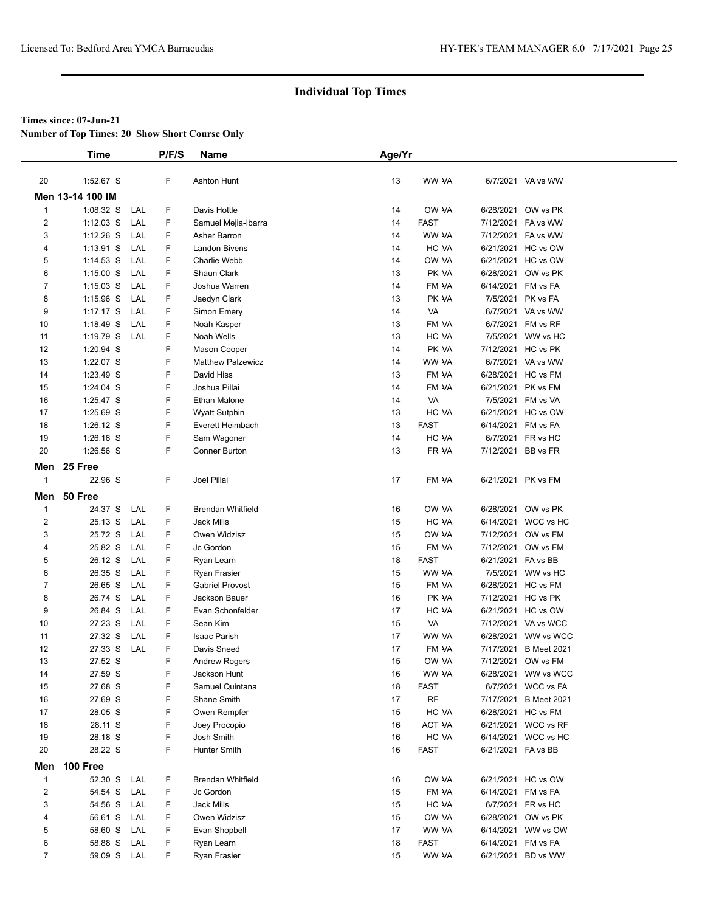## Individual Top Times

**Times since: 07-Jun-21**

**Number of Top Times: 20 Show Short Course Only**

| | Time | | P/F/S | Name | Age/Yr | | | |
|---|---|---|---|---|---|---|---|---|
| 20 | 1:52.67 S | | F | Ashton Hunt | 13 | WW VA | 6/7/2021 | VA vs WW |
| **Men 13-14 100 IM** | | | | | | | | |
| 1 | 1:08.32 S | LAL | F | Davis Hottle | 14 | OW VA | 6/28/2021 | OW vs PK |
| 2 | 1:12.03 S | LAL | F | Samuel Mejia-Ibarra | 14 | FAST | 7/12/2021 | FA vs WW |
| 3 | 1:12.26 S | LAL | F | Asher Barron | 14 | WW VA | 7/12/2021 | FA vs WW |
| 4 | 1:13.91 S | LAL | F | Landon Bivens | 14 | HC VA | 6/21/2021 | HC vs OW |
| 5 | 1:14.53 S | LAL | F | Charlie Webb | 14 | OW VA | 6/21/2021 | HC vs OW |
| 6 | 1:15.00 S | LAL | F | Shaun Clark | 13 | PK VA | 6/28/2021 | OW vs PK |
| 7 | 1:15.03 S | LAL | F | Joshua Warren | 14 | FM VA | 6/14/2021 | FM vs FA |
| 8 | 1:15.96 S | LAL | F | Jaedyn Clark | 13 | PK VA | 7/5/2021 | PK vs FA |
| 9 | 1:17.17 S | LAL | F | Simon Emery | 14 | VA | 6/7/2021 | VA vs WW |
| 10 | 1:18.49 S | LAL | F | Noah Kasper | 13 | FM VA | 6/7/2021 | FM vs RF |
| 11 | 1:19.79 S | LAL | F | Noah Wells | 13 | HC VA | 7/5/2021 | WW vs HC |
| 12 | 1:20.94 S | | F | Mason Cooper | 14 | PK VA | 7/12/2021 | HC vs PK |
| 13 | 1:22.07 S | | F | Matthew Palzewicz | 14 | WW VA | 6/7/2021 | VA vs WW |
| 14 | 1:23.49 S | | F | David Hiss | 13 | FM VA | 6/28/2021 | HC vs FM |
| 15 | 1:24.04 S | | F | Joshua Pillai | 14 | FM VA | 6/21/2021 | PK vs FM |
| 16 | 1:25.47 S | | F | Ethan Malone | 14 | VA | 7/5/2021 | FM vs VA |
| 17 | 1:25.69 S | | F | Wyatt Sutphin | 13 | HC VA | 6/21/2021 | HC vs OW |
| 18 | 1:26.12 S | | F | Everett Heimbach | 13 | FAST | 6/14/2021 | FM vs FA |
| 19 | 1:26.16 S | | F | Sam Wagoner | 14 | HC VA | 6/7/2021 | FR vs HC |
| 20 | 1:26.56 S | | F | Conner Burton | 13 | FR VA | 7/12/2021 | BB vs FR |
| **Men 25 Free** | | | | | | | | |
| 1 | 22.96 S | | F | Joel Pillai | 17 | FM VA | 6/21/2021 | PK vs FM |
| **Men 50 Free** | | | | | | | | |
| 1 | 24.37 S | LAL | F | Brendan Whitfield | 16 | OW VA | 6/28/2021 | OW vs PK |
| 2 | 25.13 S | LAL | F | Jack Mills | 15 | HC VA | 6/14/2021 | WCC vs HC |
| 3 | 25.72 S | LAL | F | Owen Widzisz | 15 | OW VA | 7/12/2021 | OW vs FM |
| 4 | 25.82 S | LAL | F | Jc Gordon | 15 | FM VA | 7/12/2021 | OW vs FM |
| 5 | 26.12 S | LAL | F | Ryan Learn | 18 | FAST | 6/21/2021 | FA vs BB |
| 6 | 26.35 S | LAL | F | Ryan Frasier | 15 | WW VA | 7/5/2021 | WW vs HC |
| 7 | 26.65 S | LAL | F | Gabriel Provost | 15 | FM VA | 6/28/2021 | HC vs FM |
| 8 | 26.74 S | LAL | F | Jackson Bauer | 16 | PK VA | 7/12/2021 | HC vs PK |
| 9 | 26.84 S | LAL | F | Evan Schonfelder | 17 | HC VA | 6/21/2021 | HC vs OW |
| 10 | 27.23 S | LAL | F | Sean Kim | 15 | VA | 7/12/2021 | VA vs WCC |
| 11 | 27.32 S | LAL | F | Isaac Parish | 17 | WW VA | 6/28/2021 | WW vs WCC |
| 12 | 27.33 S | LAL | F | Davis Sneed | 17 | FM VA | 7/17/2021 | B Meet 2021 |
| 13 | 27.52 S | | F | Andrew Rogers | 15 | OW VA | 7/12/2021 | OW vs FM |
| 14 | 27.59 S | | F | Jackson Hunt | 16 | WW VA | 6/28/2021 | WW vs WCC |
| 15 | 27.68 S | | F | Samuel Quintana | 18 | FAST | 6/7/2021 | WCC vs FA |
| 16 | 27.69 S | | F | Shane Smith | 17 | RF | 7/17/2021 | B Meet 2021 |
| 17 | 28.05 S | | F | Owen Rempfer | 15 | HC VA | 6/28/2021 | HC vs FM |
| 18 | 28.11 S | | F | Joey Procopio | 16 | ACT VA | 6/21/2021 | WCC vs RF |
| 19 | 28.18 S | | F | Josh Smith | 16 | HC VA | 6/14/2021 | WCC vs HC |
| 20 | 28.22 S | | F | Hunter Smith | 16 | FAST | 6/21/2021 | FA vs BB |
| **Men 100 Free** | | | | | | | | |
| 1 | 52.30 S | LAL | F | Brendan Whitfield | 16 | OW VA | 6/21/2021 | HC vs OW |
| 2 | 54.54 S | LAL | F | Jc Gordon | 15 | FM VA | 6/14/2021 | FM vs FA |
| 3 | 54.56 S | LAL | F | Jack Mills | 15 | HC VA | 6/7/2021 | FR vs HC |
| 4 | 56.61 S | LAL | F | Owen Widzisz | 15 | OW VA | 6/28/2021 | OW vs PK |
| 5 | 58.60 S | LAL | F | Evan Shopbell | 17 | WW VA | 6/14/2021 | WW vs OW |
| 6 | 58.88 S | LAL | F | Ryan Learn | 18 | FAST | 6/14/2021 | FM vs FA |
| 7 | 59.09 S | LAL | F | Ryan Frasier | 15 | WW VA | 6/21/2021 | BD vs WW |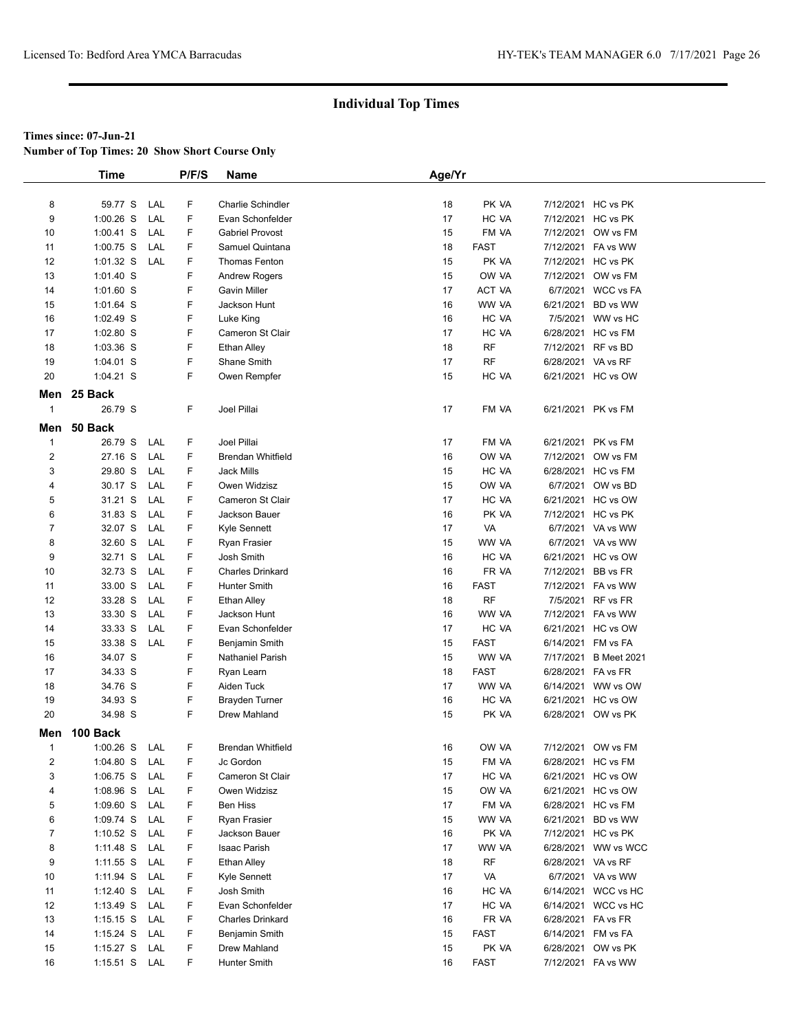## Individual Top Times

**Times since: 07-Jun-21**

**Number of Top Times: 20 Show Short Course Only**

| | Time | | P/F/S | Name | Age/Yr | | | |
|---|---|---|---|---|---|---|---|---|
| 8 | 59.77 S | LAL | F | Charlie Schindler | 18 | PK VA | 7/12/2021 | HC vs PK |
| 9 | 1:00.26 S | LAL | F | Evan Schonfelder | 17 | HC VA | 7/12/2021 | HC vs PK |
| 10 | 1:00.41 S | LAL | F | Gabriel Provost | 15 | FM VA | 7/12/2021 | OW vs FM |
| 11 | 1:00.75 S | LAL | F | Samuel Quintana | 18 | FAST | 7/12/2021 | FA vs WW |
| 12 | 1:01.32 S | LAL | F | Thomas Fenton | 15 | PK VA | 7/12/2021 | HC vs PK |
| 13 | 1:01.40 S | | F | Andrew Rogers | 15 | OW VA | 7/12/2021 | OW vs FM |
| 14 | 1:01.60 S | | F | Gavin Miller | 17 | ACT VA | 6/7/2021 | WCC vs FA |
| 15 | 1:01.64 S | | F | Jackson Hunt | 16 | WW VA | 6/21/2021 | BD vs WW |
| 16 | 1:02.49 S | | F | Luke King | 16 | HC VA | 7/5/2021 | WW vs HC |
| 17 | 1:02.80 S | | F | Cameron St Clair | 17 | HC VA | 6/28/2021 | HC vs FM |
| 18 | 1:03.36 S | | F | Ethan Alley | 18 | RF | 7/12/2021 | RF vs BD |
| 19 | 1:04.01 S | | F | Shane Smith | 17 | RF | 6/28/2021 | VA vs RF |
| 20 | 1:04.21 S | | F | Owen Rempfer | 15 | HC VA | 6/21/2021 | HC vs OW |

### Men 25 Back

| | Time | | P/F/S | Name | Age/Yr | | | |
|---|---|---|---|---|---|---|---|---|
| 1 | 26.79 S | | F | Joel Pillai | 17 | FM VA | 6/21/2021 | PK vs FM |

### Men 50 Back

| | Time | | P/F/S | Name | Age/Yr | | | |
|---|---|---|---|---|---|---|---|---|
| 1 | 26.79 S | LAL | F | Joel Pillai | 17 | FM VA | 6/21/2021 | PK vs FM |
| 2 | 27.16 S | LAL | F | Brendan Whitfield | 16 | OW VA | 7/12/2021 | OW vs FM |
| 3 | 29.80 S | LAL | F | Jack Mills | 15 | HC VA | 6/28/2021 | HC vs FM |
| 4 | 30.17 S | LAL | F | Owen Widzisz | 15 | OW VA | 6/7/2021 | OW vs BD |
| 5 | 31.21 S | LAL | F | Cameron St Clair | 17 | HC VA | 6/21/2021 | HC vs OW |
| 6 | 31.83 S | LAL | F | Jackson Bauer | 16 | PK VA | 7/12/2021 | HC vs PK |
| 7 | 32.07 S | LAL | F | Kyle Sennett | 17 | VA | 6/7/2021 | VA vs WW |
| 8 | 32.60 S | LAL | F | Ryan Frasier | 15 | WW VA | 6/7/2021 | VA vs WW |
| 9 | 32.71 S | LAL | F | Josh Smith | 16 | HC VA | 6/21/2021 | HC vs OW |
| 10 | 32.73 S | LAL | F | Charles Drinkard | 16 | FR VA | 7/12/2021 | BB vs FR |
| 11 | 33.00 S | LAL | F | Hunter Smith | 16 | FAST | 7/12/2021 | FA vs WW |
| 12 | 33.28 S | LAL | F | Ethan Alley | 18 | RF | 7/5/2021 | RF vs FR |
| 13 | 33.30 S | LAL | F | Jackson Hunt | 16 | WW VA | 7/12/2021 | FA vs WW |
| 14 | 33.33 S | LAL | F | Evan Schonfelder | 17 | HC VA | 6/21/2021 | HC vs OW |
| 15 | 33.38 S | LAL | F | Benjamin Smith | 15 | FAST | 6/14/2021 | FM vs FA |
| 16 | 34.07 S | | F | Nathaniel Parish | 15 | WW VA | 7/17/2021 | B Meet 2021 |
| 17 | 34.33 S | | F | Ryan Learn | 18 | FAST | 6/28/2021 | FA vs FR |
| 18 | 34.76 S | | F | Aiden Tuck | 17 | WW VA | 6/14/2021 | WW vs OW |
| 19 | 34.93 S | | F | Brayden Turner | 16 | HC VA | 6/21/2021 | HC vs OW |
| 20 | 34.98 S | | F | Drew Mahland | 15 | PK VA | 6/28/2021 | OW vs PK |

### Men 100 Back

| | Time | | P/F/S | Name | Age/Yr | | | |
|---|---|---|---|---|---|---|---|---|
| 1 | 1:00.26 S | LAL | F | Brendan Whitfield | 16 | OW VA | 7/12/2021 | OW vs FM |
| 2 | 1:04.80 S | LAL | F | Jc Gordon | 15 | FM VA | 6/28/2021 | HC vs FM |
| 3 | 1:06.75 S | LAL | F | Cameron St Clair | 17 | HC VA | 6/21/2021 | HC vs OW |
| 4 | 1:08.96 S | LAL | F | Owen Widzisz | 15 | OW VA | 6/21/2021 | HC vs OW |
| 5 | 1:09.60 S | LAL | F | Ben Hiss | 17 | FM VA | 6/28/2021 | HC vs FM |
| 6 | 1:09.74 S | LAL | F | Ryan Frasier | 15 | WW VA | 6/21/2021 | BD vs WW |
| 7 | 1:10.52 S | LAL | F | Jackson Bauer | 16 | PK VA | 7/12/2021 | HC vs PK |
| 8 | 1:11.48 S | LAL | F | Isaac Parish | 17 | WW VA | 6/28/2021 | WW vs WCC |
| 9 | 1:11.55 S | LAL | F | Ethan Alley | 18 | RF | 6/28/2021 | VA vs RF |
| 10 | 1:11.94 S | LAL | F | Kyle Sennett | 17 | VA | 6/7/2021 | VA vs WW |
| 11 | 1:12.40 S | LAL | F | Josh Smith | 16 | HC VA | 6/14/2021 | WCC vs HC |
| 12 | 1:13.49 S | LAL | F | Evan Schonfelder | 17 | HC VA | 6/14/2021 | WCC vs HC |
| 13 | 1:15.15 S | LAL | F | Charles Drinkard | 16 | FR VA | 6/28/2021 | FA vs FR |
| 14 | 1:15.24 S | LAL | F | Benjamin Smith | 15 | FAST | 6/14/2021 | FM vs FA |
| 15 | 1:15.27 S | LAL | F | Drew Mahland | 15 | PK VA | 6/28/2021 | OW vs PK |
| 16 | 1:15.51 S | LAL | F | Hunter Smith | 16 | FAST | 7/12/2021 | FA vs WW |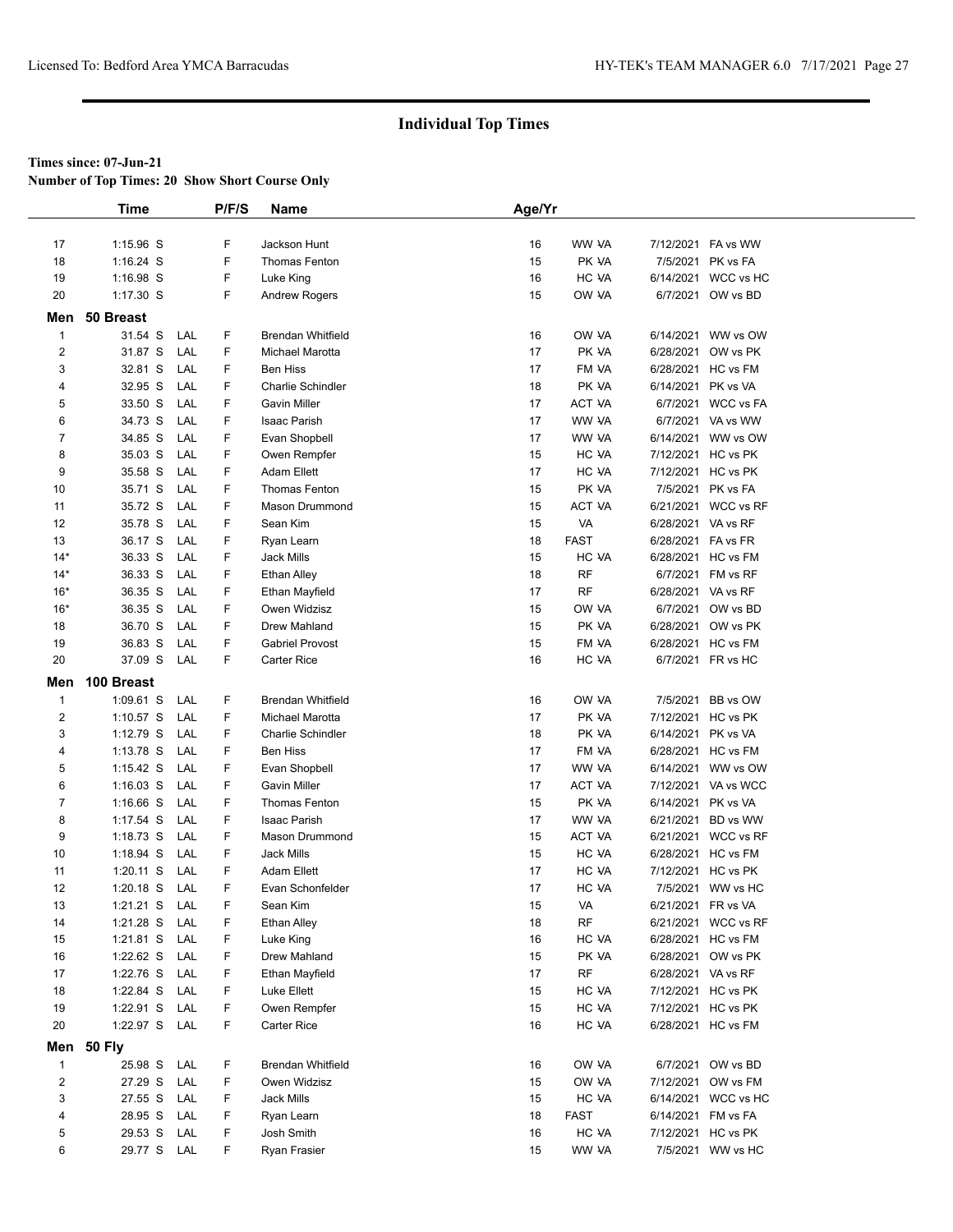## Individual Top Times

**Times since: 07-Jun-21**

**Number of Top Times: 20 Show Short Course Only**

| | Time | | P/F/S | Name | Age/Yr | | | |
|---|---|---|---|---|---|---|---|---|
| 17 | 1:15.96 S | | F | Jackson Hunt | 16 | WW VA | 7/12/2021 | FA vs WW |
| 18 | 1:16.24 S | | F | Thomas Fenton | 15 | PK VA | 7/5/2021 | PK vs FA |
| 19 | 1:16.98 S | | F | Luke King | 16 | HC VA | 6/14/2021 | WCC vs HC |
| 20 | 1:17.30 S | | F | Andrew Rogers | 15 | OW VA | 6/7/2021 | OW vs BD |

### Men 50 Breast

| | Time | | P/F/S | Name | Age/Yr | | | |
|---|---|---|---|---|---|---|---|---|
| 1 | 31.54 S | LAL | F | Brendan Whitfield | 16 | OW VA | 6/14/2021 | WW vs OW |
| 2 | 31.87 S | LAL | F | Michael Marotta | 17 | PK VA | 6/28/2021 | OW vs PK |
| 3 | 32.81 S | LAL | F | Ben Hiss | 17 | FM VA | 6/28/2021 | HC vs FM |
| 4 | 32.95 S | LAL | F | Charlie Schindler | 18 | PK VA | 6/14/2021 | PK vs VA |
| 5 | 33.50 S | LAL | F | Gavin Miller | 17 | ACT VA | 6/7/2021 | WCC vs FA |
| 6 | 34.73 S | LAL | F | Isaac Parish | 17 | WW VA | 6/7/2021 | VA vs WW |
| 7 | 34.85 S | LAL | F | Evan Shopbell | 17 | WW VA | 6/14/2021 | WW vs OW |
| 8 | 35.03 S | LAL | F | Owen Rempfer | 15 | HC VA | 7/12/2021 | HC vs PK |
| 9 | 35.58 S | LAL | F | Adam Ellett | 17 | HC VA | 7/12/2021 | HC vs PK |
| 10 | 35.71 S | LAL | F | Thomas Fenton | 15 | PK VA | 7/5/2021 | PK vs FA |
| 11 | 35.72 S | LAL | F | Mason Drummond | 15 | ACT VA | 6/21/2021 | WCC vs RF |
| 12 | 35.78 S | LAL | F | Sean Kim | 15 | VA | 6/28/2021 | VA vs RF |
| 13 | 36.17 S | LAL | F | Ryan Learn | 18 | FAST | 6/28/2021 | FA vs FR |
| 14* | 36.33 S | LAL | F | Jack Mills | 15 | HC VA | 6/28/2021 | HC vs FM |
| 14* | 36.33 S | LAL | F | Ethan Alley | 18 | RF | 6/7/2021 | FM vs RF |
| 16* | 36.35 S | LAL | F | Ethan Mayfield | 17 | RF | 6/28/2021 | VA vs RF |
| 16* | 36.35 S | LAL | F | Owen Widzisz | 15 | OW VA | 6/7/2021 | OW vs BD |
| 18 | 36.70 S | LAL | F | Drew Mahland | 15 | PK VA | 6/28/2021 | OW vs PK |
| 19 | 36.83 S | LAL | F | Gabriel Provost | 15 | FM VA | 6/28/2021 | HC vs FM |
| 20 | 37.09 S | LAL | F | Carter Rice | 16 | HC VA | 6/7/2021 | FR vs HC |

### Men 100 Breast

| | Time | | P/F/S | Name | Age/Yr | | | |
|---|---|---|---|---|---|---|---|---|
| 1 | 1:09.61 S | LAL | F | Brendan Whitfield | 16 | OW VA | 7/5/2021 | BB vs OW |
| 2 | 1:10.57 S | LAL | F | Michael Marotta | 17 | PK VA | 7/12/2021 | HC vs PK |
| 3 | 1:12.79 S | LAL | F | Charlie Schindler | 18 | PK VA | 6/14/2021 | PK vs VA |
| 4 | 1:13.78 S | LAL | F | Ben Hiss | 17 | FM VA | 6/28/2021 | HC vs FM |
| 5 | 1:15.42 S | LAL | F | Evan Shopbell | 17 | WW VA | 6/14/2021 | WW vs OW |
| 6 | 1:16.03 S | LAL | F | Gavin Miller | 17 | ACT VA | 7/12/2021 | VA vs WCC |
| 7 | 1:16.66 S | LAL | F | Thomas Fenton | 15 | PK VA | 6/14/2021 | PK vs VA |
| 8 | 1:17.54 S | LAL | F | Isaac Parish | 17 | WW VA | 6/21/2021 | BD vs WW |
| 9 | 1:18.73 S | LAL | F | Mason Drummond | 15 | ACT VA | 6/21/2021 | WCC vs RF |
| 10 | 1:18.94 S | LAL | F | Jack Mills | 15 | HC VA | 6/28/2021 | HC vs FM |
| 11 | 1:20.11 S | LAL | F | Adam Ellett | 17 | HC VA | 7/12/2021 | HC vs PK |
| 12 | 1:20.18 S | LAL | F | Evan Schonfelder | 17 | HC VA | 7/5/2021 | WW vs HC |
| 13 | 1:21.21 S | LAL | F | Sean Kim | 15 | VA | 6/21/2021 | FR vs VA |
| 14 | 1:21.28 S | LAL | F | Ethan Alley | 18 | RF | 6/21/2021 | WCC vs RF |
| 15 | 1:21.81 S | LAL | F | Luke King | 16 | HC VA | 6/28/2021 | HC vs FM |
| 16 | 1:22.62 S | LAL | F | Drew Mahland | 15 | PK VA | 6/28/2021 | OW vs PK |
| 17 | 1:22.76 S | LAL | F | Ethan Mayfield | 17 | RF | 6/28/2021 | VA vs RF |
| 18 | 1:22.84 S | LAL | F | Luke Ellett | 15 | HC VA | 7/12/2021 | HC vs PK |
| 19 | 1:22.91 S | LAL | F | Owen Rempfer | 15 | HC VA | 7/12/2021 | HC vs PK |
| 20 | 1:22.97 S | LAL | F | Carter Rice | 16 | HC VA | 6/28/2021 | HC vs FM |

### Men 50 Fly

| | Time | | P/F/S | Name | Age/Yr | | | |
|---|---|---|---|---|---|---|---|---|
| 1 | 25.98 S | LAL | F | Brendan Whitfield | 16 | OW VA | 6/7/2021 | OW vs BD |
| 2 | 27.29 S | LAL | F | Owen Widzisz | 15 | OW VA | 7/12/2021 | OW vs FM |
| 3 | 27.55 S | LAL | F | Jack Mills | 15 | HC VA | 6/14/2021 | WCC vs HC |
| 4 | 28.95 S | LAL | F | Ryan Learn | 18 | FAST | 6/14/2021 | FM vs FA |
| 5 | 29.53 S | LAL | F | Josh Smith | 16 | HC VA | 7/12/2021 | HC vs PK |
| 6 | 29.77 S | LAL | F | Ryan Frasier | 15 | WW VA | 7/5/2021 | WW vs HC |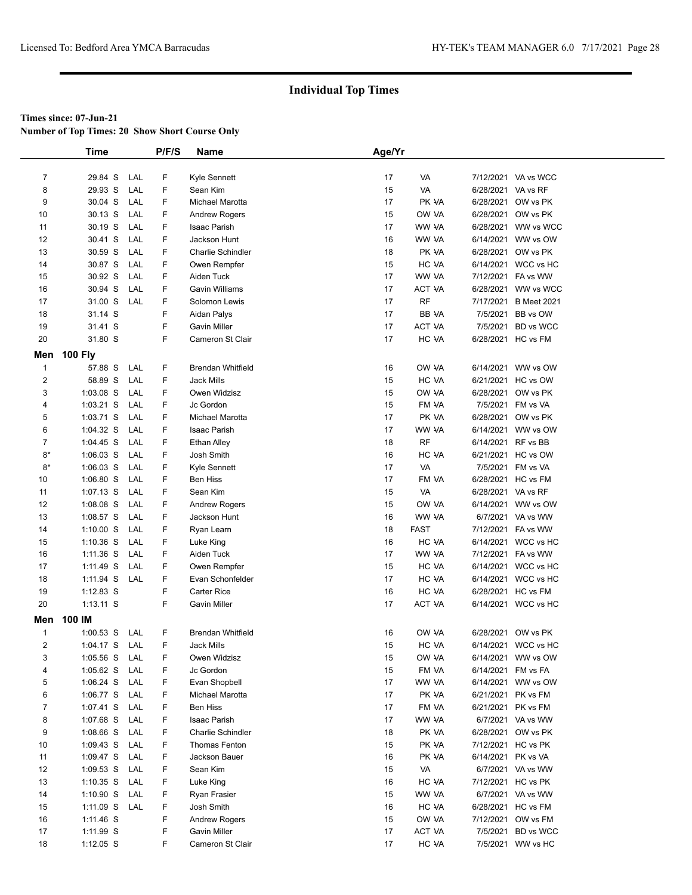# Individual Top Times

**Times since: 07-Jun-21**

**Number of Top Times: 20 Show Short Course Only**

| | Time | | P/F/S | Name | Age/Yr | | | |
|---|---|---|---|---|---|---|---|---|
| 7 | 29.84 S | LAL | F | Kyle Sennett | 17 | VA | 7/12/2021 | VA vs WCC |
| 8 | 29.93 S | LAL | F | Sean Kim | 15 | VA | 6/28/2021 | VA vs RF |
| 9 | 30.04 S | LAL | F | Michael Marotta | 17 | PK VA | 6/28/2021 | OW vs PK |
| 10 | 30.13 S | LAL | F | Andrew Rogers | 15 | OW VA | 6/28/2021 | OW vs PK |
| 11 | 30.19 S | LAL | F | Isaac Parish | 17 | WW VA | 6/28/2021 | WW vs WCC |
| 12 | 30.41 S | LAL | F | Jackson Hunt | 16 | WW VA | 6/14/2021 | WW vs OW |
| 13 | 30.59 S | LAL | F | Charlie Schindler | 18 | PK VA | 6/28/2021 | OW vs PK |
| 14 | 30.87 S | LAL | F | Owen Rempfer | 15 | HC VA | 6/14/2021 | WCC vs HC |
| 15 | 30.92 S | LAL | F | Aiden Tuck | 17 | WW VA | 7/12/2021 | FA vs WW |
| 16 | 30.94 S | LAL | F | Gavin Williams | 17 | ACT VA | 6/28/2021 | WW vs WCC |
| 17 | 31.00 S | LAL | F | Solomon Lewis | 17 | RF | 7/17/2021 | B Meet 2021 |
| 18 | 31.14 S | | F | Aidan Palys | 17 | BB VA | 7/5/2021 | BB vs OW |
| 19 | 31.41 S | | F | Gavin Miller | 17 | ACT VA | 7/5/2021 | BD vs WCC |
| 20 | 31.80 S | | F | Cameron St Clair | 17 | HC VA | 6/28/2021 | HC vs FM |
| **Men** | **100 Fly** | | | | | | | |
| 1 | 57.88 S | LAL | F | Brendan Whitfield | 16 | OW VA | 6/14/2021 | WW vs OW |
| 2 | 58.89 S | LAL | F | Jack Mills | 15 | HC VA | 6/21/2021 | HC vs OW |
| 3 | 1:03.08 S | LAL | F | Owen Widzisz | 15 | OW VA | 6/28/2021 | OW vs PK |
| 4 | 1:03.21 S | LAL | F | Jc Gordon | 15 | FM VA | 7/5/2021 | FM vs VA |
| 5 | 1:03.71 S | LAL | F | Michael Marotta | 17 | PK VA | 6/28/2021 | OW vs PK |
| 6 | 1:04.32 S | LAL | F | Isaac Parish | 17 | WW VA | 6/14/2021 | WW vs OW |
| 7 | 1:04.45 S | LAL | F | Ethan Alley | 18 | RF | 6/14/2021 | RF vs BB |
| 8* | 1:06.03 S | LAL | F | Josh Smith | 16 | HC VA | 6/21/2021 | HC vs OW |
| 8* | 1:06.03 S | LAL | F | Kyle Sennett | 17 | VA | 7/5/2021 | FM vs VA |
| 10 | 1:06.80 S | LAL | F | Ben Hiss | 17 | FM VA | 6/28/2021 | HC vs FM |
| 11 | 1:07.13 S | LAL | F | Sean Kim | 15 | VA | 6/28/2021 | VA vs RF |
| 12 | 1:08.08 S | LAL | F | Andrew Rogers | 15 | OW VA | 6/14/2021 | WW vs OW |
| 13 | 1:08.57 S | LAL | F | Jackson Hunt | 16 | WW VA | 6/7/2021 | VA vs WW |
| 14 | 1:10.00 S | LAL | F | Ryan Learn | 18 | FAST | 7/12/2021 | FA vs WW |
| 15 | 1:10.36 S | LAL | F | Luke King | 16 | HC VA | 6/14/2021 | WCC vs HC |
| 16 | 1:11.36 S | LAL | F | Aiden Tuck | 17 | WW VA | 7/12/2021 | FA vs WW |
| 17 | 1:11.49 S | LAL | F | Owen Rempfer | 15 | HC VA | 6/14/2021 | WCC vs HC |
| 18 | 1:11.94 S | LAL | F | Evan Schonfelder | 17 | HC VA | 6/14/2021 | WCC vs HC |
| 19 | 1:12.83 S | | F | Carter Rice | 16 | HC VA | 6/28/2021 | HC vs FM |
| 20 | 1:13.11 S | | F | Gavin Miller | 17 | ACT VA | 6/14/2021 | WCC vs HC |
| **Men** | **100 IM** | | | | | | | |
| 1 | 1:00.53 S | LAL | F | Brendan Whitfield | 16 | OW VA | 6/28/2021 | OW vs PK |
| 2 | 1:04.17 S | LAL | F | Jack Mills | 15 | HC VA | 6/14/2021 | WCC vs HC |
| 3 | 1:05.56 S | LAL | F | Owen Widzisz | 15 | OW VA | 6/14/2021 | WW vs OW |
| 4 | 1:05.62 S | LAL | F | Jc Gordon | 15 | FM VA | 6/14/2021 | FM vs FA |
| 5 | 1:06.24 S | LAL | F | Evan Shopbell | 17 | WW VA | 6/14/2021 | WW vs OW |
| 6 | 1:06.77 S | LAL | F | Michael Marotta | 17 | PK VA | 6/21/2021 | PK vs FM |
| 7 | 1:07.41 S | LAL | F | Ben Hiss | 17 | FM VA | 6/21/2021 | PK vs FM |
| 8 | 1:07.68 S | LAL | F | Isaac Parish | 17 | WW VA | 6/7/2021 | VA vs WW |
| 9 | 1:08.66 S | LAL | F | Charlie Schindler | 18 | PK VA | 6/28/2021 | OW vs PK |
| 10 | 1:09.43 S | LAL | F | Thomas Fenton | 15 | PK VA | 7/12/2021 | HC vs PK |
| 11 | 1:09.47 S | LAL | F | Jackson Bauer | 16 | PK VA | 6/14/2021 | PK vs VA |
| 12 | 1:09.53 S | LAL | F | Sean Kim | 15 | VA | 6/7/2021 | VA vs WW |
| 13 | 1:10.35 S | LAL | F | Luke King | 16 | HC VA | 7/12/2021 | HC vs PK |
| 14 | 1:10.90 S | LAL | F | Ryan Frasier | 15 | WW VA | 6/7/2021 | VA vs WW |
| 15 | 1:11.09 S | LAL | F | Josh Smith | 16 | HC VA | 6/28/2021 | HC vs FM |
| 16 | 1:11.46 S | | F | Andrew Rogers | 15 | OW VA | 7/12/2021 | OW vs FM |
| 17 | 1:11.99 S | | F | Gavin Miller | 17 | ACT VA | 7/5/2021 | BD vs WCC |
| 18 | 1:12.05 S | | F | Cameron St Clair | 17 | HC VA | 7/5/2021 | WW vs HC |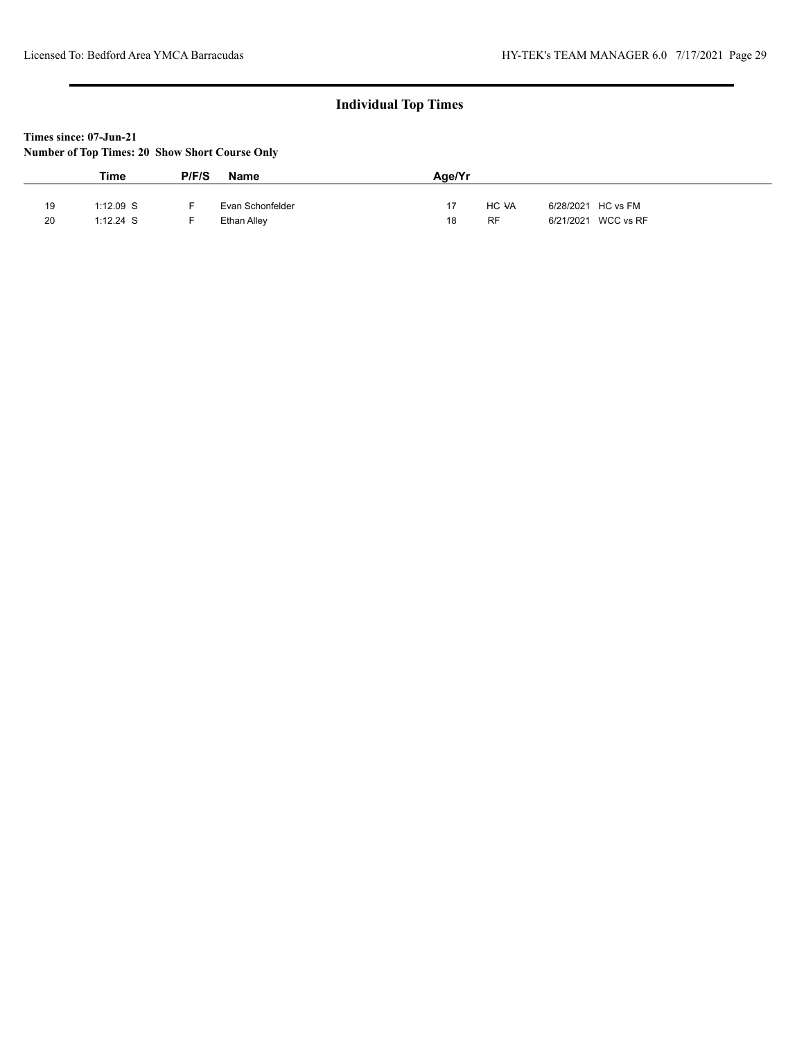## Individual Top Times

**Times since: 07-Jun-21**

**Number of Top Times: 20 Show Short Course Only**

| | Time | P/F/S | Name | Age/Yr | | | |
|---|---|---|---|---|---|---|---|
| 19 | 1:12.09 S | F | Evan Schonfelder | 17 | HC -VA | 6/28/2021 | HC vs FM |
| 20 | 1:12.24 S | F | Ethan Alley | 18 | RF | 6/21/2021 | WCC vs RF |